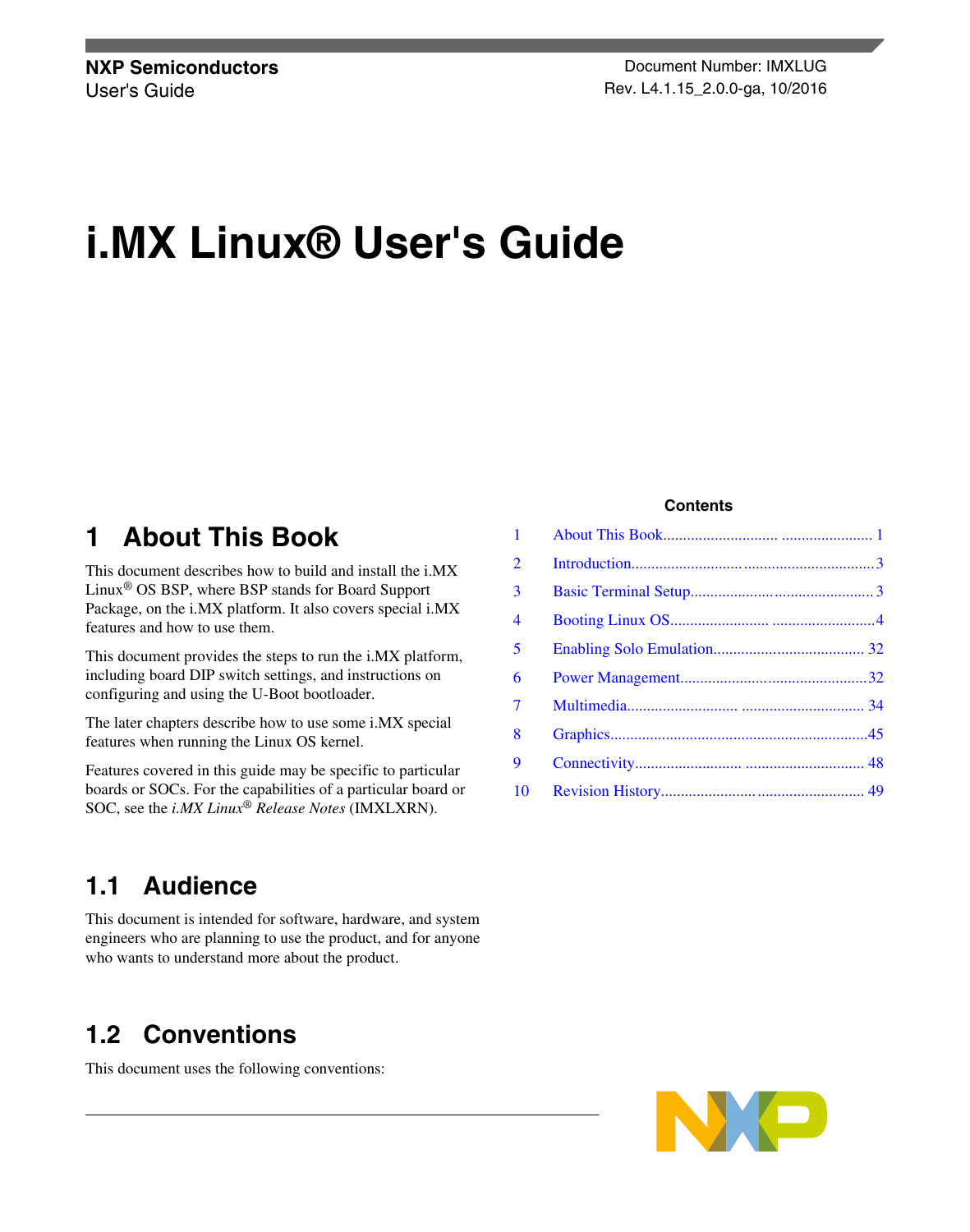NXP Semiconductors
User's Guide

Document Number: IMXLUG
Rev. L4.1.15_2.0.0-ga, 10/2016

# i.MX Linux® User's Guide

**Contents**

| | | |
|---|---|---|
| 1 | About This Book | 1 |
| 2 | Introduction | 3 |
| 3 | Basic Terminal Setup | 3 |
| 4 | Booting Linux OS | 4 |
| 5 | Enabling Solo Emulation | 32 |
| 6 | Power Management | 32 |
| 7 | Multimedia | 34 |
| 8 | Graphics | 45 |
| 9 | Connectivity | 48 |
| 10 | Revision History | 49 |

## 1 About This Book

This document describes how to build and install the i.MX Linux® OS BSP, where BSP stands for Board Support Package, on the i.MX platform. It also covers special i.MX features and how to use them.

This document provides the steps to run the i.MX platform, including board DIP switch settings, and instructions on configuring and using the U-Boot bootloader.

The later chapters describe how to use some i.MX special features when running the Linux OS kernel.

Features covered in this guide may be specific to particular boards or SOCs. For the capabilities of a particular board or SOC, see the *i.MX Linux® Release Notes* (IMXLXRN).

### 1.1 Audience

This document is intended for software, hardware, and system engineers who are planning to use the product, and for anyone who wants to understand more about the product.

### 1.2 Conventions

This document uses the following conventions: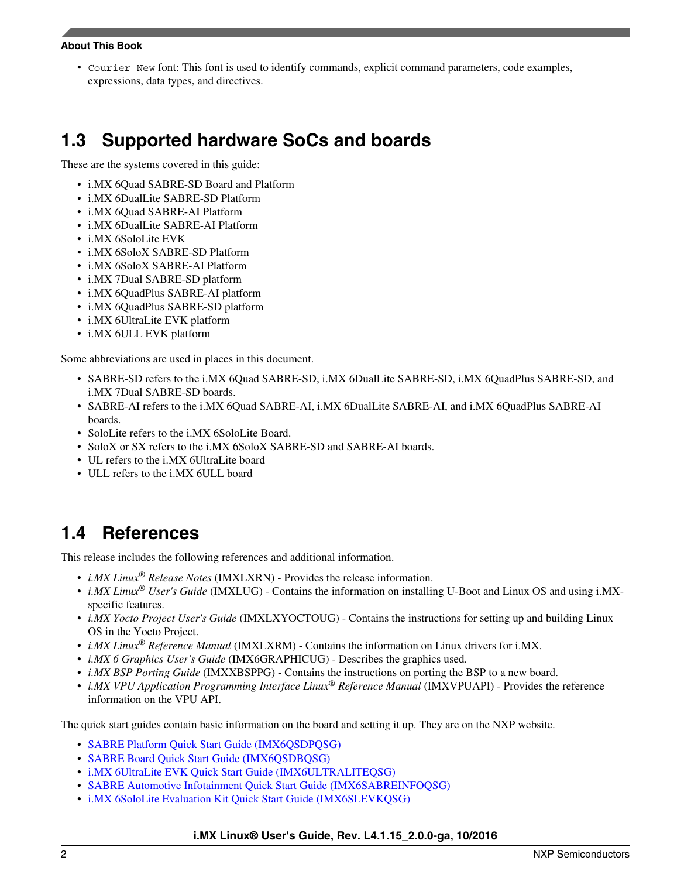- `Courier New` font: This font is used to identify commands, explicit command parameters, code examples, expressions, data types, and directives.

## 1.3 Supported hardware SoCs and boards

These are the systems covered in this guide:

- i.MX 6Quad SABRE-SD Board and Platform
- i.MX 6DualLite SABRE-SD Platform
- i.MX 6Quad SABRE-AI Platform
- i.MX 6DualLite SABRE-AI Platform
- i.MX 6SoloLite EVK
- i.MX 6SoloX SABRE-SD Platform
- i.MX 6SoloX SABRE-AI Platform
- i.MX 7Dual SABRE-SD platform
- i.MX 6QuadPlus SABRE-AI platform
- i.MX 6QuadPlus SABRE-SD platform
- i.MX 6UltraLite EVK platform
- i.MX 6ULL EVK platform

Some abbreviations are used in places in this document.

- SABRE-SD refers to the i.MX 6Quad SABRE-SD, i.MX 6DualLite SABRE-SD, i.MX 6QuadPlus SABRE-SD, and i.MX 7Dual SABRE-SD boards.
- SABRE-AI refers to the i.MX 6Quad SABRE-AI, i.MX 6DualLite SABRE-AI, and i.MX 6QuadPlus SABRE-AI boards.
- SoloLite refers to the i.MX 6SoloLite Board.
- SoloX or SX refers to the i.MX 6SoloX SABRE-SD and SABRE-AI boards.
- UL refers to the i.MX 6UltraLite board
- ULL refers to the i.MX 6ULL board

## 1.4 References

This release includes the following references and additional information.

- *i.MX Linux® Release Notes* (IMXLXRN) - Provides the release information.
- *i.MX Linux® User's Guide* (IMXLUG) - Contains the information on installing U-Boot and Linux OS and using i.MX-specific features.
- *i.MX Yocto Project User's Guide* (IMXLXYOCTOUG) - Contains the instructions for setting up and building Linux OS in the Yocto Project.
- *i.MX Linux® Reference Manual* (IMXLXRM) - Contains the information on Linux drivers for i.MX.
- *i.MX 6 Graphics User's Guide* (IMX6GRAPHICUG) - Describes the graphics used.
- *i.MX BSP Porting Guide* (IMXXBSPPG) - Contains the instructions on porting the BSP to a new board.
- *i.MX VPU Application Programming Interface Linux® Reference Manual* (IMXVPUAPI) - Provides the reference information on the VPU API.

The quick start guides contain basic information on the board and setting it up. They are on the NXP website.

- SABRE Platform Quick Start Guide (IMX6QSDPQSG)
- SABRE Board Quick Start Guide (IMX6QSDBQSG)
- i.MX 6UltraLite EVK Quick Start Guide (IMX6ULTRALITEQSG)
- SABRE Automotive Infotainment Quick Start Guide (IMX6SABREINFOQSG)
- i.MX 6SoloLite Evaluation Kit Quick Start Guide (IMX6SLEVKQSG)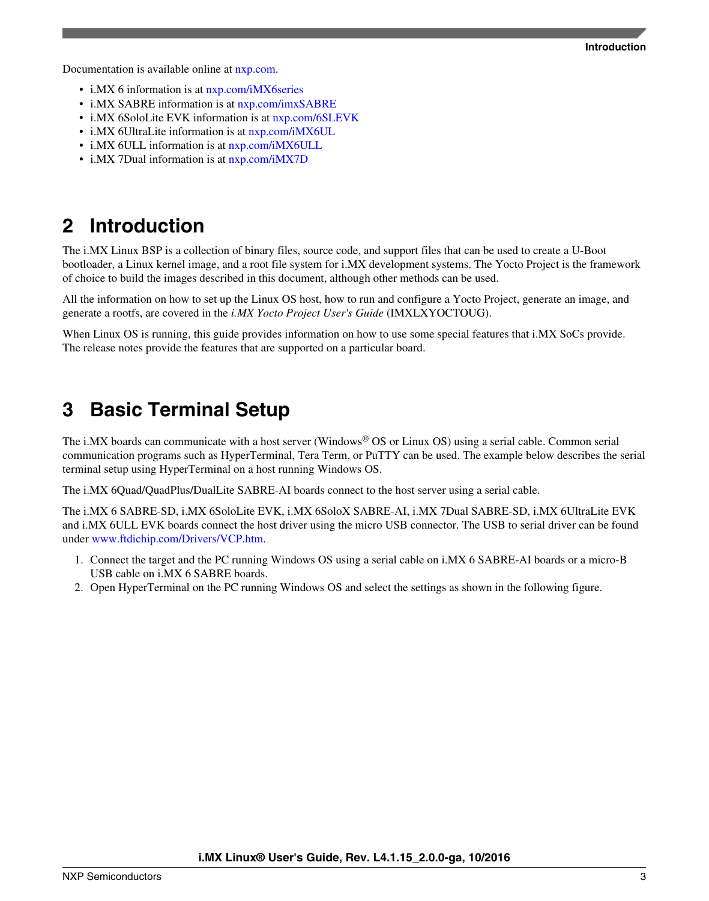Documentation is available online at nxp.com.

- i.MX 6 information is at nxp.com/iMX6series
- i.MX SABRE information is at nxp.com/imxSABRE
- i.MX 6SoloLite EVK information is at nxp.com/6SLEVK
- i.MX 6UltraLite information is at nxp.com/iMX6UL
- i.MX 6ULL information is at nxp.com/iMX6ULL
- i.MX 7Dual information is at nxp.com/iMX7D

# 2 Introduction

The i.MX Linux BSP is a collection of binary files, source code, and support files that can be used to create a U-Boot bootloader, a Linux kernel image, and a root file system for i.MX development systems. The Yocto Project is the framework of choice to build the images described in this document, although other methods can be used.

All the information on how to set up the Linux OS host, how to run and configure a Yocto Project, generate an image, and generate a rootfs, are covered in the *i.MX Yocto Project User's Guide* (IMXLXYOCTOUG).

When Linux OS is running, this guide provides information on how to use some special features that i.MX SoCs provide. The release notes provide the features that are supported on a particular board.

# 3 Basic Terminal Setup

The i.MX boards can communicate with a host server (Windows® OS or Linux OS) using a serial cable. Common serial communication programs such as HyperTerminal, Tera Term, or PuTTY can be used. The example below describes the serial terminal setup using HyperTerminal on a host running Windows OS.

The i.MX 6Quad/QuadPlus/DualLite SABRE-AI boards connect to the host server using a serial cable.

The i.MX 6 SABRE-SD, i.MX 6SoloLite EVK, i.MX 6SoloX SABRE-AI, i.MX 7Dual SABRE-SD, i.MX 6UltraLite EVK and i.MX 6ULL EVK boards connect the host driver using the micro USB connector. The USB to serial driver can be found under www.ftdichip.com/Drivers/VCP.htm.

1. Connect the target and the PC running Windows OS using a serial cable on i.MX 6 SABRE-AI boards or a micro-B USB cable on i.MX 6 SABRE boards.
2. Open HyperTerminal on the PC running Windows OS and select the settings as shown in the following figure.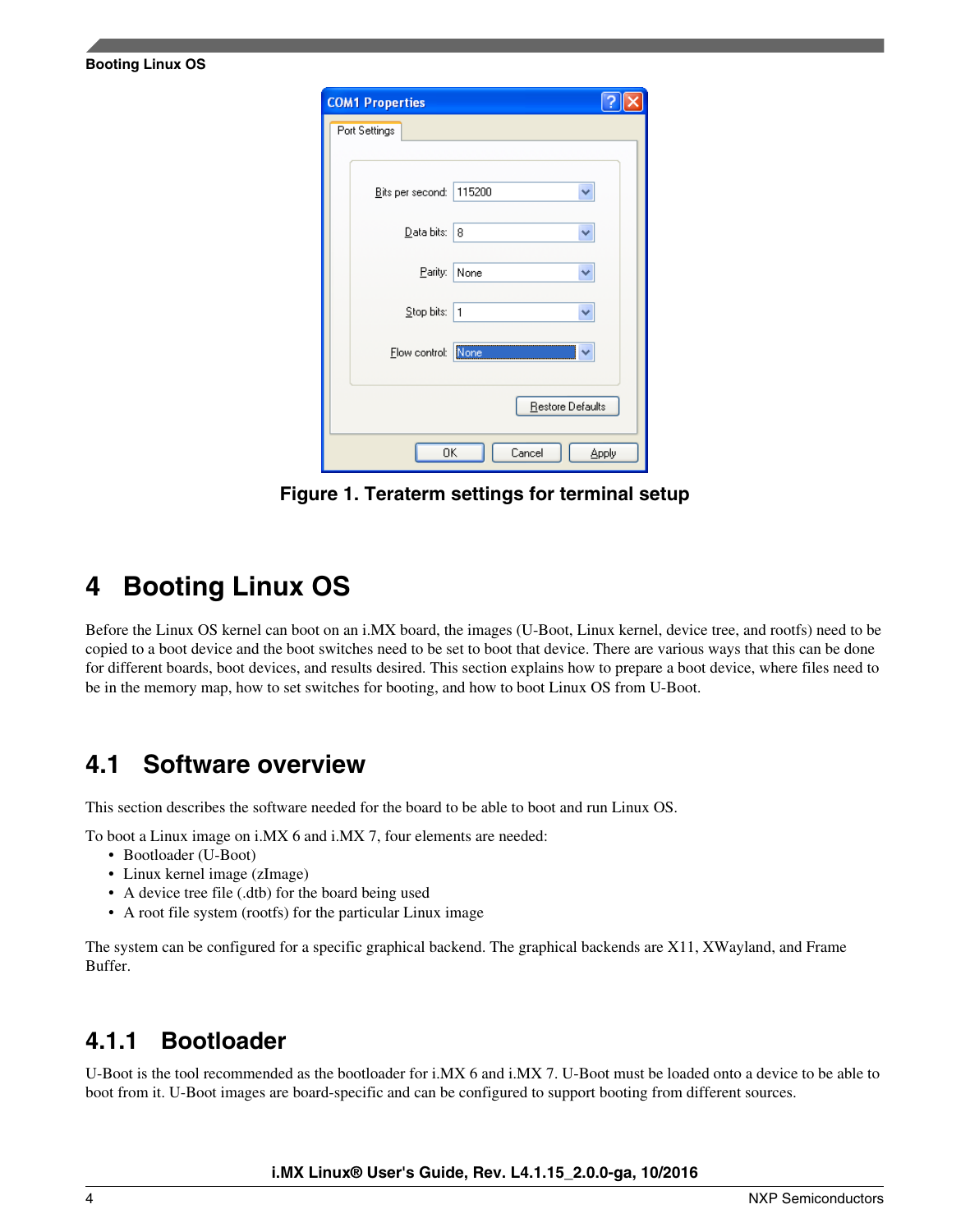Figure 1. Teraterm settings for terminal setup

# 4 Booting Linux OS

Before the Linux OS kernel can boot on an i.MX board, the images (U-Boot, Linux kernel, device tree, and rootfs) need to be copied to a boot device and the boot switches need to be set to boot that device. There are various ways that this can be done for different boards, boot devices, and results desired. This section explains how to prepare a boot device, where files need to be in the memory map, how to set switches for booting, and how to boot Linux OS from U-Boot.

## 4.1 Software overview

This section describes the software needed for the board to be able to boot and run Linux OS.

To boot a Linux image on i.MX 6 and i.MX 7, four elements are needed:

- Bootloader (U-Boot)
- Linux kernel image (zImage)
- A device tree file (.dtb) for the board being used
- A root file system (rootfs) for the particular Linux image

The system can be configured for a specific graphical backend. The graphical backends are X11, XWayland, and Frame Buffer.

### 4.1.1 Bootloader

U-Boot is the tool recommended as the bootloader for i.MX 6 and i.MX 7. U-Boot must be loaded onto a device to be able to boot from it. U-Boot images are board-specific and can be configured to support booting from different sources.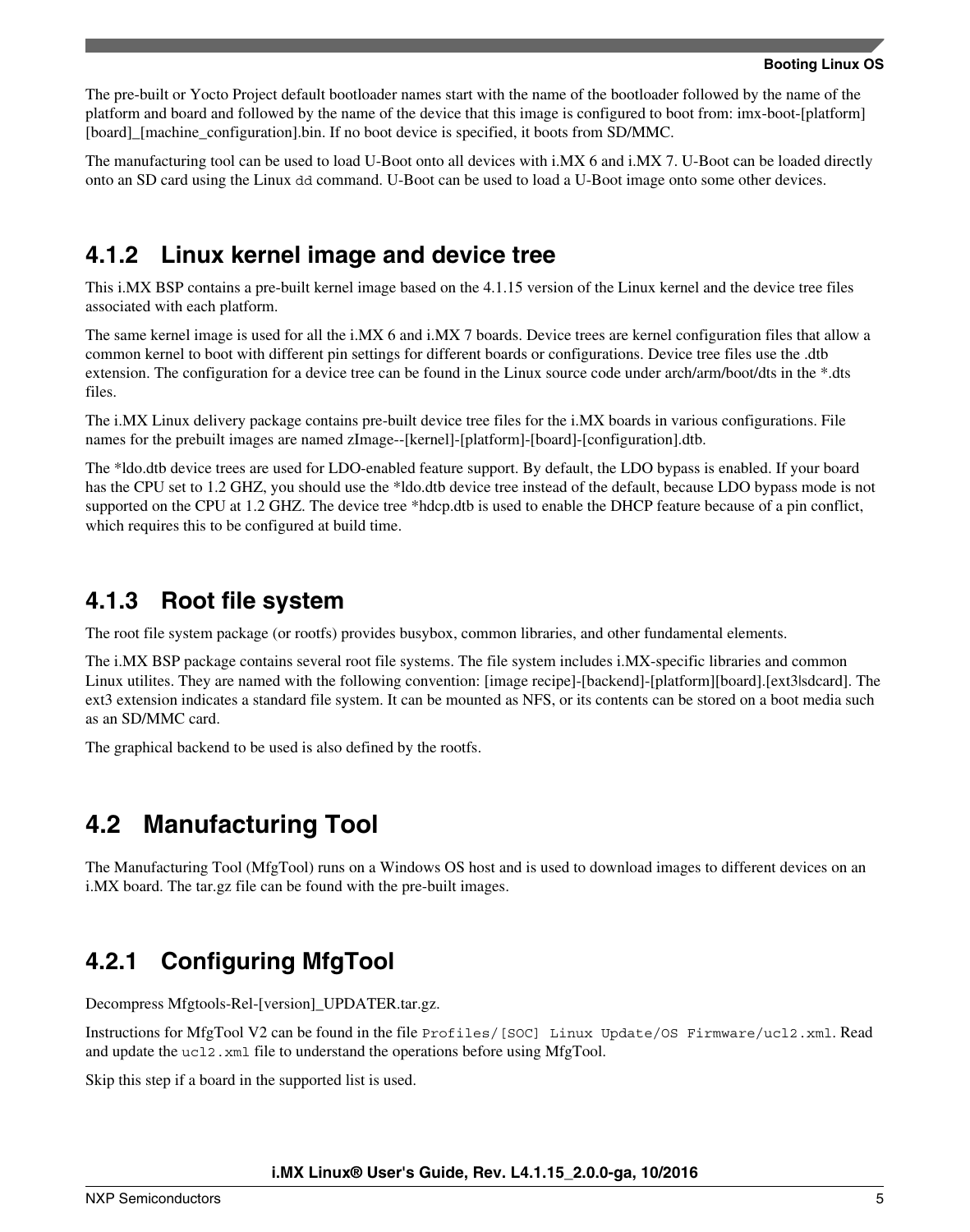The pre-built or Yocto Project default bootloader names start with the name of the bootloader followed by the name of the platform and board and followed by the name of the device that this image is configured to boot from: imx-boot-[platform][board]_[machine_configuration].bin. If no boot device is specified, it boots from SD/MMC.

The manufacturing tool can be used to load U-Boot onto all devices with i.MX 6 and i.MX 7. U-Boot can be loaded directly onto an SD card using the Linux `dd` command. U-Boot can be used to load a U-Boot image onto some other devices.

### 4.1.2 Linux kernel image and device tree

This i.MX BSP contains a pre-built kernel image based on the 4.1.15 version of the Linux kernel and the device tree files associated with each platform.

The same kernel image is used for all the i.MX 6 and i.MX 7 boards. Device trees are kernel configuration files that allow a common kernel to boot with different pin settings for different boards or configurations. Device tree files use the .dtb extension. The configuration for a device tree can be found in the Linux source code under arch/arm/boot/dts in the *.dts files.

The i.MX Linux delivery package contains pre-built device tree files for the i.MX boards in various configurations. File names for the prebuilt images are named zImage--[kernel]-[platform]-[board]-[configuration].dtb.

The *ldo.dtb device trees are used for LDO-enabled feature support. By default, the LDO bypass is enabled. If your board has the CPU set to 1.2 GHZ, you should use the *ldo.dtb device tree instead of the default, because LDO bypass mode is not supported on the CPU at 1.2 GHZ. The device tree *hdcp.dtb is used to enable the DHCP feature because of a pin conflict, which requires this to be configured at build time.

### 4.1.3 Root file system

The root file system package (or rootfs) provides busybox, common libraries, and other fundamental elements.

The i.MX BSP package contains several root file systems. The file system includes i.MX-specific libraries and common Linux utilites. They are named with the following convention: [image recipe]-[backend]-[platform][board].[ext3|sdcard]. The ext3 extension indicates a standard file system. It can be mounted as NFS, or its contents can be stored on a boot media such as an SD/MMC card.

The graphical backend to be used is also defined by the rootfs.

## 4.2 Manufacturing Tool

The Manufacturing Tool (MfgTool) runs on a Windows OS host and is used to download images to different devices on an i.MX board. The tar.gz file can be found with the pre-built images.

### 4.2.1 Configuring MfgTool

Decompress Mfgtools-Rel-[version]_UPDATER.tar.gz.

Instructions for MfgTool V2 can be found in the file `Profiles/[SOC] Linux Update/OS Firmware/ucl2.xml`. Read and update the `ucl2.xml` file to understand the operations before using MfgTool.

Skip this step if a board in the supported list is used.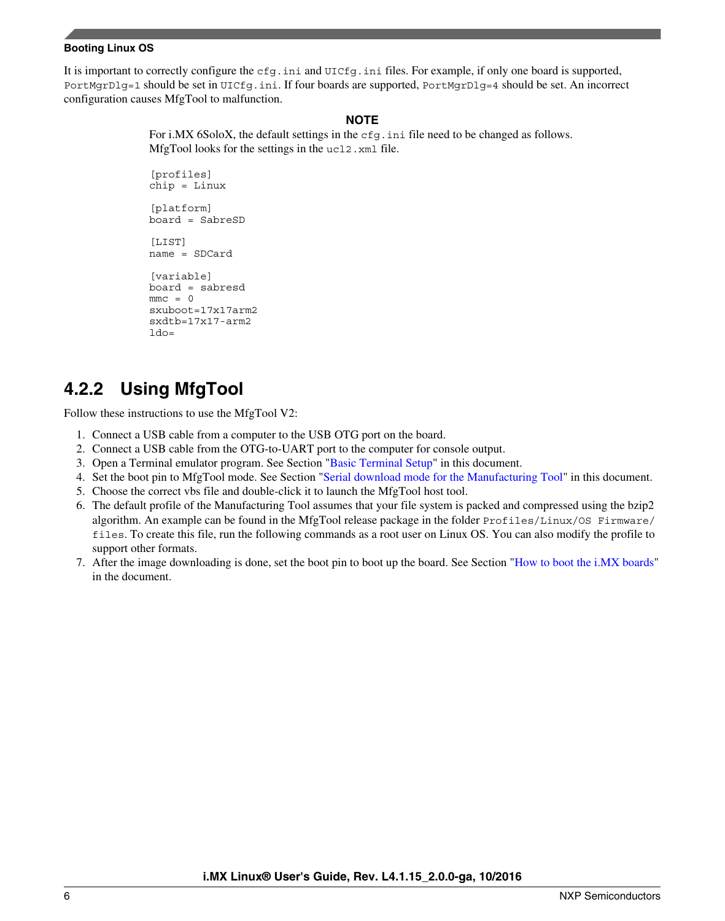It is important to correctly configure the `cfg.ini` and `UICfg.ini` files. For example, if only one board is supported, `PortMgrDlg=1` should be set in `UICfg.ini`. If four boards are supported, `PortMgrDlg=4` should be set. An incorrect configuration causes MfgTool to malfunction.

**NOTE**

For i.MX 6SoloX, the default settings in the `cfg.ini` file need to be changed as follows. MfgTool looks for the settings in the `ucl2.xml` file.

```
[profiles]
chip = Linux

[platform]
board = SabreSD

[LIST]
name = SDCard

[variable]
board = sabresd
mmc = 0
sxuboot=17x17arm2
sxdtb=17x17-arm2
ldo=
```

## 4.2.2 Using MfgTool

Follow these instructions to use the MfgTool V2:

1. Connect a USB cable from a computer to the USB OTG port on the board.
2. Connect a USB cable from the OTG-to-UART port to the computer for console output.
3. Open a Terminal emulator program. See Section "Basic Terminal Setup" in this document.
4. Set the boot pin to MfgTool mode. See Section "Serial download mode for the Manufacturing Tool" in this document.
5. Choose the correct vbs file and double-click it to launch the MfgTool host tool.
6. The default profile of the Manufacturing Tool assumes that your file system is packed and compressed using the bzip2 algorithm. An example can be found in the MfgTool release package in the folder `Profiles/Linux/OS Firmware/files`. To create this file, run the following commands as a root user on Linux OS. You can also modify the profile to support other formats.
7. After the image downloading is done, set the boot pin to boot up the board. See Section "How to boot the i.MX boards" in the document.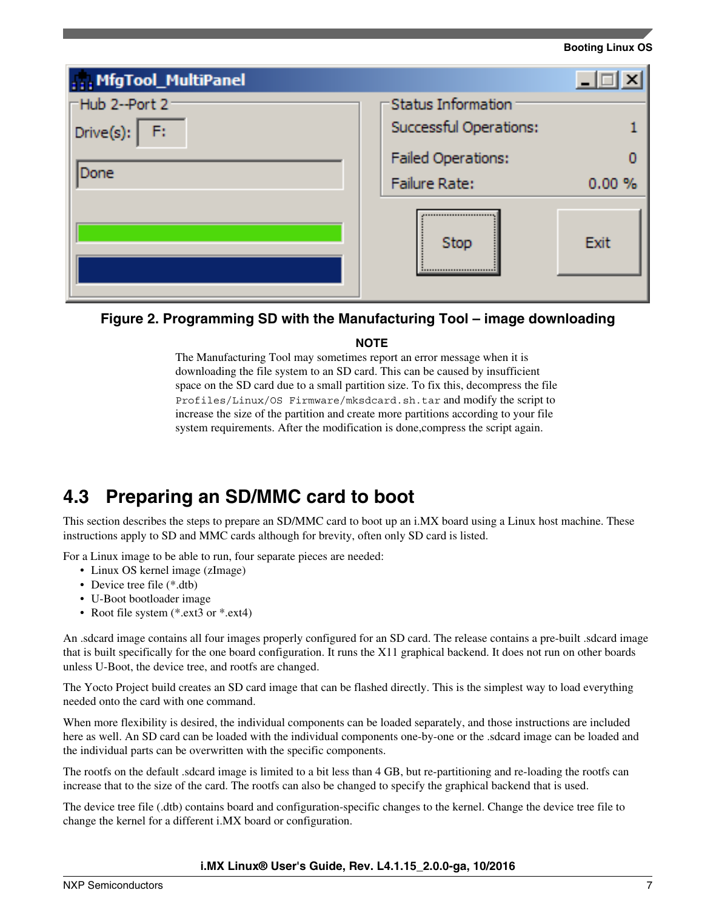**Figure 2. Programming SD with the Manufacturing Tool – image downloading**

**NOTE**

The Manufacturing Tool may sometimes report an error message when it is downloading the file system to an SD card. This can be caused by insufficient space on the SD card due to a small partition size. To fix this, decompress the file `Profiles/Linux/OS Firmware/mksdcard.sh.tar` and modify the script to increase the size of the partition and create more partitions according to your file system requirements. After the modification is done,compress the script again.

## 4.3 Preparing an SD/MMC card to boot

This section describes the steps to prepare an SD/MMC card to boot up an i.MX board using a Linux host machine. These instructions apply to SD and MMC cards although for brevity, often only SD card is listed.

For a Linux image to be able to run, four separate pieces are needed:

- Linux OS kernel image (zImage)
- Device tree file (*.dtb)
- U-Boot bootloader image
- Root file system (*.ext3 or *.ext4)

An .sdcard image contains all four images properly configured for an SD card. The release contains a pre-built .sdcard image that is built specifically for the one board configuration. It runs the X11 graphical backend. It does not run on other boards unless U-Boot, the device tree, and rootfs are changed.

The Yocto Project build creates an SD card image that can be flashed directly. This is the simplest way to load everything needed onto the card with one command.

When more flexibility is desired, the individual components can be loaded separately, and those instructions are included here as well. An SD card can be loaded with the individual components one-by-one or the .sdcard image can be loaded and the individual parts can be overwritten with the specific components.

The rootfs on the default .sdcard image is limited to a bit less than 4 GB, but re-partitioning and re-loading the rootfs can increase that to the size of the card. The rootfs can also be changed to specify the graphical backend that is used.

The device tree file (.dtb) contains board and configuration-specific changes to the kernel. Change the device tree file to change the kernel for a different i.MX board or configuration.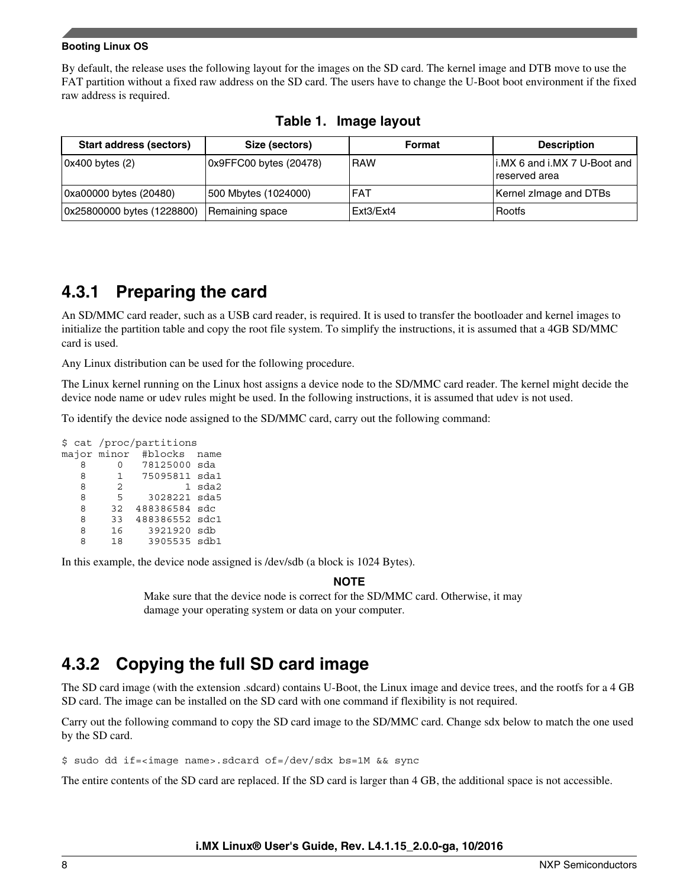By default, the release uses the following layout for the images on the SD card. The kernel image and DTB move to use the FAT partition without a fixed raw address on the SD card. The users have to change the U-Boot boot environment if the fixed raw address is required.

**Table 1. Image layout**

| Start address (sectors) | Size (sectors) | Format | Description |
|---|---|---|---|
| 0x400 bytes (2) | 0x9FFC00 bytes (20478) | RAW | i.MX 6 and i.MX 7 U-Boot and reserved area |
| 0xa00000 bytes (20480) | 500 Mbytes (1024000) | FAT | Kernel zImage and DTBs |
| 0x25800000 bytes (1228800) | Remaining space | Ext3/Ext4 | Rootfs |

### 4.3.1 Preparing the card

An SD/MMC card reader, such as a USB card reader, is required. It is used to transfer the bootloader and kernel images to initialize the partition table and copy the root file system. To simplify the instructions, it is assumed that a 4GB SD/MMC card is used.

Any Linux distribution can be used for the following procedure.

The Linux kernel running on the Linux host assigns a device node to the SD/MMC card reader. The kernel might decide the device node name or udev rules might be used. In the following instructions, it is assumed that udev is not used.

To identify the device node assigned to the SD/MMC card, carry out the following command:

```
$ cat /proc/partitions
major minor  #blocks  name
   8     0   78125000 sda
   8     1   75095811 sda1
   8     2          1 sda2
   8     5    3028221 sda5
   8    32  488386584 sdc
   8    33  488386552 sdc1
   8    16    3921920 sdb
   8    18    3905535 sdb1
```

In this example, the device node assigned is /dev/sdb (a block is 1024 Bytes).

**NOTE**

Make sure that the device node is correct for the SD/MMC card. Otherwise, it may damage your operating system or data on your computer.

### 4.3.2 Copying the full SD card image

The SD card image (with the extension .sdcard) contains U-Boot, the Linux image and device trees, and the rootfs for a 4 GB SD card. The image can be installed on the SD card with one command if flexibility is not required.

Carry out the following command to copy the SD card image to the SD/MMC card. Change sdx below to match the one used by the SD card.

```
$ sudo dd if=<image name>.sdcard of=/dev/sdx bs=1M && sync
```

The entire contents of the SD card are replaced. If the SD card is larger than 4 GB, the additional space is not accessible.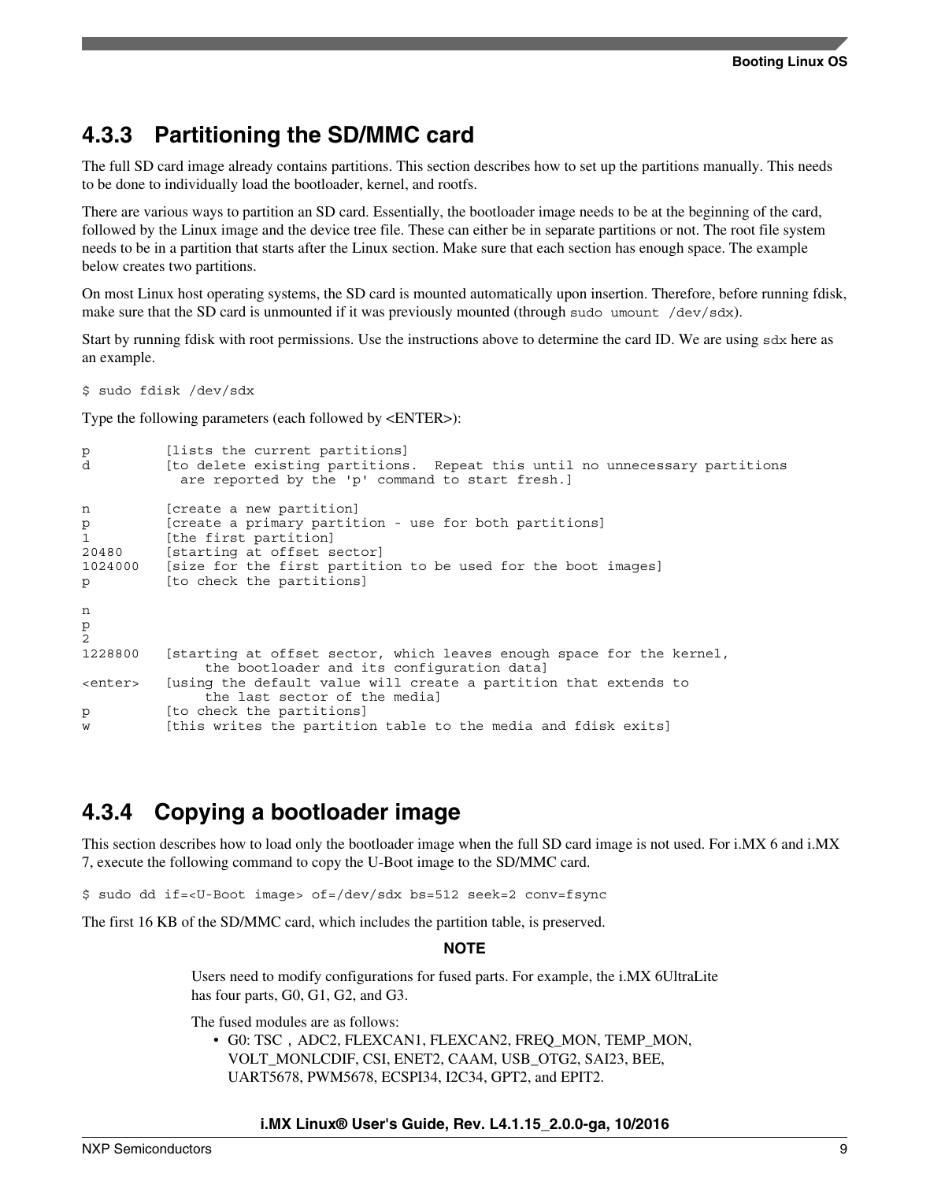### 4.3.3 Partitioning the SD/MMC card

The full SD card image already contains partitions. This section describes how to set up the partitions manually. This needs to be done to individually load the bootloader, kernel, and rootfs.

There are various ways to partition an SD card. Essentially, the bootloader image needs to be at the beginning of the card, followed by the Linux image and the device tree file. These can either be in separate partitions or not. The root file system needs to be in a partition that starts after the Linux section. Make sure that each section has enough space. The example below creates two partitions.

On most Linux host operating systems, the SD card is mounted automatically upon insertion. Therefore, before running fdisk, make sure that the SD card is unmounted if it was previously mounted (through `sudo umount /dev/sdx`).

Start by running fdisk with root permissions. Use the instructions above to determine the card ID. We are using `sdx` here as an example.

```
$ sudo fdisk /dev/sdx
```

Type the following parameters (each followed by <ENTER>):

```
p          [lists the current partitions]
d          [to delete existing partitions.  Repeat this until no unnecessary partitions
             are reported by the 'p' command to start fresh.]

n          [create a new partition]
p          [create a primary partition - use for both partitions]
1          [the first partition]
20480      [starting at offset sector]
1024000    [size for the first partition to be used for the boot images]
p          [to check the partitions]

n
p
2
1228800    [starting at offset sector, which leaves enough space for the kernel,
                the bootloader and its configuration data]
<enter>    [using the default value will create a partition that extends to
                the last sector of the media]
p          [to check the partitions]
w          [this writes the partition table to the media and fdisk exits]
```

### 4.3.4 Copying a bootloader image

This section describes how to load only the bootloader image when the full SD card image is not used. For i.MX 6 and i.MX 7, execute the following command to copy the U-Boot image to the SD/MMC card.

```
$ sudo dd if=<U-Boot image> of=/dev/sdx bs=512 seek=2 conv=fsync
```

The first 16 KB of the SD/MMC card, which includes the partition table, is preserved.

**NOTE**

Users need to modify configurations for fused parts. For example, the i.MX 6UltraLite has four parts, G0, G1, G2, and G3.

The fused modules are as follows:

- G0: TSC，ADC2, FLEXCAN1, FLEXCAN2, FREQ_MON, TEMP_MON, VOLT_MONLCDIF, CSI, ENET2, CAAM, USB_OTG2, SAI23, BEE, UART5678, PWM5678, ECSPI34, I2C34, GPT2, and EPIT2.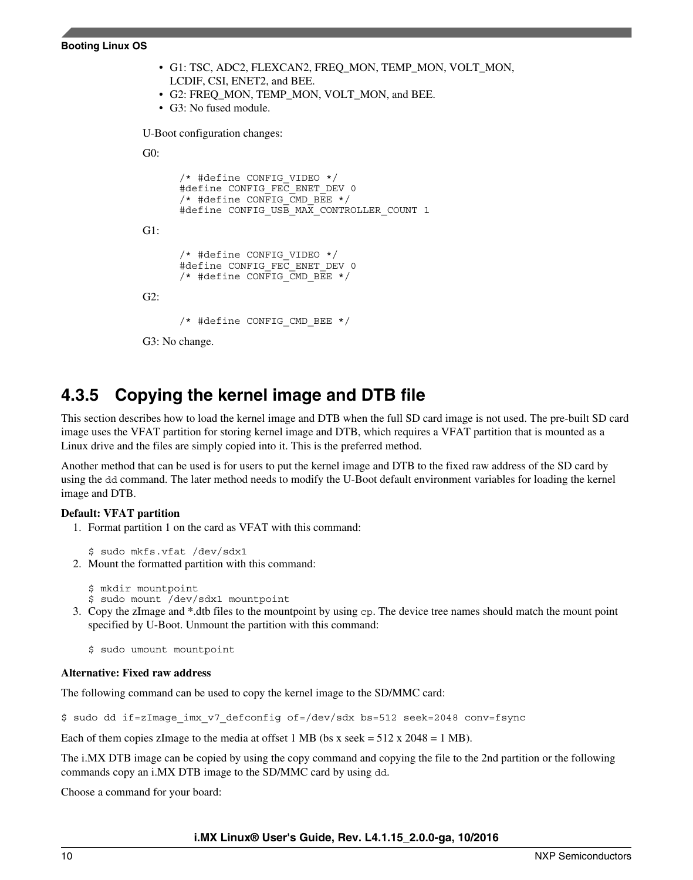- G1: TSC, ADC2, FLEXCAN2, FREQ_MON, TEMP_MON, VOLT_MON, LCDIF, CSI, ENET2, and BEE.
- G2: FREQ_MON, TEMP_MON, VOLT_MON, and BEE.
- G3: No fused module.

U-Boot configuration changes:

G0:

```
/* #define CONFIG_VIDEO */
#define CONFIG_FEC_ENET_DEV 0
/* #define CONFIG_CMD_BEE */
#define CONFIG_USB_MAX_CONTROLLER_COUNT 1
```

G1:

```
/* #define CONFIG_VIDEO */
#define CONFIG_FEC_ENET_DEV 0
/* #define CONFIG_CMD_BEE */
```

G2:

```
/* #define CONFIG_CMD_BEE */
```

G3: No change.

### 4.3.5 Copying the kernel image and DTB file

This section describes how to load the kernel image and DTB when the full SD card image is not used. The pre-built SD card image uses the VFAT partition for storing kernel image and DTB, which requires a VFAT partition that is mounted as a Linux drive and the files are simply copied into it. This is the preferred method.

Another method that can be used is for users to put the kernel image and DTB to the fixed raw address of the SD card by using the `dd` command. The later method needs to modify the U-Boot default environment variables for loading the kernel image and DTB.

**Default: VFAT partition**

1. Format partition 1 on the card as VFAT with this command:

   ```
   $ sudo mkfs.vfat /dev/sdx1
   ```

2. Mount the formatted partition with this command:

   ```
   $ mkdir mountpoint
   $ sudo mount /dev/sdx1 mountpoint
   ```

3. Copy the zImage and *.dtb files to the mountpoint by using `cp`. The device tree names should match the mount point specified by U-Boot. Unmount the partition with this command:

   ```
   $ sudo umount mountpoint
   ```

**Alternative: Fixed raw address**

The following command can be used to copy the kernel image to the SD/MMC card:

```
$ sudo dd if=zImage_imx_v7_defconfig of=/dev/sdx bs=512 seek=2048 conv=fsync
```

Each of them copies zImage to the media at offset 1 MB (bs x seek = 512 x 2048 = 1 MB).

The i.MX DTB image can be copied by using the copy command and copying the file to the 2nd partition or the following commands copy an i.MX DTB image to the SD/MMC card by using `dd`.

Choose a command for your board: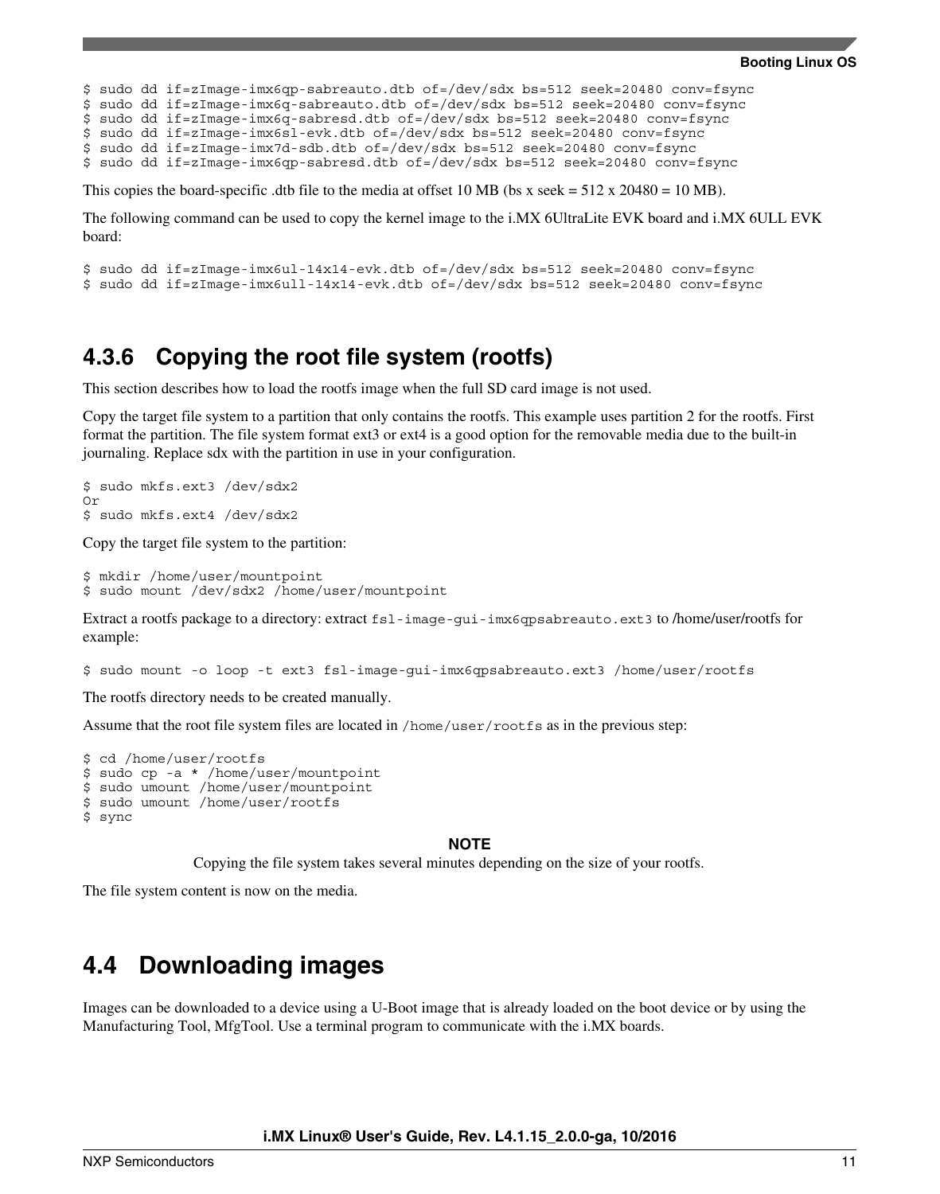```
$ sudo dd if=zImage-imx6qp-sabreauto.dtb of=/dev/sdx bs=512 seek=20480 conv=fsync
$ sudo dd if=zImage-imx6q-sabreauto.dtb of=/dev/sdx bs=512 seek=20480 conv=fsync
$ sudo dd if=zImage-imx6q-sabresd.dtb of=/dev/sdx bs=512 seek=20480 conv=fsync
$ sudo dd if=zImage-imx6sl-evk.dtb of=/dev/sdx bs=512 seek=20480 conv=fsync
$ sudo dd if=zImage-imx7d-sdb.dtb of=/dev/sdx bs=512 seek=20480 conv=fsync
$ sudo dd if=zImage-imx6qp-sabresd.dtb of=/dev/sdx bs=512 seek=20480 conv=fsync
```

This copies the board-specific .dtb file to the media at offset 10 MB (bs x seek = 512 x 20480 = 10 MB).

The following command can be used to copy the kernel image to the i.MX 6UltraLite EVK board and i.MX 6ULL EVK board:

```
$ sudo dd if=zImage-imx6ul-14x14-evk.dtb of=/dev/sdx bs=512 seek=20480 conv=fsync
$ sudo dd if=zImage-imx6ull-14x14-evk.dtb of=/dev/sdx bs=512 seek=20480 conv=fsync
```

### 4.3.6 Copying the root file system (rootfs)

This section describes how to load the rootfs image when the full SD card image is not used.

Copy the target file system to a partition that only contains the rootfs. This example uses partition 2 for the rootfs. First format the partition. The file system format ext3 or ext4 is a good option for the removable media due to the built-in journaling. Replace sdx with the partition in use in your configuration.

```
$ sudo mkfs.ext3 /dev/sdx2
Or
$ sudo mkfs.ext4 /dev/sdx2
```

Copy the target file system to the partition:

```
$ mkdir /home/user/mountpoint
$ sudo mount /dev/sdx2 /home/user/mountpoint
```

Extract a rootfs package to a directory: extract `fsl-image-gui-imx6qpsabreauto.ext3` to /home/user/rootfs for example:

```
$ sudo mount -o loop -t ext3 fsl-image-gui-imx6qpsabreauto.ext3 /home/user/rootfs
```

The rootfs directory needs to be created manually.

Assume that the root file system files are located in `/home/user/rootfs` as in the previous step:

```
$ cd /home/user/rootfs
$ sudo cp -a * /home/user/mountpoint
$ sudo umount /home/user/mountpoint
$ sudo umount /home/user/rootfs
$ sync
```

**NOTE**

Copying the file system takes several minutes depending on the size of your rootfs.

The file system content is now on the media.

## 4.4 Downloading images

Images can be downloaded to a device using a U-Boot image that is already loaded on the boot device or by using the Manufacturing Tool, MfgTool. Use a terminal program to communicate with the i.MX boards.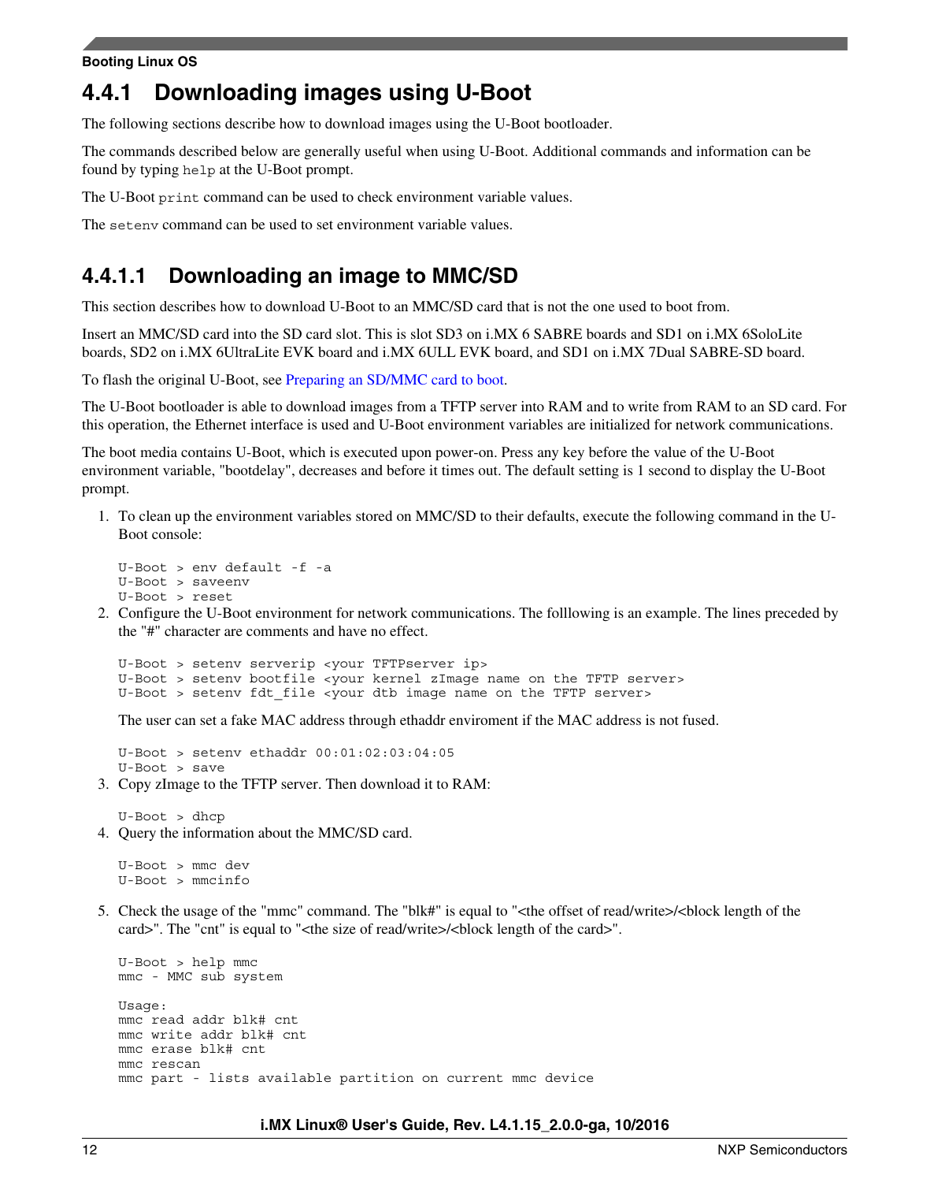### 4.4.1 Downloading images using U-Boot

The following sections describe how to download images using the U-Boot bootloader.

The commands described below are generally useful when using U-Boot. Additional commands and information can be found by typing `help` at the U-Boot prompt.

The U-Boot `print` command can be used to check environment variable values.

The `setenv` command can be used to set environment variable values.

#### 4.4.1.1 Downloading an image to MMC/SD

This section describes how to download U-Boot to an MMC/SD card that is not the one used to boot from.

Insert an MMC/SD card into the SD card slot. This is slot SD3 on i.MX 6 SABRE boards and SD1 on i.MX 6SoloLite boards, SD2 on i.MX 6UltraLite EVK board and i.MX 6ULL EVK board, and SD1 on i.MX 7Dual SABRE-SD board.

To flash the original U-Boot, see Preparing an SD/MMC card to boot.

The U-Boot bootloader is able to download images from a TFTP server into RAM and to write from RAM to an SD card. For this operation, the Ethernet interface is used and U-Boot environment variables are initialized for network communications.

The boot media contains U-Boot, which is executed upon power-on. Press any key before the value of the U-Boot environment variable, "bootdelay", decreases and before it times out. The default setting is 1 second to display the U-Boot prompt.

1. To clean up the environment variables stored on MMC/SD to their defaults, execute the following command in the U-Boot console:

```
U-Boot > env default -f -a
U-Boot > saveenv
U-Boot > reset
```

2. Configure the U-Boot environment for network communications. The folllowing is an example. The lines preceded by the "#" character are comments and have no effect.

```
U-Boot > setenv serverip <your TFTPserver ip>
U-Boot > setenv bootfile <your kernel zImage name on the TFTP server>
U-Boot > setenv fdt_file <your dtb image name on the TFTP server>
```

The user can set a fake MAC address through ethaddr enviroment if the MAC address is not fused.

```
U-Boot > setenv ethaddr 00:01:02:03:04:05
U-Boot > save
```

3. Copy zImage to the TFTP server. Then download it to RAM:

```
U-Boot > dhcp
```

4. Query the information about the MMC/SD card.

```
U-Boot > mmc dev
U-Boot > mmcinfo
```

5. Check the usage of the "mmc" command. The "blk#" is equal to "<the offset of read/write>/<block length of the card>". The "cnt" is equal to "<the size of read/write>/<block length of the card>".

```
U-Boot > help mmc
mmc - MMC sub system

Usage:
mmc read addr blk# cnt
mmc write addr blk# cnt
mmc erase blk# cnt
mmc rescan
mmc part - lists available partition on current mmc device
```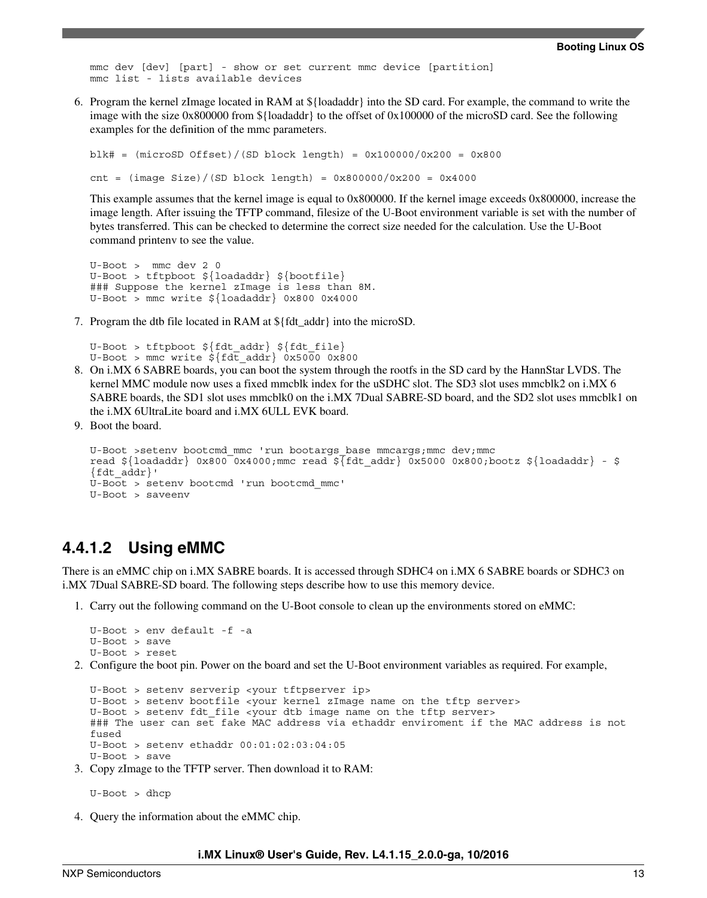```
mmc dev [dev] [part] - show or set current mmc device [partition]
mmc list - lists available devices
```

6. Program the kernel zImage located in RAM at ${loadaddr} into the SD card. For example, the command to write the image with the size 0x800000 from ${loadaddr} to the offset of 0x100000 of the microSD card. See the following examples for the definition of the mmc parameters.

   ```
   blk# = (microSD Offset)/(SD block length) = 0x100000/0x200 = 0x800

   cnt = (image Size)/(SD block length) = 0x800000/0x200 = 0x4000
   ```

   This example assumes that the kernel image is equal to 0x800000. If the kernel image exceeds 0x800000, increase the image length. After issuing the TFTP command, filesize of the U-Boot environment variable is set with the number of bytes transferred. This can be checked to determine the correct size needed for the calculation. Use the U-Boot command printenv to see the value.

   ```
   U-Boot >  mmc dev 2 0
   U-Boot > tftpboot ${loadaddr} ${bootfile}
   ### Suppose the kernel zImage is less than 8M.
   U-Boot > mmc write ${loadaddr} 0x800 0x4000
   ```

7. Program the dtb file located in RAM at ${fdt_addr} into the microSD.

   ```
   U-Boot > tftpboot ${fdt_addr} ${fdt_file}
   U-Boot > mmc write ${fdt_addr} 0x5000 0x800
   ```

8. On i.MX 6 SABRE boards, you can boot the system through the rootfs in the SD card by the HannStar LVDS. The kernel MMC module now uses a fixed mmcblk index for the uSDHC slot. The SD3 slot uses mmcblk2 on i.MX 6 SABRE boards, the SD1 slot uses mmcblk0 on the i.MX 7Dual SABRE-SD board, and the SD2 slot uses mmcblk1 on the i.MX 6UltraLite board and i.MX 6ULL EVK board.
9. Boot the board.

   ```
   U-Boot >setenv bootcmd_mmc 'run bootargs_base mmcargs;mmc dev;mmc
   read ${loadaddr} 0x800 0x4000;mmc read ${fdt_addr} 0x5000 0x800;bootz ${loadaddr} - $
   {fdt_addr}'
   U-Boot > setenv bootcmd 'run bootcmd_mmc'
   U-Boot > saveenv
   ```

#### 4.4.1.2 Using eMMC

There is an eMMC chip on i.MX SABRE boards. It is accessed through SDHC4 on i.MX 6 SABRE boards or SDHC3 on i.MX 7Dual SABRE-SD board. The following steps describe how to use this memory device.

1. Carry out the following command on the U-Boot console to clean up the environments stored on eMMC:

   ```
   U-Boot > env default -f -a
   U-Boot > save
   U-Boot > reset
   ```

2. Configure the boot pin. Power on the board and set the U-Boot environment variables as required. For example,

   ```
   U-Boot > setenv serverip <your tftpserver ip>
   U-Boot > setenv bootfile <your kernel zImage name on the tftp server>
   U-Boot > setenv fdt_file <your dtb image name on the tftp server>
   ### The user can set fake MAC address via ethaddr enviroment if the MAC address is not
   fused
   U-Boot > setenv ethaddr 00:01:02:03:04:05
   U-Boot > save
   ```

3. Copy zImage to the TFTP server. Then download it to RAM:

   ```
   U-Boot > dhcp
   ```

4. Query the information about the eMMC chip.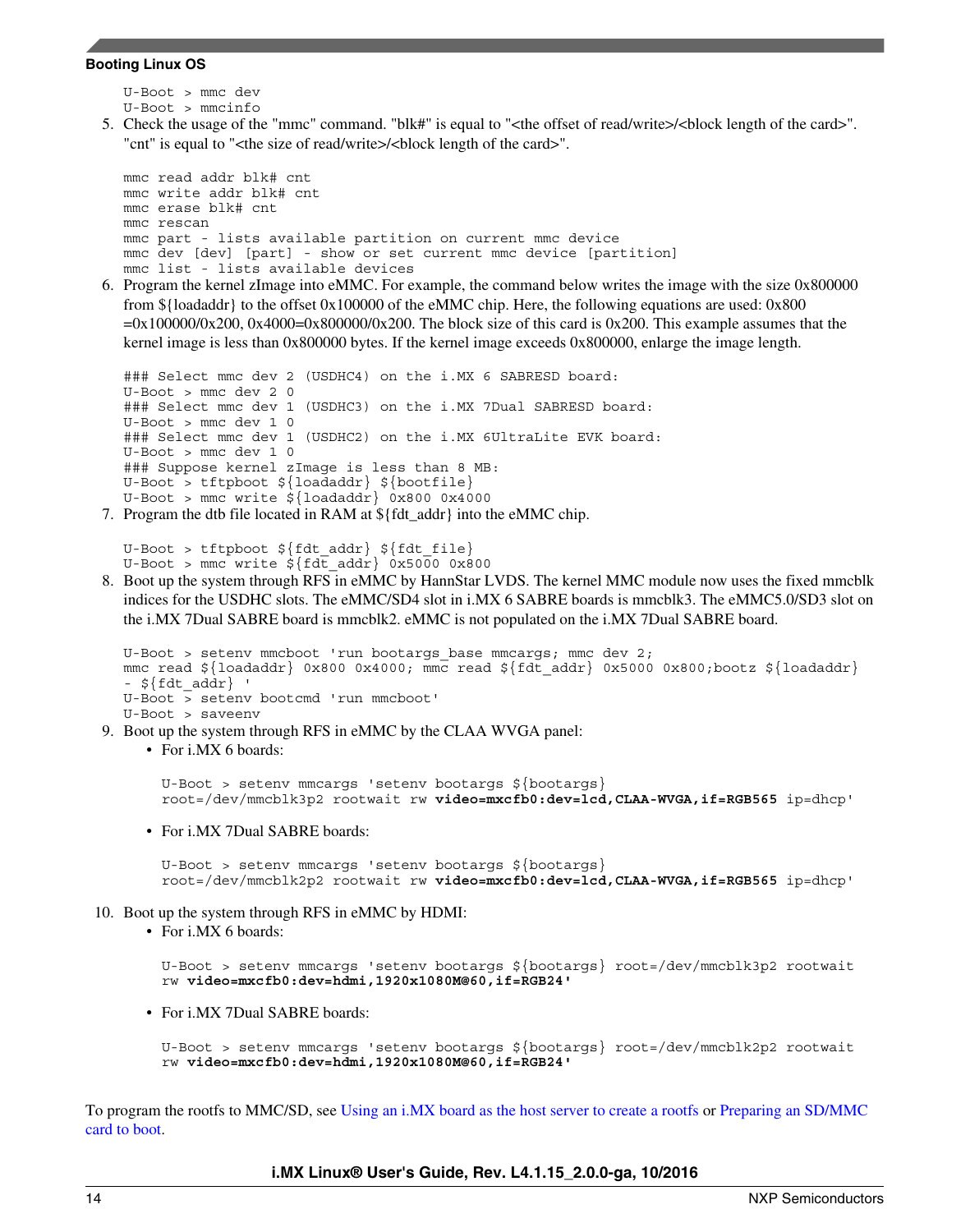```
U-Boot > mmc dev
U-Boot > mmcinfo
```

5. Check the usage of the "mmc" command. "blk#" is equal to "<the offset of read/write>/<block length of the card>". "cnt" is equal to "<the size of read/write>/<block length of the card>".

```
mmc read addr blk# cnt
mmc write addr blk# cnt
mmc erase blk# cnt
mmc rescan
mmc part - lists available partition on current mmc device
mmc dev [dev] [part] - show or set current mmc device [partition]
mmc list - lists available devices
```

6. Program the kernel zImage into eMMC. For example, the command below writes the image with the size 0x800000 from ${loadaddr} to the offset 0x100000 of the eMMC chip. Here, the following equations are used: 0x800 =0x100000/0x200, 0x4000=0x800000/0x200. The block size of this card is 0x200. This example assumes that the kernel image is less than 0x800000 bytes. If the kernel image exceeds 0x800000, enlarge the image length.

```
### Select mmc dev 2 (USDHC4) on the i.MX 6 SABRESD board:
U-Boot > mmc dev 2 0
### Select mmc dev 1 (USDHC3) on the i.MX 7Dual SABRESD board:
U-Boot > mmc dev 1 0
### Select mmc dev 1 (USDHC2) on the i.MX 6UltraLite EVK board:
U-Boot > mmc dev 1 0
### Suppose kernel zImage is less than 8 MB:
U-Boot > tftpboot ${loadaddr} ${bootfile}
U-Boot > mmc write ${loadaddr} 0x800 0x4000
```

7. Program the dtb file located in RAM at ${fdt_addr} into the eMMC chip.

```
U-Boot > tftpboot ${fdt_addr} ${fdt_file}
U-Boot > mmc write ${fdt_addr} 0x5000 0x800
```

8. Boot up the system through RFS in eMMC by HannStar LVDS. The kernel MMC module now uses the fixed mmcblk indices for the USDHC slots. The eMMC/SD4 slot in i.MX 6 SABRE boards is mmcblk3. The eMMC5.0/SD3 slot on the i.MX 7Dual SABRE board is mmcblk2. eMMC is not populated on the i.MX 7Dual SABRE board.

```
U-Boot > setenv mmcboot 'run bootargs_base mmcargs; mmc dev 2;
mmc read ${loadaddr} 0x800 0x4000; mmc read ${fdt_addr} 0x5000 0x800;bootz ${loadaddr}
- ${fdt_addr} '
U-Boot > setenv bootcmd 'run mmcboot'
U-Boot > saveenv
```

9. Boot up the system through RFS in eMMC by the CLAA WVGA panel:
   - For i.MX 6 boards:

     ```
     U-Boot > setenv mmcargs 'setenv bootargs ${bootargs}
     root=/dev/mmcblk3p2 rootwait rw video=mxcfb0:dev=lcd,CLAA-WVGA,if=RGB565 ip=dhcp'
     ```

   - For i.MX 7Dual SABRE boards:

     ```
     U-Boot > setenv mmcargs 'setenv bootargs ${bootargs}
     root=/dev/mmcblk2p2 rootwait rw video=mxcfb0:dev=lcd,CLAA-WVGA,if=RGB565 ip=dhcp'
     ```

10. Boot up the system through RFS in eMMC by HDMI:
    - For i.MX 6 boards:

      ```
      U-Boot > setenv mmcargs 'setenv bootargs ${bootargs} root=/dev/mmcblk3p2 rootwait
      rw video=mxcfb0:dev=hdmi,1920x1080M@60,if=RGB24'
      ```

    - For i.MX 7Dual SABRE boards:

      ```
      U-Boot > setenv mmcargs 'setenv bootargs ${bootargs} root=/dev/mmcblk2p2 rootwait
      rw video=mxcfb0:dev=hdmi,1920x1080M@60,if=RGB24'
      ```

To program the rootfs to MMC/SD, see Using an i.MX board as the host server to create a rootfs or Preparing an SD/MMC card to boot.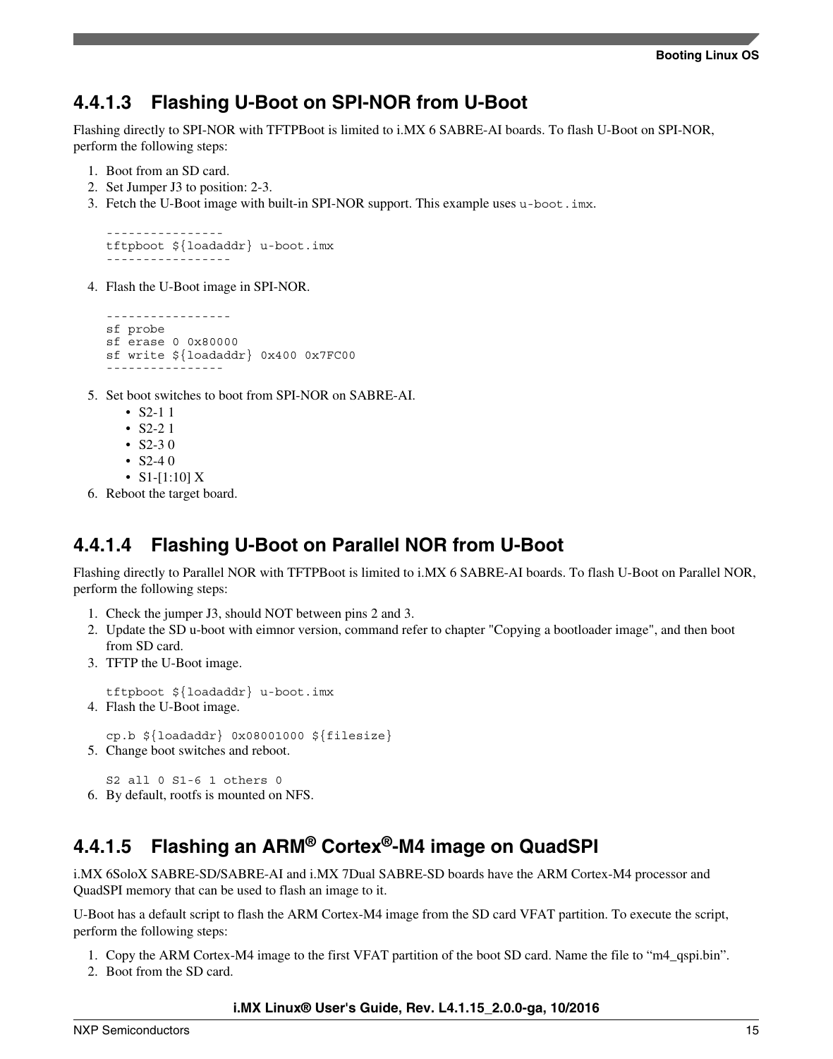### 4.4.1.3 Flashing U-Boot on SPI-NOR from U-Boot

Flashing directly to SPI-NOR with TFTPBoot is limited to i.MX 6 SABRE-AI boards. To flash U-Boot on SPI-NOR, perform the following steps:

1. Boot from an SD card.
2. Set Jumper J3 to position: 2-3.
3. Fetch the U-Boot image with built-in SPI-NOR support. This example uses `u-boot.imx`.

```
----------------
tftpboot ${loadaddr} u-boot.imx
-----------------
```

4. Flash the U-Boot image in SPI-NOR.

```
-----------------
sf probe
sf erase 0 0x80000
sf write ${loadaddr} 0x400 0x7FC00
----------------
```

5. Set boot switches to boot from SPI-NOR on SABRE-AI.
   - S2-1 1
   - S2-2 1
   - S2-3 0
   - S2-4 0
   - S1-[1:10] X
6. Reboot the target board.

### 4.4.1.4 Flashing U-Boot on Parallel NOR from U-Boot

Flashing directly to Parallel NOR with TFTPBoot is limited to i.MX 6 SABRE-AI boards. To flash U-Boot on Parallel NOR, perform the following steps:

1. Check the jumper J3, should NOT between pins 2 and 3.
2. Update the SD u-boot with eimnor version, command refer to chapter "Copying a bootloader image", and then boot from SD card.
3. TFTP the U-Boot image.

```
tftpboot ${loadaddr} u-boot.imx
```

4. Flash the U-Boot image.

```
cp.b ${loadaddr} 0x08001000 ${filesize}
```

5. Change boot switches and reboot.

```
S2 all 0 S1-6 1 others 0
```

6. By default, rootfs is mounted on NFS.

### 4.4.1.5 Flashing an ARM® Cortex®-M4 image on QuadSPI

i.MX 6SoloX SABRE-SD/SABRE-AI and i.MX 7Dual SABRE-SD boards have the ARM Cortex-M4 processor and QuadSPI memory that can be used to flash an image to it.

U-Boot has a default script to flash the ARM Cortex-M4 image from the SD card VFAT partition. To execute the script, perform the following steps:

1. Copy the ARM Cortex-M4 image to the first VFAT partition of the boot SD card. Name the file to "m4_qspi.bin".
2. Boot from the SD card.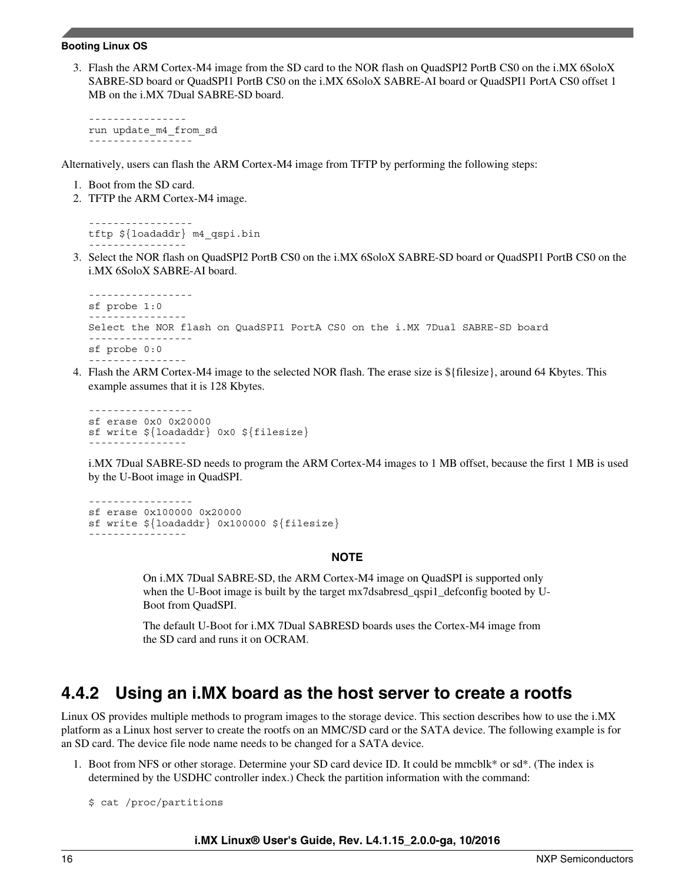3. Flash the ARM Cortex-M4 image from the SD card to the NOR flash on QuadSPI2 PortB CS0 on the i.MX 6SoloX SABRE-SD board or QuadSPI1 PortB CS0 on the i.MX 6SoloX SABRE-AI board or QuadSPI1 PortA CS0 offset 1 MB on the i.MX 7Dual SABRE-SD board.

```
----------------
run update_m4_from_sd
-----------------
```

Alternatively, users can flash the ARM Cortex-M4 image from TFTP by performing the following steps:

1. Boot from the SD card.
2. TFTP the ARM Cortex-M4 image.

```
-----------------
tftp ${loadaddr} m4_qspi.bin
----------------
```

3. Select the NOR flash on QuadSPI2 PortB CS0 on the i.MX 6SoloX SABRE-SD board or QuadSPI1 PortB CS0 on the i.MX 6SoloX SABRE-AI board.

```
-----------------
sf probe 1:0
----------------
Select the NOR flash on QuadSPI1 PortA CS0 on the i.MX 7Dual SABRE-SD board
-----------------
sf probe 0:0
----------------
```

4. Flash the ARM Cortex-M4 image to the selected NOR flash. The erase size is ${filesize}, around 64 Kbytes. This example assumes that it is 128 Kbytes.

```
-----------------
sf erase 0x0 0x20000
sf write ${loadaddr} 0x0 ${filesize}
----------------
```

i.MX 7Dual SABRE-SD needs to program the ARM Cortex-M4 images to 1 MB offset, because the first 1 MB is used by the U-Boot image in QuadSPI.

```
-----------------
sf erase 0x100000 0x20000
sf write ${loadaddr} 0x100000 ${filesize}
----------------
```

**NOTE**

On i.MX 7Dual SABRE-SD, the ARM Cortex-M4 image on QuadSPI is supported only when the U-Boot image is built by the target mx7dsabresd_qspi1_defconfig booted by U-Boot from QuadSPI.

The default U-Boot for i.MX 7Dual SABRESD boards uses the Cortex-M4 image from the SD card and runs it on OCRAM.

### 4.4.2 Using an i.MX board as the host server to create a rootfs

Linux OS provides multiple methods to program images to the storage device. This section describes how to use the i.MX platform as a Linux host server to create the rootfs on an MMC/SD card or the SATA device. The following example is for an SD card. The device file node name needs to be changed for a SATA device.

1. Boot from NFS or other storage. Determine your SD card device ID. It could be mmcblk* or sd*. (The index is determined by the USDHC controller index.) Check the partition information with the command:

```
$ cat /proc/partitions
```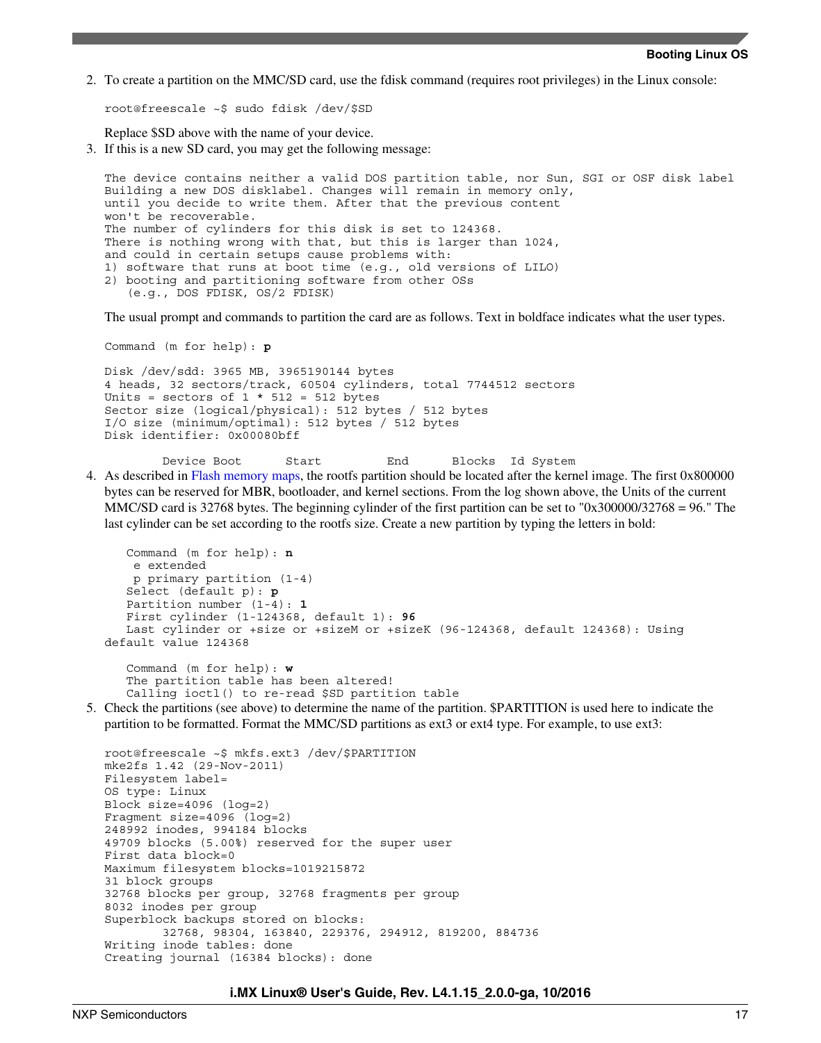2. To create a partition on the MMC/SD card, use the fdisk command (requires root privileges) in the Linux console:

   ```
   root@freescale ~$ sudo fdisk /dev/$SD
   ```

   Replace $SD above with the name of your device.

3. If this is a new SD card, you may get the following message:

   ```
   The device contains neither a valid DOS partition table, nor Sun, SGI or OSF disk label
   Building a new DOS disklabel. Changes will remain in memory only,
   until you decide to write them. After that the previous content
   won't be recoverable.
   The number of cylinders for this disk is set to 124368.
   There is nothing wrong with that, but this is larger than 1024,
   and could in certain setups cause problems with:
   1) software that runs at boot time (e.g., old versions of LILO)
   2) booting and partitioning software from other OSs
      (e.g., DOS FDISK, OS/2 FDISK)
   ```

   The usual prompt and commands to partition the card are as follows. Text in boldface indicates what the user types.

   ```
   Command (m for help): p

   Disk /dev/sdd: 3965 MB, 3965190144 bytes
   4 heads, 32 sectors/track, 60504 cylinders, total 7744512 sectors
   Units = sectors of 1 * 512 = 512 bytes
   Sector size (logical/physical): 512 bytes / 512 bytes
   I/O size (minimum/optimal): 512 bytes / 512 bytes
   Disk identifier: 0x00080bff

           Device Boot      Start         End      Blocks   Id System
   ```

4. As described in Flash memory maps, the rootfs partition should be located after the kernel image. The first 0x800000 bytes can be reserved for MBR, bootloader, and kernel sections. From the log shown above, the Units of the current MMC/SD card is 32768 bytes. The beginning cylinder of the first partition can be set to "0x300000/32768 = 96." The last cylinder can be set according to the rootfs size. Create a new partition by typing the letters in bold:

   ```
      Command (m for help): n
       e extended
       p primary partition (1-4)
      Select (default p): p
      Partition number (1-4): 1
      First cylinder (1-124368, default 1): 96
      Last cylinder or +size or +sizeM or +sizeK (96-124368, default 124368): Using
   default value 124368

      Command (m for help): w
      The partition table has been altered!
      Calling ioctl() to re-read $SD partition table
   ```

5. Check the partitions (see above) to determine the name of the partition. $PARTITION is used here to indicate the partition to be formatted. Format the MMC/SD partitions as ext3 or ext4 type. For example, to use ext3:

   ```
   root@freescale ~$ mkfs.ext3 /dev/$PARTITION
   mke2fs 1.42 (29-Nov-2011)
   Filesystem label=
   OS type: Linux
   Block size=4096 (log=2)
   Fragment size=4096 (log=2)
   248992 inodes, 994184 blocks
   49709 blocks (5.00%) reserved for the super user
   First data block=0
   Maximum filesystem blocks=1019215872
   31 block groups
   32768 blocks per group, 32768 fragments per group
   8032 inodes per group
   Superblock backups stored on blocks:
           32768, 98304, 163840, 229376, 294912, 819200, 884736
   Writing inode tables: done
   Creating journal (16384 blocks): done
   ```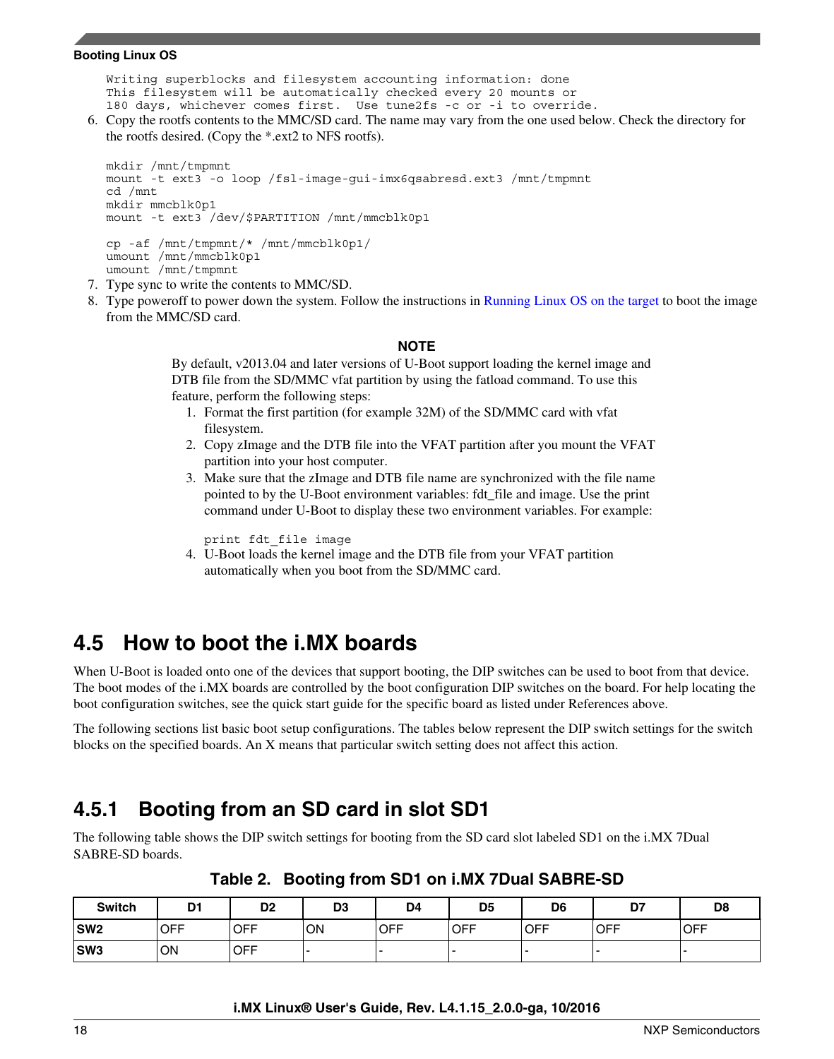```
Writing superblocks and filesystem accounting information: done
This filesystem will be automatically checked every 20 mounts or
180 days, whichever comes first.  Use tune2fs -c or -i to override.
```

6. Copy the rootfs contents to the MMC/SD card. The name may vary from the one used below. Check the directory for the rootfs desired. (Copy the *.ext2 to NFS rootfs).

```
mkdir /mnt/tmpmnt
mount -t ext3 -o loop /fsl-image-gui-imx6qsabresd.ext3 /mnt/tmpmnt
cd /mnt
mkdir mmcblk0p1
mount -t ext3 /dev/$PARTITION /mnt/mmcblk0p1

cp -af /mnt/tmpmnt/* /mnt/mmcblk0p1/
umount /mnt/mmcblk0p1
umount /mnt/tmpmnt
```

7. Type sync to write the contents to MMC/SD.
8. Type poweroff to power down the system. Follow the instructions in Running Linux OS on the target to boot the image from the MMC/SD card.

**NOTE**

By default, v2013.04 and later versions of U-Boot support loading the kernel image and DTB file from the SD/MMC vfat partition by using the fatload command. To use this feature, perform the following steps:

1. Format the first partition (for example 32M) of the SD/MMC card with vfat filesystem.
2. Copy zImage and the DTB file into the VFAT partition after you mount the VFAT partition into your host computer.
3. Make sure that the zImage and DTB file name are synchronized with the file name pointed to by the U-Boot environment variables: fdt_file and image. Use the print command under U-Boot to display these two environment variables. For example:

```
print fdt_file image
```

4. U-Boot loads the kernel image and the DTB file from your VFAT partition automatically when you boot from the SD/MMC card.

## 4.5 How to boot the i.MX boards

When U-Boot is loaded onto one of the devices that support booting, the DIP switches can be used to boot from that device. The boot modes of the i.MX boards are controlled by the boot configuration DIP switches on the board. For help locating the boot configuration switches, see the quick start guide for the specific board as listed under References above.

The following sections list basic boot setup configurations. The tables below represent the DIP switch settings for the switch blocks on the specified boards. An X means that particular switch setting does not affect this action.

### 4.5.1 Booting from an SD card in slot SD1

The following table shows the DIP switch settings for booting from the SD card slot labeled SD1 on the i.MX 7Dual SABRE-SD boards.

**Table 2. Booting from SD1 on i.MX 7Dual SABRE-SD**

| Switch | D1 | D2 | D3 | D4 | D5 | D6 | D7 | D8 |
|---|---|---|---|---|---|---|---|---|
| **SW2** | OFF | OFF | ON | OFF | OFF | OFF | OFF | OFF |
| **SW3** | ON | OFF | - | - | - | - | - | - |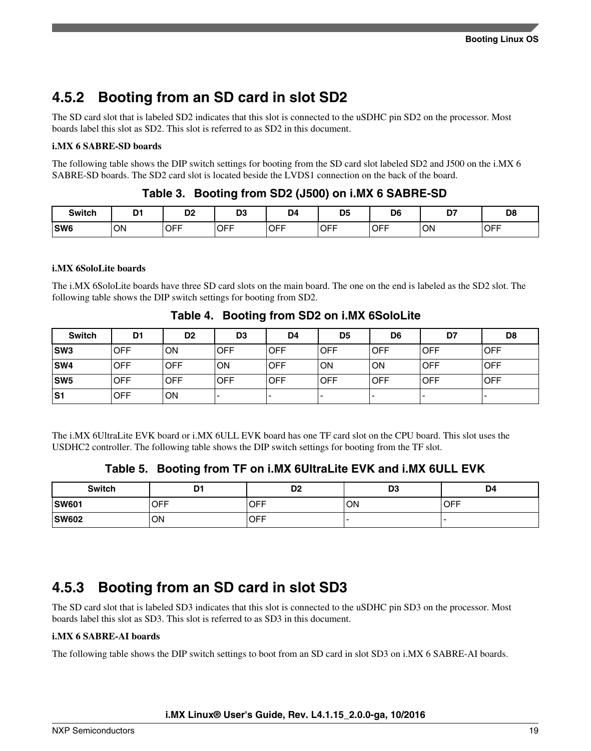### 4.5.2 Booting from an SD card in slot SD2

The SD card slot that is labeled SD2 indicates that this slot is connected to the uSDHC pin SD2 on the processor. Most boards label this slot as SD2. This slot is referred to as SD2 in this document.

**i.MX 6 SABRE-SD boards**

The following table shows the DIP switch settings for booting from the SD card slot labeled SD2 and J500 on the i.MX 6 SABRE-SD boards. The SD2 card slot is located beside the LVDS1 connection on the back of the board.

**Table 3. Booting from SD2 (J500) on i.MX 6 SABRE-SD**

| Switch | D1 | D2 | D3 | D4 | D5 | D6 | D7 | D8 |
|---|---|---|---|---|---|---|---|---|
| **SW6** | ON | OFF | OFF | OFF | OFF | OFF | ON | OFF |

**i.MX 6SoloLite boards**

The i.MX 6SoloLite boards have three SD card slots on the main board. The one on the end is labeled as the SD2 slot. The following table shows the DIP switch settings for booting from SD2.

**Table 4. Booting from SD2 on i.MX 6SoloLite**

| Switch | D1 | D2 | D3 | D4 | D5 | D6 | D7 | D8 |
|---|---|---|---|---|---|---|---|---|
| **SW3** | OFF | ON | OFF | OFF | OFF | OFF | OFF | OFF |
| **SW4** | OFF | OFF | ON | OFF | ON | ON | OFF | OFF |
| **SW5** | OFF | OFF | OFF | OFF | OFF | OFF | OFF | OFF |
| **S1** | OFF | ON | - | - | - | - | - | - |

The i.MX 6UltraLite EVK board or i.MX 6ULL EVK board has one TF card slot on the CPU board. This slot uses the USDHC2 controller. The following table shows the DIP switch settings for booting from the TF slot.

**Table 5. Booting from TF on i.MX 6UltraLite EVK and i.MX 6ULL EVK**

| Switch | D1 | D2 | D3 | D4 |
|---|---|---|---|---|
| **SW601** | OFF | OFF | ON | OFF |
| **SW602** | ON | OFF | - | - |

### 4.5.3 Booting from an SD card in slot SD3

The SD card slot that is labeled SD3 indicates that this slot is connected to the uSDHC pin SD3 on the processor. Most boards label this slot as SD3. This slot is referred to as SD3 in this document.

**i.MX 6 SABRE-AI boards**

The following table shows the DIP switch settings to boot from an SD card in slot SD3 on i.MX 6 SABRE-AI boards.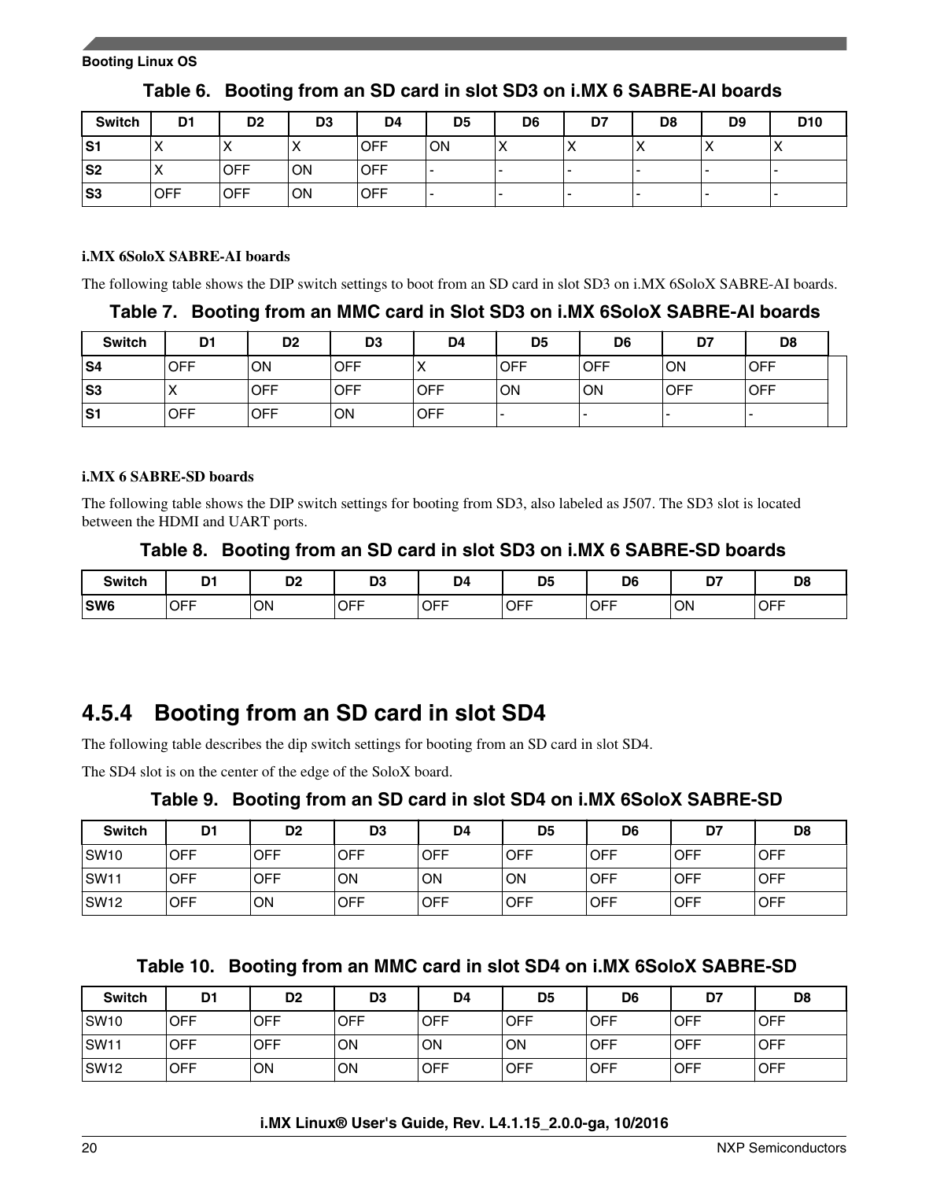**Table 6. Booting from an SD card in slot SD3 on i.MX 6 SABRE-AI boards**

| Switch | D1 | D2 | D3 | D4 | D5 | D6 | D7 | D8 | D9 | D10 |
|---|---|---|---|---|---|---|---|---|---|---|
| **S1** | X | X | X | OFF | ON | X | X | X | X | X |
| **S2** | X | OFF | ON | OFF | - | - | - | - | - | - |
| **S3** | OFF | OFF | ON | OFF | - | - | - | - | - | - |

**i.MX 6SoloX SABRE-AI boards**

The following table shows the DIP switch settings to boot from an SD card in slot SD3 on i.MX 6SoloX SABRE-AI boards.

**Table 7. Booting from an MMC card in Slot SD3 on i.MX 6SoloX SABRE-AI boards**

| Switch | D1 | D2 | D3 | D4 | D5 | D6 | D7 | D8 |
|---|---|---|---|---|---|---|---|---|
| **S4** | OFF | ON | OFF | X | OFF | OFF | ON | OFF |
| **S3** | X | OFF | OFF | OFF | ON | ON | OFF | OFF |
| **S1** | OFF | OFF | ON | OFF | - | - | - | - |

**i.MX 6 SABRE-SD boards**

The following table shows the DIP switch settings for booting from SD3, also labeled as J507. The SD3 slot is located between the HDMI and UART ports.

**Table 8. Booting from an SD card in slot SD3 on i.MX 6 SABRE-SD boards**

| Switch | D1 | D2 | D3 | D4 | D5 | D6 | D7 | D8 |
|---|---|---|---|---|---|---|---|---|
| **SW6** | OFF | ON | OFF | OFF | OFF | OFF | ON | OFF |

## 4.5.4 Booting from an SD card in slot SD4

The following table describes the dip switch settings for booting from an SD card in slot SD4.

The SD4 slot is on the center of the edge of the SoloX board.

**Table 9. Booting from an SD card in slot SD4 on i.MX 6SoloX SABRE-SD**

| Switch | D1 | D2 | D3 | D4 | D5 | D6 | D7 | D8 |
|---|---|---|---|---|---|---|---|---|
| SW10 | OFF | OFF | OFF | OFF | OFF | OFF | OFF | OFF |
| SW11 | OFF | OFF | ON | ON | ON | OFF | OFF | OFF |
| SW12 | OFF | ON | OFF | OFF | OFF | OFF | OFF | OFF |

**Table 10. Booting from an MMC card in slot SD4 on i.MX 6SoloX SABRE-SD**

| Switch | D1 | D2 | D3 | D4 | D5 | D6 | D7 | D8 |
|---|---|---|---|---|---|---|---|---|
| SW10 | OFF | OFF | OFF | OFF | OFF | OFF | OFF | OFF |
| SW11 | OFF | OFF | ON | ON | ON | OFF | OFF | OFF |
| SW12 | OFF | ON | ON | OFF | OFF | OFF | OFF | OFF |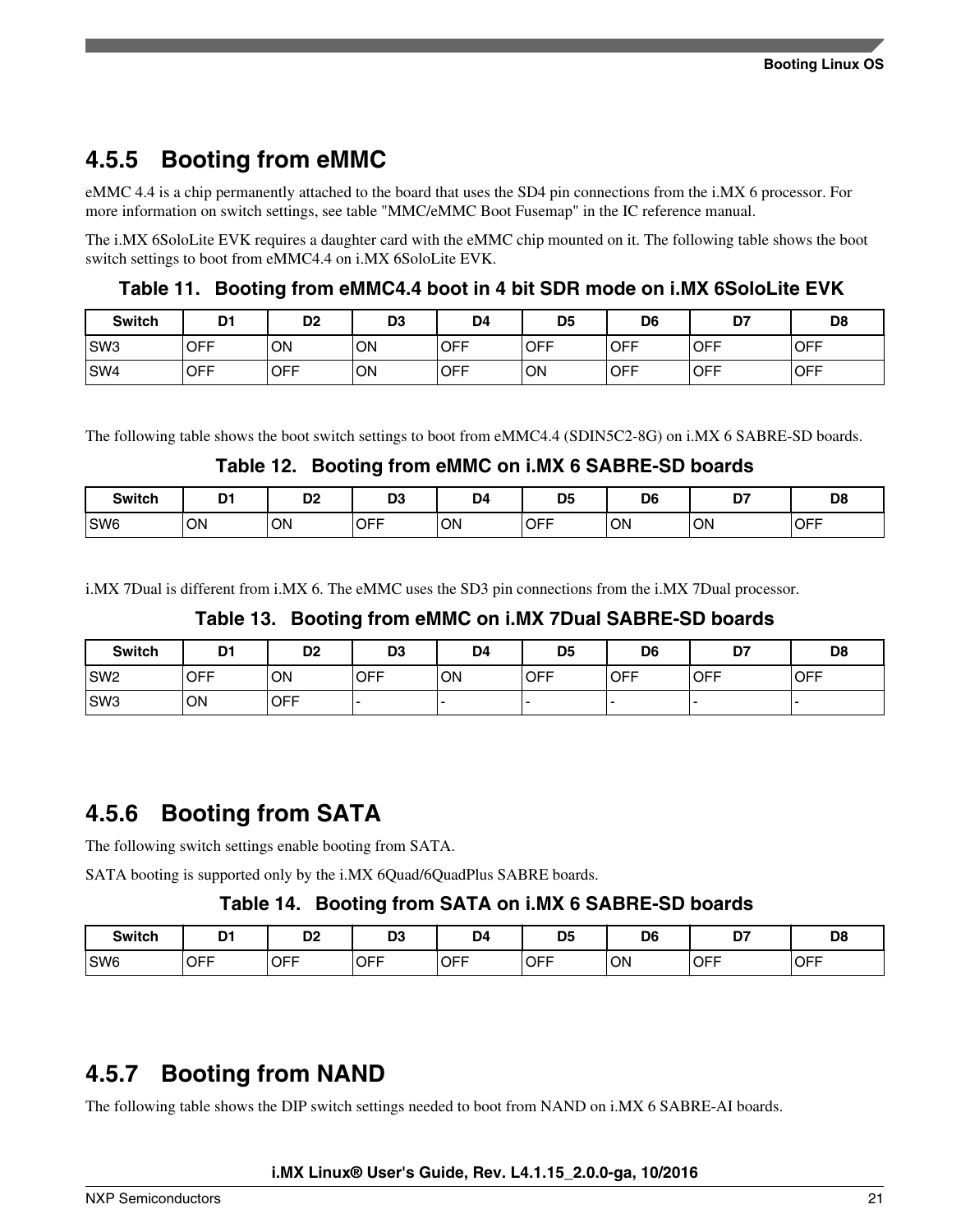### 4.5.5 Booting from eMMC

eMMC 4.4 is a chip permanently attached to the board that uses the SD4 pin connections from the i.MX 6 processor. For more information on switch settings, see table "MMC/eMMC Boot Fusemap" in the IC reference manual.

The i.MX 6SoloLite EVK requires a daughter card with the eMMC chip mounted on it. The following table shows the boot switch settings to boot from eMMC4.4 on i.MX 6SoloLite EVK.

**Table 11. Booting from eMMC4.4 boot in 4 bit SDR mode on i.MX 6SoloLite EVK**

| Switch | D1 | D2 | D3 | D4 | D5 | D6 | D7 | D8 |
|---|---|---|---|---|---|---|---|---|
| SW3 | OFF | ON | ON | OFF | OFF | OFF | OFF | OFF |
| SW4 | OFF | OFF | ON | OFF | ON | OFF | OFF | OFF |

The following table shows the boot switch settings to boot from eMMC4.4 (SDIN5C2-8G) on i.MX 6 SABRE-SD boards.

**Table 12. Booting from eMMC on i.MX 6 SABRE-SD boards**

| Switch | D1 | D2 | D3 | D4 | D5 | D6 | D7 | D8 |
|---|---|---|---|---|---|---|---|---|
| SW6 | ON | ON | OFF | ON | OFF | ON | ON | OFF |

i.MX 7Dual is different from i.MX 6. The eMMC uses the SD3 pin connections from the i.MX 7Dual processor.

**Table 13. Booting from eMMC on i.MX 7Dual SABRE-SD boards**

| Switch | D1 | D2 | D3 | D4 | D5 | D6 | D7 | D8 |
|---|---|---|---|---|---|---|---|---|
| SW2 | OFF | ON | OFF | ON | OFF | OFF | OFF | OFF |
| SW3 | ON | OFF | - | - | - | - | - | - |

### 4.5.6 Booting from SATA

The following switch settings enable booting from SATA.

SATA booting is supported only by the i.MX 6Quad/6QuadPlus SABRE boards.

**Table 14. Booting from SATA on i.MX 6 SABRE-SD boards**

| Switch | D1 | D2 | D3 | D4 | D5 | D6 | D7 | D8 |
|---|---|---|---|---|---|---|---|---|
| SW6 | OFF | OFF | OFF | OFF | OFF | ON | OFF | OFF |

### 4.5.7 Booting from NAND

The following table shows the DIP switch settings needed to boot from NAND on i.MX 6 SABRE-AI boards.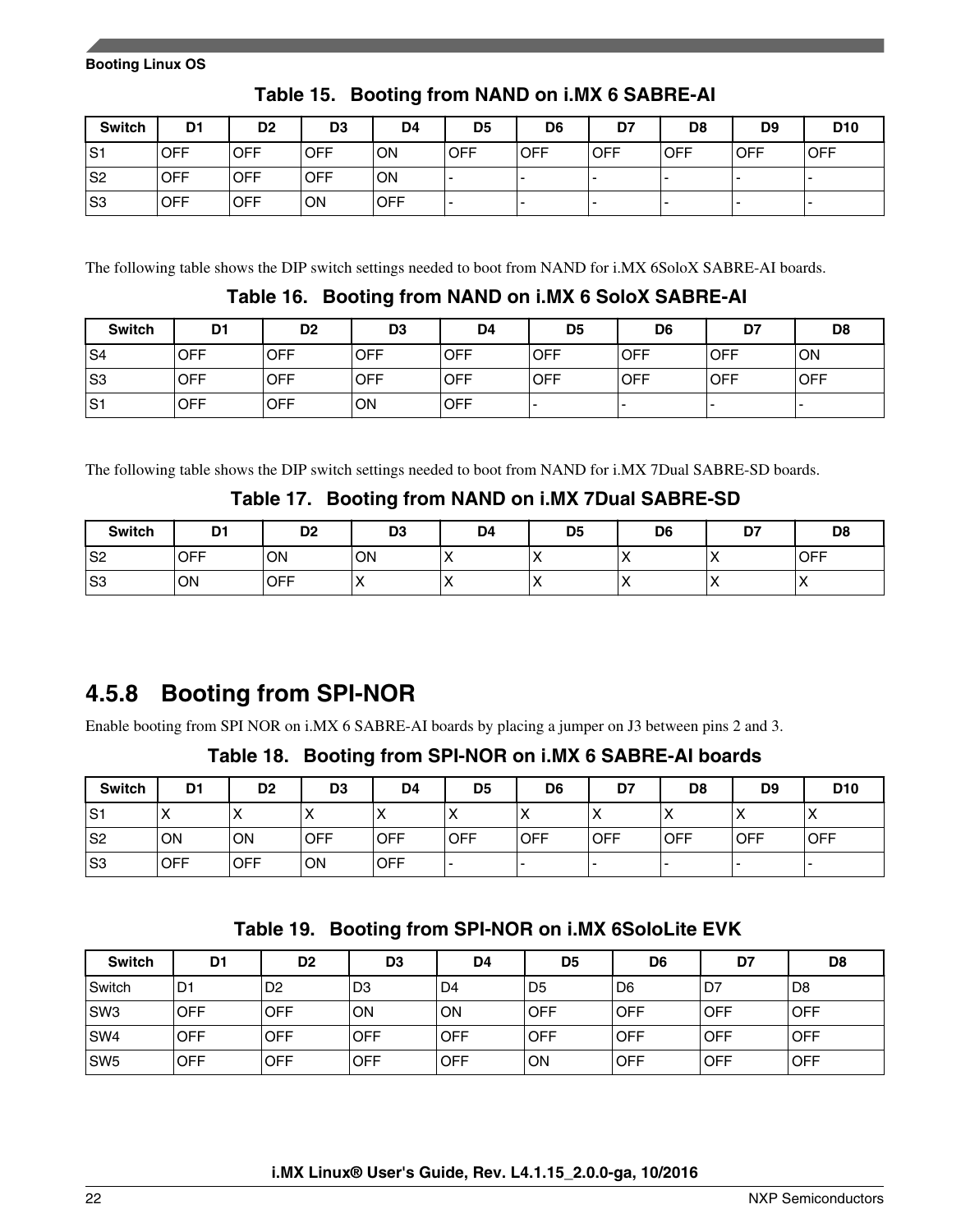**Table 15. Booting from NAND on i.MX 6 SABRE-AI**

| Switch | D1 | D2 | D3 | D4 | D5 | D6 | D7 | D8 | D9 | D10 |
|---|---|---|---|---|---|---|---|---|---|---|
| S1 | OFF | OFF | OFF | ON | OFF | OFF | OFF | OFF | OFF | OFF |
| S2 | OFF | OFF | OFF | ON | - | - | - | - | - | - |
| S3 | OFF | OFF | ON | OFF | - | - | - | - | - | - |

The following table shows the DIP switch settings needed to boot from NAND for i.MX 6SoloX SABRE-AI boards.

**Table 16. Booting from NAND on i.MX 6 SoloX SABRE-AI**

| Switch | D1 | D2 | D3 | D4 | D5 | D6 | D7 | D8 |
|---|---|---|---|---|---|---|---|---|
| S4 | OFF | OFF | OFF | OFF | OFF | OFF | OFF | ON |
| S3 | OFF | OFF | OFF | OFF | OFF | OFF | OFF | OFF |
| S1 | OFF | OFF | ON | OFF | - | - | - | - |

The following table shows the DIP switch settings needed to boot from NAND for i.MX 7Dual SABRE-SD boards.

**Table 17. Booting from NAND on i.MX 7Dual SABRE-SD**

| Switch | D1 | D2 | D3 | D4 | D5 | D6 | D7 | D8 |
|---|---|---|---|---|---|---|---|---|
| S2 | OFF | ON | ON | X | X | X | X | OFF |
| S3 | ON | OFF | X | X | X | X | X | X |

### 4.5.8 Booting from SPI-NOR

Enable booting from SPI NOR on i.MX 6 SABRE-AI boards by placing a jumper on J3 between pins 2 and 3.

**Table 18. Booting from SPI-NOR on i.MX 6 SABRE-AI boards**

| Switch | D1 | D2 | D3 | D4 | D5 | D6 | D7 | D8 | D9 | D10 |
|---|---|---|---|---|---|---|---|---|---|---|
| S1 | X | X | X | X | X | X | X | X | X | X |
| S2 | ON | ON | OFF | OFF | OFF | OFF | OFF | OFF | OFF | OFF |
| S3 | OFF | OFF | ON | OFF | - | - | - | - | - | - |

**Table 19. Booting from SPI-NOR on i.MX 6SoloLite EVK**

| Switch | D1 | D2 | D3 | D4 | D5 | D6 | D7 | D8 |
|---|---|---|---|---|---|---|---|---|
| Switch | D1 | D2 | D3 | D4 | D5 | D6 | D7 | D8 |
| SW3 | OFF | OFF | ON | ON | OFF | OFF | OFF | OFF |
| SW4 | OFF | OFF | OFF | OFF | OFF | OFF | OFF | OFF |
| SW5 | OFF | OFF | OFF | OFF | ON | OFF | OFF | OFF |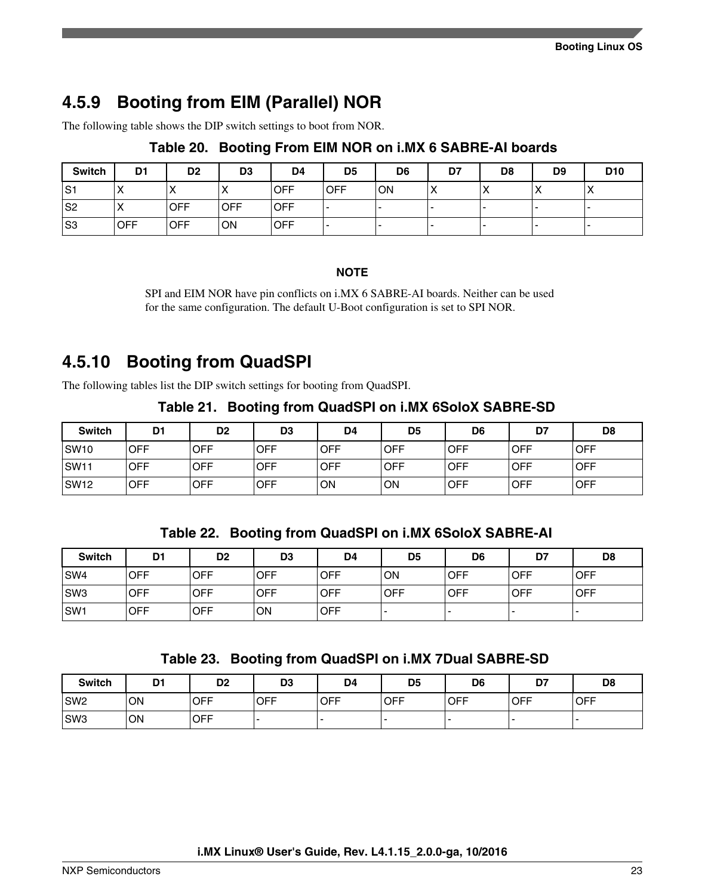### 4.5.9 Booting from EIM (Parallel) NOR

The following table shows the DIP switch settings to boot from NOR.

**Table 20. Booting From EIM NOR on i.MX 6 SABRE-AI boards**

| Switch | D1 | D2 | D3 | D4 | D5 | D6 | D7 | D8 | D9 | D10 |
|---|---|---|---|---|---|---|---|---|---|---|
| S1 | X | X | X | OFF | OFF | ON | X | X | X | X |
| S2 | X | OFF | OFF | OFF | - | - | - | - | - | - |
| S3 | OFF | OFF | ON | OFF | - | - | - | - | - | - |

**NOTE**

SPI and EIM NOR have pin conflicts on i.MX 6 SABRE-AI boards. Neither can be used for the same configuration. The default U-Boot configuration is set to SPI NOR.

### 4.5.10 Booting from QuadSPI

The following tables list the DIP switch settings for booting from QuadSPI.

**Table 21. Booting from QuadSPI on i.MX 6SoloX SABRE-SD**

| Switch | D1 | D2 | D3 | D4 | D5 | D6 | D7 | D8 |
|---|---|---|---|---|---|---|---|---|
| SW10 | OFF | OFF | OFF | OFF | OFF | OFF | OFF | OFF |
| SW11 | OFF | OFF | OFF | OFF | OFF | OFF | OFF | OFF |
| SW12 | OFF | OFF | OFF | ON | ON | OFF | OFF | OFF |

**Table 22. Booting from QuadSPI on i.MX 6SoloX SABRE-AI**

| Switch | D1 | D2 | D3 | D4 | D5 | D6 | D7 | D8 |
|---|---|---|---|---|---|---|---|---|
| SW4 | OFF | OFF | OFF | OFF | ON | OFF | OFF | OFF |
| SW3 | OFF | OFF | OFF | OFF | OFF | OFF | OFF | OFF |
| SW1 | OFF | OFF | ON | OFF | - | - | - | - |

**Table 23. Booting from QuadSPI on i.MX 7Dual SABRE-SD**

| Switch | D1 | D2 | D3 | D4 | D5 | D6 | D7 | D8 |
|---|---|---|---|---|---|---|---|---|
| SW2 | ON | OFF | OFF | OFF | OFF | OFF | OFF | OFF |
| SW3 | ON | OFF | - | - | - | - | - | - |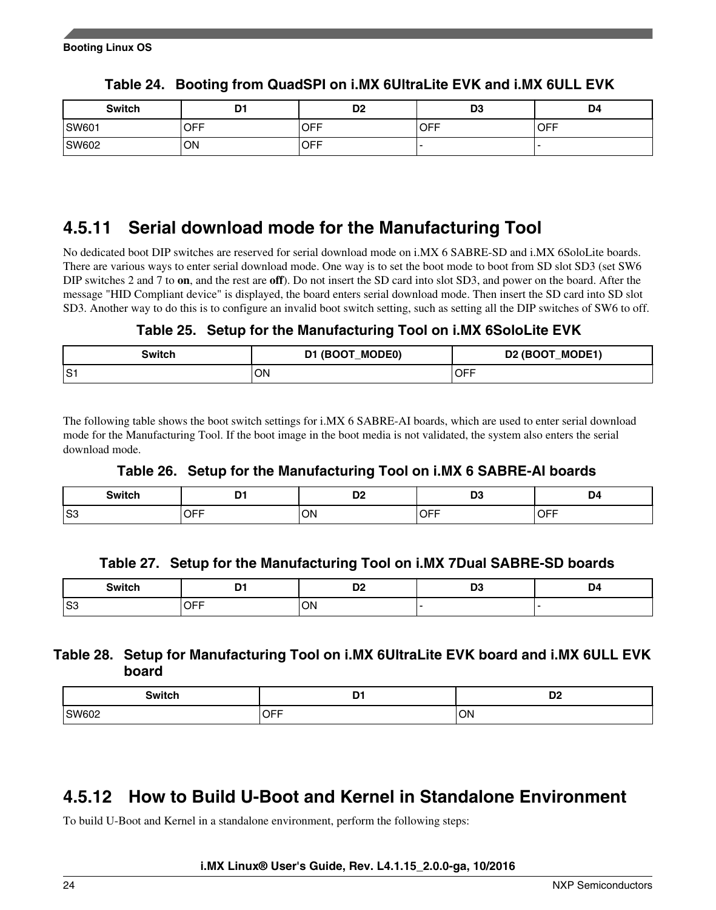**Table 24. Booting from QuadSPI on i.MX 6UltraLite EVK and i.MX 6ULL EVK**

| Switch | D1 | D2 | D3 | D4 |
|---|---|---|---|---|
| SW601 | OFF | OFF | OFF | OFF |
| SW602 | ON | OFF | - | - |

### 4.5.11 Serial download mode for the Manufacturing Tool

No dedicated boot DIP switches are reserved for serial download mode on i.MX 6 SABRE-SD and i.MX 6SoloLite boards. There are various ways to enter serial download mode. One way is to set the boot mode to boot from SD slot SD3 (set SW6 DIP switches 2 and 7 to **on**, and the rest are **off**). Do not insert the SD card into slot SD3, and power on the board. After the message "HID Compliant device" is displayed, the board enters serial download mode. Then insert the SD card into SD slot SD3. Another way to do this is to configure an invalid boot switch setting, such as setting all the DIP switches of SW6 to off.

**Table 25. Setup for the Manufacturing Tool on i.MX 6SoloLite EVK**

| Switch | D1 (BOOT_MODE0) | D2 (BOOT_MODE1) |
|---|---|---|
| S1 | ON | OFF |

The following table shows the boot switch settings for i.MX 6 SABRE-AI boards, which are used to enter serial download mode for the Manufacturing Tool. If the boot image in the boot media is not validated, the system also enters the serial download mode.

**Table 26. Setup for the Manufacturing Tool on i.MX 6 SABRE-AI boards**

| Switch | D1 | D2 | D3 | D4 |
|---|---|---|---|---|
| S3 | OFF | ON | OFF | OFF |

**Table 27. Setup for the Manufacturing Tool on i.MX 7Dual SABRE-SD boards**

| Switch | D1 | D2 | D3 | D4 |
|---|---|---|---|---|
| S3 | OFF | ON | - | - |

**Table 28. Setup for Manufacturing Tool on i.MX 6UltraLite EVK board and i.MX 6ULL EVK board**

| Switch | D1 | D2 |
|---|---|---|
| SW602 | OFF | ON |

### 4.5.12 How to Build U-Boot and Kernel in Standalone Environment

To build U-Boot and Kernel in a standalone environment, perform the following steps: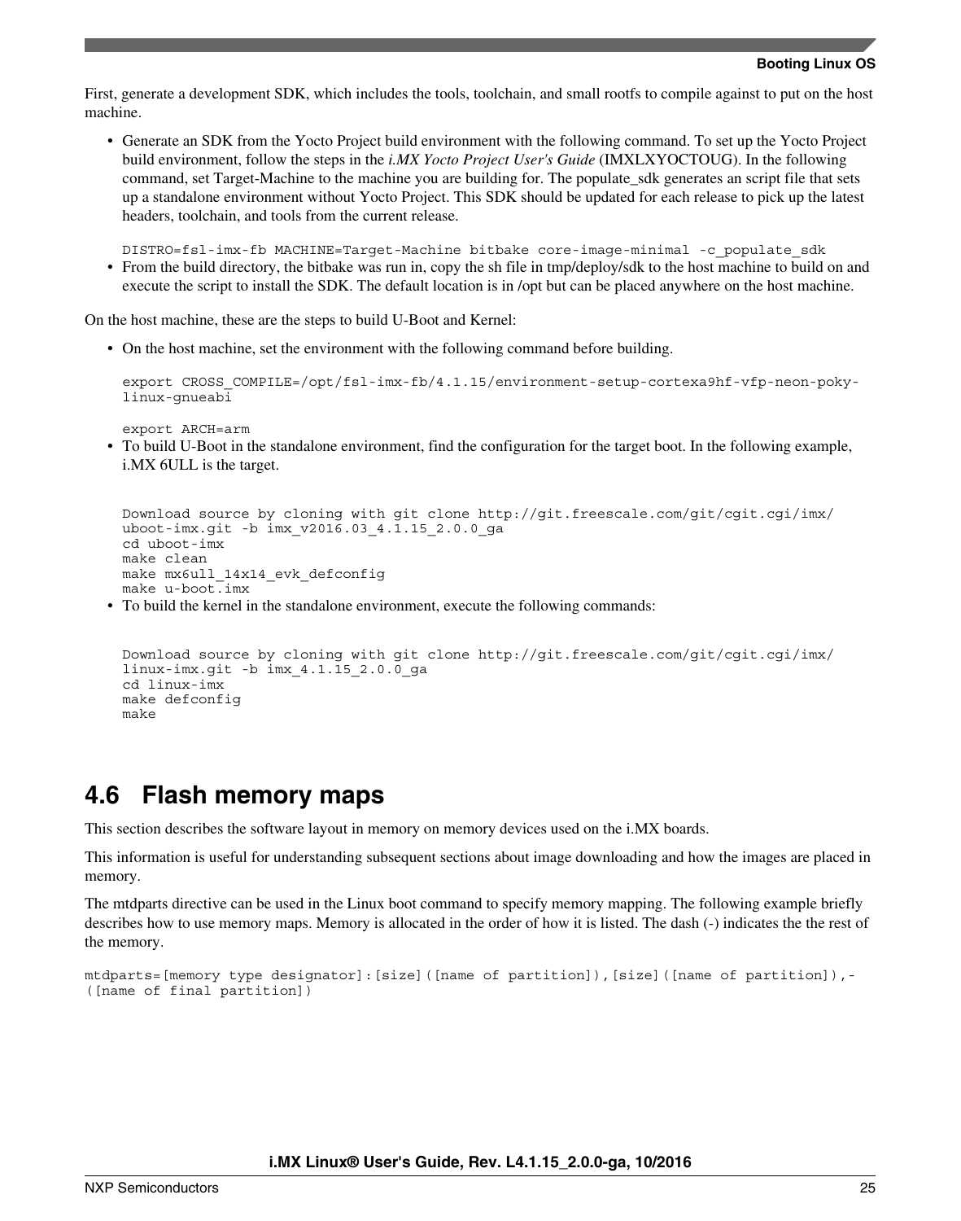First, generate a development SDK, which includes the tools, toolchain, and small rootfs to compile against to put on the host machine.

- Generate an SDK from the Yocto Project build environment with the following command. To set up the Yocto Project build environment, follow the steps in the *i.MX Yocto Project User's Guide* (IMXLXYOCTOUG). In the following command, set Target-Machine to the machine you are building for. The populate_sdk generates an script file that sets up a standalone environment without Yocto Project. This SDK should be updated for each release to pick up the latest headers, toolchain, and tools from the current release.

```
DISTRO=fsl-imx-fb MACHINE=Target-Machine bitbake core-image-minimal -c_populate_sdk
```

- From the build directory, the bitbake was run in, copy the sh file in tmp/deploy/sdk to the host machine to build on and execute the script to install the SDK. The default location is in /opt but can be placed anywhere on the host machine.

On the host machine, these are the steps to build U-Boot and Kernel:

- On the host machine, set the environment with the following command before building.

```
export CROSS_COMPILE=/opt/fsl-imx-fb/4.1.15/environment-setup-cortexa9hf-vfp-neon-poky-
linux-gnueabi

export ARCH=arm
```

- To build U-Boot in the standalone environment, find the configuration for the target boot. In the following example, i.MX 6ULL is the target.

```
Download source by cloning with git clone http://git.freescale.com/git/cgit.cgi/imx/
uboot-imx.git -b imx_v2016.03_4.1.15_2.0.0_ga
cd uboot-imx
make clean
make mx6ull_14x14_evk_defconfig
make u-boot.imx
```

- To build the kernel in the standalone environment, execute the following commands:

```
Download source by cloning with git clone http://git.freescale.com/git/cgit.cgi/imx/
linux-imx.git -b imx_4.1.15_2.0.0_ga
cd linux-imx
make defconfig
make
```

## 4.6 Flash memory maps

This section describes the software layout in memory on memory devices used on the i.MX boards.

This information is useful for understanding subsequent sections about image downloading and how the images are placed in memory.

The mtdparts directive can be used in the Linux boot command to specify memory mapping. The following example briefly describes how to use memory maps. Memory is allocated in the order of how it is listed. The dash (-) indicates the the rest of the memory.

```
mtdparts=[memory type designator]:[size]([name of partition]),[size]([name of partition]),-
([name of final partition])
```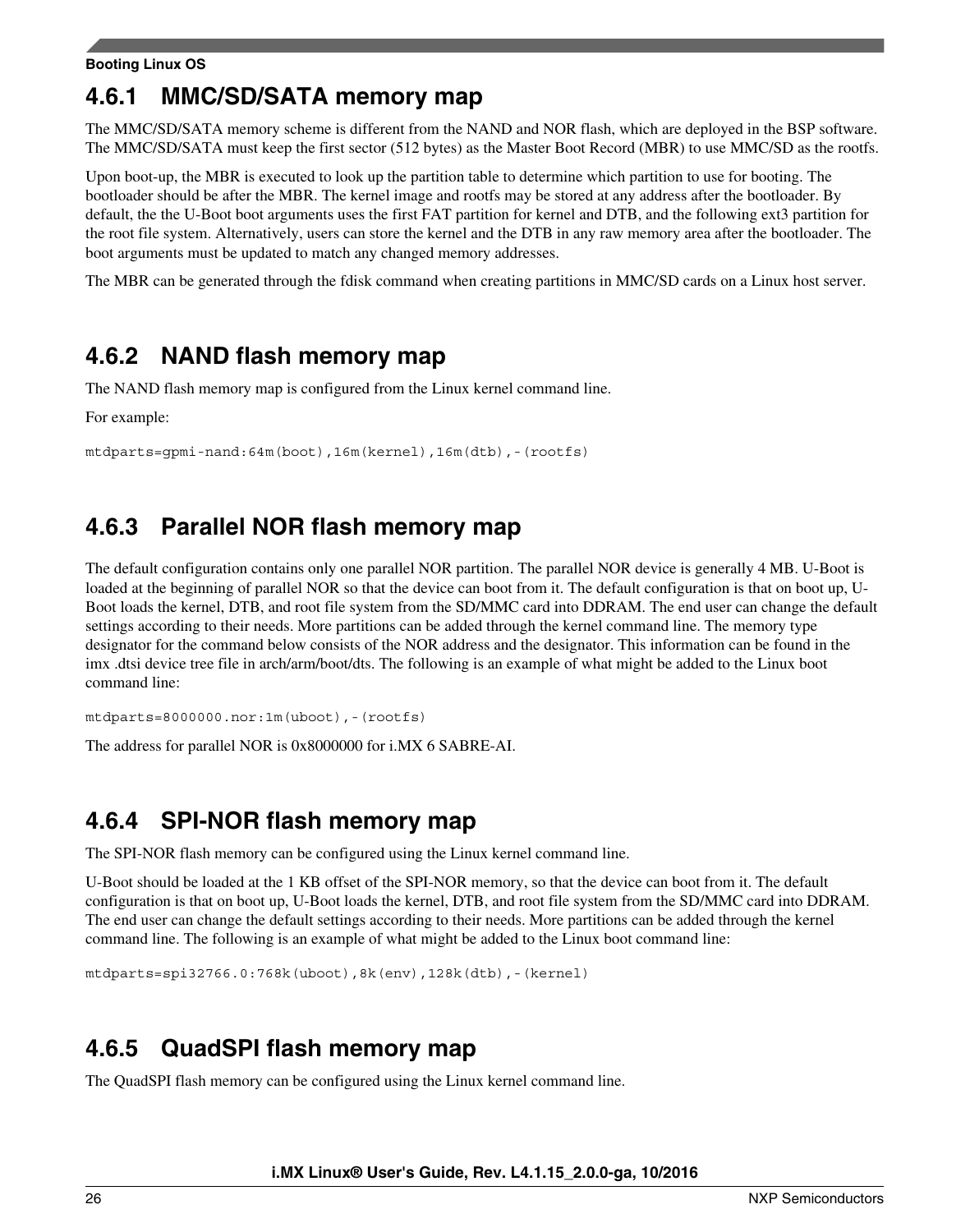### 4.6.1 MMC/SD/SATA memory map

The MMC/SD/SATA memory scheme is different from the NAND and NOR flash, which are deployed in the BSP software. The MMC/SD/SATA must keep the first sector (512 bytes) as the Master Boot Record (MBR) to use MMC/SD as the rootfs.

Upon boot-up, the MBR is executed to look up the partition table to determine which partition to use for booting. The bootloader should be after the MBR. The kernel image and rootfs may be stored at any address after the bootloader. By default, the the U-Boot boot arguments uses the first FAT partition for kernel and DTB, and the following ext3 partition for the root file system. Alternatively, users can store the kernel and the DTB in any raw memory area after the bootloader. The boot arguments must be updated to match any changed memory addresses.

The MBR can be generated through the fdisk command when creating partitions in MMC/SD cards on a Linux host server.

### 4.6.2 NAND flash memory map

The NAND flash memory map is configured from the Linux kernel command line.

For example:

```
mtdparts=gpmi-nand:64m(boot),16m(kernel),16m(dtb),-(rootfs)
```

### 4.6.3 Parallel NOR flash memory map

The default configuration contains only one parallel NOR partition. The parallel NOR device is generally 4 MB. U-Boot is loaded at the beginning of parallel NOR so that the device can boot from it. The default configuration is that on boot up, U-Boot loads the kernel, DTB, and root file system from the SD/MMC card into DDRAM. The end user can change the default settings according to their needs. More partitions can be added through the kernel command line. The memory type designator for the command below consists of the NOR address and the designator. This information can be found in the imx .dtsi device tree file in arch/arm/boot/dts. The following is an example of what might be added to the Linux boot command line:

```
mtdparts=8000000.nor:1m(uboot),-(rootfs)
```

The address for parallel NOR is 0x8000000 for i.MX 6 SABRE-AI.

### 4.6.4 SPI-NOR flash memory map

The SPI-NOR flash memory can be configured using the Linux kernel command line.

U-Boot should be loaded at the 1 KB offset of the SPI-NOR memory, so that the device can boot from it. The default configuration is that on boot up, U-Boot loads the kernel, DTB, and root file system from the SD/MMC card into DDRAM. The end user can change the default settings according to their needs. More partitions can be added through the kernel command line. The following is an example of what might be added to the Linux boot command line:

```
mtdparts=spi32766.0:768k(uboot),8k(env),128k(dtb),-(kernel)
```

### 4.6.5 QuadSPI flash memory map

The QuadSPI flash memory can be configured using the Linux kernel command line.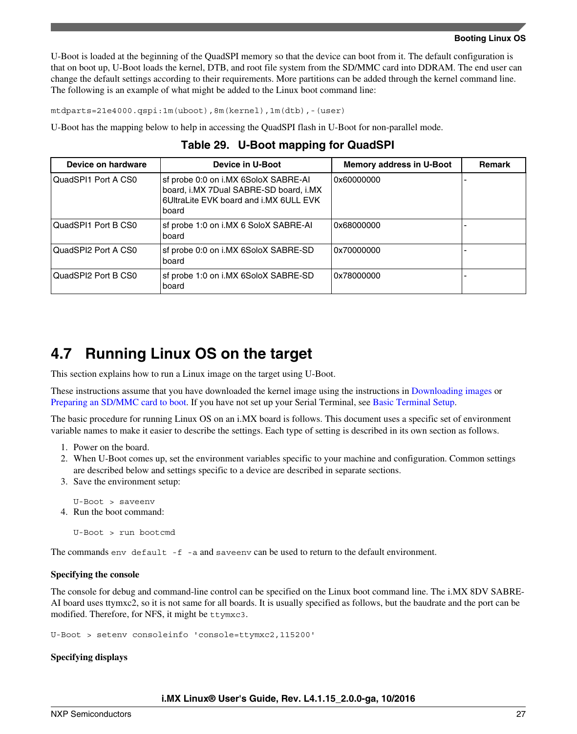U-Boot is loaded at the beginning of the QuadSPI memory so that the device can boot from it. The default configuration is that on boot up, U-Boot loads the kernel, DTB, and root file system from the SD/MMC card into DDRAM. The end user can change the default settings according to their requirements. More partitions can be added through the kernel command line. The following is an example of what might be added to the Linux boot command line:

```
mtdparts=21e4000.qspi:1m(uboot),8m(kernel),1m(dtb),-(user)
```

U-Boot has the mapping below to help in accessing the QuadSPI flash in U-Boot for non-parallel mode.

**Table 29. U-Boot mapping for QuadSPI**

| Device on hardware | Device in U-Boot | Memory address in U-Boot | Remark |
|---|---|---|---|
| QuadSPI1 Port A CS0 | sf probe 0:0 on i.MX 6SoloX SABRE-AI board, i.MX 7Dual SABRE-SD board, i.MX 6UltraLite EVK board and i.MX 6ULL EVK board | 0x60000000 | - |
| QuadSPI1 Port B CS0 | sf probe 1:0 on i.MX 6 SoloX SABRE-AI board | 0x68000000 | - |
| QuadSPI2 Port A CS0 | sf probe 0:0 on i.MX 6SoloX SABRE-SD board | 0x70000000 | - |
| QuadSPI2 Port B CS0 | sf probe 1:0 on i.MX 6SoloX SABRE-SD board | 0x78000000 | - |

## 4.7 Running Linux OS on the target

This section explains how to run a Linux image on the target using U-Boot.

These instructions assume that you have downloaded the kernel image using the instructions in Downloading images or Preparing an SD/MMC card to boot. If you have not set up your Serial Terminal, see Basic Terminal Setup.

The basic procedure for running Linux OS on an i.MX board is follows. This document uses a specific set of environment variable names to make it easier to describe the settings. Each type of setting is described in its own section as follows.

1. Power on the board.
2. When U-Boot comes up, set the environment variables specific to your machine and configuration. Common settings are described below and settings specific to a device are described in separate sections.
3. Save the environment setup:

   ```
   U-Boot > saveenv
   ```

4. Run the boot command:

   ```
   U-Boot > run bootcmd
   ```

The commands `env default -f -a` and `saveenv` can be used to return to the default environment.

**Specifying the console**

The console for debug and command-line control can be specified on the Linux boot command line. The i.MX 8DV SABRE-AI board uses ttymxc2, so it is not same for all boards. It is usually specified as follows, but the baudrate and the port can be modified. Therefore, for NFS, it might be `ttymxc3`.

```
U-Boot > setenv consoleinfo 'console=ttymxc2,115200'
```

**Specifying displays**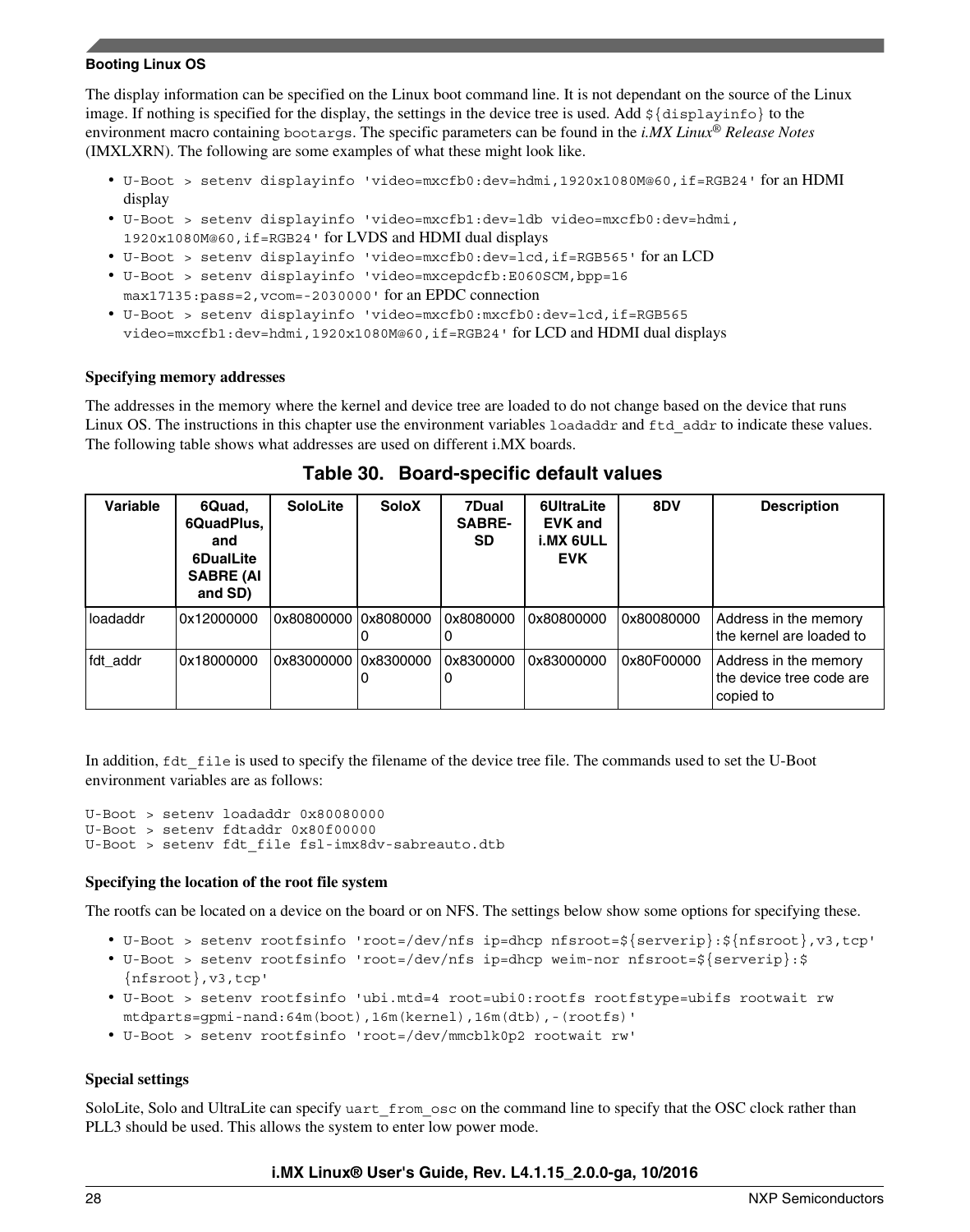The display information can be specified on the Linux boot command line. It is not dependant on the source of the Linux image. If nothing is specified for the display, the settings in the device tree is used. Add `${displayinfo}` to the environment macro containing `bootargs`. The specific parameters can be found in the *i.MX Linux® Release Notes* (IMXLXRN). The following are some examples of what these might look like.

- `U-Boot > setenv displayinfo 'video=mxcfb0:dev=hdmi,1920x1080M@60,if=RGB24'` for an HDMI display
- `U-Boot > setenv displayinfo 'video=mxcfb1:dev=ldb video=mxcfb0:dev=hdmi, 1920x1080M@60,if=RGB24'` for LVDS and HDMI dual displays
- `U-Boot > setenv displayinfo 'video=mxcfb0:dev=lcd,if=RGB565'` for an LCD
- `U-Boot > setenv displayinfo 'video=mxcepdcfb:E060SCM,bpp=16 max17135:pass=2,vcom=-2030000'` for an EPDC connection
- `U-Boot > setenv displayinfo 'video=mxcfb0:mxcfb0:dev=lcd,if=RGB565 video=mxcfb1:dev=hdmi,1920x1080M@60,if=RGB24'` for LCD and HDMI dual displays

**Specifying memory addresses**

The addresses in the memory where the kernel and device tree are loaded to do not change based on the device that runs Linux OS. The instructions in this chapter use the environment variables `loadaddr` and `ftd_addr` to indicate these values. The following table shows what addresses are used on different i.MX boards.

**Table 30. Board-specific default values**

| Variable | 6Quad, 6QuadPlus, and 6DualLite SABRE (AI and SD) | SoloLite | SoloX | 7Dual SABRE-SD | 6UltraLite EVK and i.MX 6ULL EVK | 8DV | Description |
|---|---|---|---|---|---|---|---|
| loadaddr | 0x12000000 | 0x80800000 | 0x80800000 | 0x80800000 | 0x80800000 | 0x80080000 | Address in the memory the kernel are loaded to |
| fdt_addr | 0x18000000 | 0x83000000 | 0x83000000 | 0x83000000 | 0x83000000 | 0x80F00000 | Address in the memory the device tree code are copied to |

In addition, `fdt_file` is used to specify the filename of the device tree file. The commands used to set the U-Boot environment variables are as follows:

```
U-Boot > setenv loadaddr 0x80080000
U-Boot > setenv fdtaddr 0x80f00000
U-Boot > setenv fdt_file fsl-imx8dv-sabreauto.dtb
```

**Specifying the location of the root file system**

The rootfs can be located on a device on the board or on NFS. The settings below show some options for specifying these.

- `U-Boot > setenv rootfsinfo 'root=/dev/nfs ip=dhcp nfsroot=${serverip}:${nfsroot},v3,tcp'`
- `U-Boot > setenv rootfsinfo 'root=/dev/nfs ip=dhcp weim-nor nfsroot=${serverip}:${nfsroot},v3,tcp'`
- `U-Boot > setenv rootfsinfo 'ubi.mtd=4 root=ubi0:rootfs rootfstype=ubifs rootwait rw mtdparts=gpmi-nand:64m(boot),16m(kernel),16m(dtb),-(rootfs)'`
- `U-Boot > setenv rootfsinfo 'root=/dev/mmcblk0p2 rootwait rw'`

**Special settings**

SoloLite, Solo and UltraLite can specify `uart_from_osc` on the command line to specify that the OSC clock rather than PLL3 should be used. This allows the system to enter low power mode.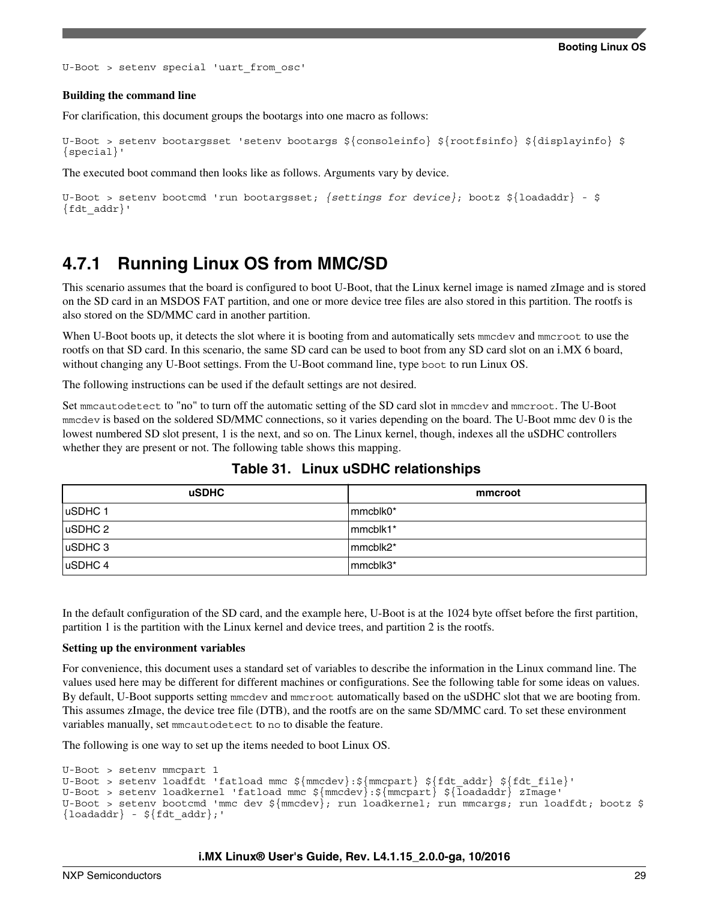```
U-Boot > setenv special 'uart_from_osc'
```

**Building the command line**

For clarification, this document groups the bootargs into one macro as follows:

```
U-Boot > setenv bootargsset 'setenv bootargs ${consoleinfo} ${rootfsinfo} ${displayinfo} $
{special}'
```

The executed boot command then looks like as follows. Arguments vary by device.

```
U-Boot > setenv bootcmd 'run bootargsset; {settings for device}; bootz ${loadaddr} - $
{fdt_addr}'
```

### 4.7.1 Running Linux OS from MMC/SD

This scenario assumes that the board is configured to boot U-Boot, that the Linux kernel image is named zImage and is stored on the SD card in an MSDOS FAT partition, and one or more device tree files are also stored in this partition. The rootfs is also stored on the SD/MMC card in another partition.

When U-Boot boots up, it detects the slot where it is booting from and automatically sets `mmcdev` and `mmcroot` to use the rootfs on that SD card. In this scenario, the same SD card can be used to boot from any SD card slot on an i.MX 6 board, without changing any U-Boot settings. From the U-Boot command line, type `boot` to run Linux OS.

The following instructions can be used if the default settings are not desired.

Set `mmcautodetect` to "no" to turn off the automatic setting of the SD card slot in `mmcdev` and `mmcroot`. The U-Boot `mmcdev` is based on the soldered SD/MMC connections, so it varies depending on the board. The U-Boot mmc dev 0 is the lowest numbered SD slot present, 1 is the next, and so on. The Linux kernel, though, indexes all the uSDHC controllers whether they are present or not. The following table shows this mapping.

**Table 31. Linux uSDHC relationships**

| uSDHC | mmcroot |
|---|---|
| uSDHC 1 | mmcblk0* |
| uSDHC 2 | mmcblk1* |
| uSDHC 3 | mmcblk2* |
| uSDHC 4 | mmcblk3* |

In the default configuration of the SD card, and the example here, U-Boot is at the 1024 byte offset before the first partition, partition 1 is the partition with the Linux kernel and device trees, and partition 2 is the rootfs.

**Setting up the environment variables**

For convenience, this document uses a standard set of variables to describe the information in the Linux command line. The values used here may be different for different machines or configurations. See the following table for some ideas on values. By default, U-Boot supports setting `mmcdev` and `mmcroot` automatically based on the uSDHC slot that we are booting from. This assumes zImage, the device tree file (DTB), and the rootfs are on the same SD/MMC card. To set these environment variables manually, set `mmcautodetect` to `no` to disable the feature.

The following is one way to set up the items needed to boot Linux OS.

```
U-Boot > setenv mmcpart 1
U-Boot > setenv loadfdt 'fatload mmc ${mmcdev}:${mmcpart} ${fdt_addr} ${fdt_file}'
U-Boot > setenv loadkernel 'fatload mmc ${mmcdev}:${mmcpart} ${loadaddr} zImage'
U-Boot > setenv bootcmd 'mmc dev ${mmcdev}; run loadkernel; run mmcargs; run loadfdt; bootz $
{loadaddr} - ${fdt_addr};'
```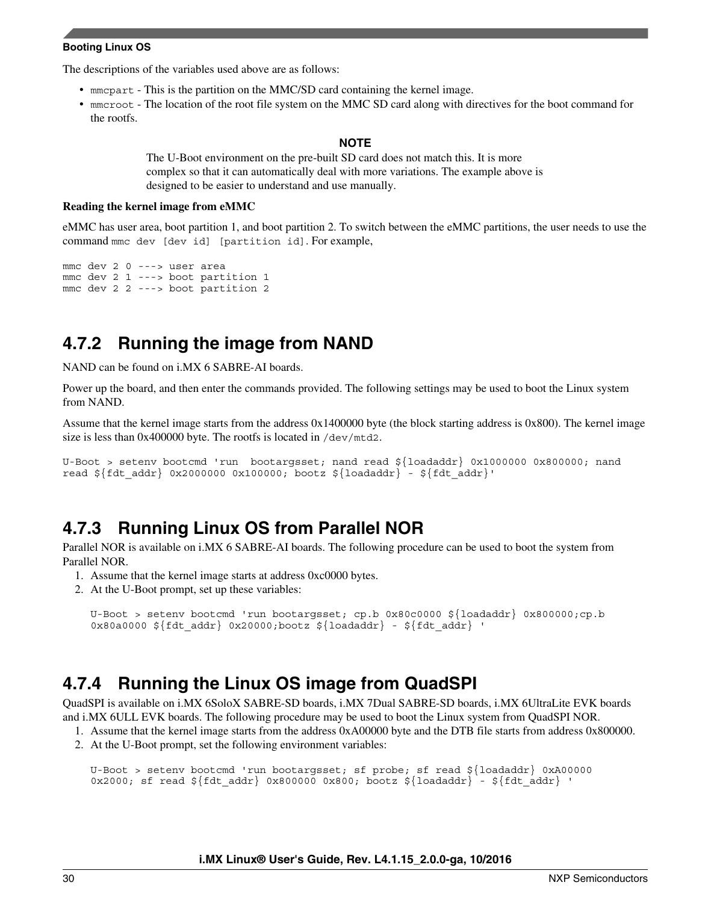The descriptions of the variables used above are as follows:

- `mmcpart` - This is the partition on the MMC/SD card containing the kernel image.
- `mmcroot` - The location of the root file system on the MMC SD card along with directives for the boot command for the rootfs.

> **NOTE**
>
> The U-Boot environment on the pre-built SD card does not match this. It is more complex so that it can automatically deal with more variations. The example above is designed to be easier to understand and use manually.

**Reading the kernel image from eMMC**

eMMC has user area, boot partition 1, and boot partition 2. To switch between the eMMC partitions, the user needs to use the command `mmc dev [dev id] [partition id]`. For example,

```
mmc dev 2 0 ---> user area
mmc dev 2 1 ---> boot partition 1
mmc dev 2 2 ---> boot partition 2
```

## 4.7.2 Running the image from NAND

NAND can be found on i.MX 6 SABRE-AI boards.

Power up the board, and then enter the commands provided. The following settings may be used to boot the Linux system from NAND.

Assume that the kernel image starts from the address 0x1400000 byte (the block starting address is 0x800). The kernel image size is less than 0x400000 byte. The rootfs is located in `/dev/mtd2`.

```
U-Boot > setenv bootcmd 'run  bootargsset; nand read ${loadaddr} 0x1000000 0x800000; nand
read ${fdt_addr} 0x2000000 0x100000; bootz ${loadaddr} - ${fdt_addr}'
```

## 4.7.3 Running Linux OS from Parallel NOR

Parallel NOR is available on i.MX 6 SABRE-AI boards. The following procedure can be used to boot the system from Parallel NOR.

1. Assume that the kernel image starts at address 0xc0000 bytes.
2. At the U-Boot prompt, set up these variables:

   ```
   U-Boot > setenv bootcmd 'run bootargsset; cp.b 0x80c0000 ${loadaddr} 0x800000;cp.b
   0x80a0000 ${fdt_addr} 0x20000;bootz ${loadaddr} - ${fdt_addr} '
   ```

## 4.7.4 Running the Linux OS image from QuadSPI

QuadSPI is available on i.MX 6SoloX SABRE-SD boards, i.MX 7Dual SABRE-SD boards, i.MX 6UltraLite EVK boards and i.MX 6ULL EVK boards. The following procedure may be used to boot the Linux system from QuadSPI NOR.

1. Assume that the kernel image starts from the address 0xA00000 byte and the DTB file starts from address 0x800000.
2. At the U-Boot prompt, set the following environment variables:

   ```
   U-Boot > setenv bootcmd 'run bootargsset; sf probe; sf read ${loadaddr} 0xA00000
   0x2000; sf read ${fdt_addr} 0x800000 0x800; bootz ${loadaddr} - ${fdt_addr} '
   ```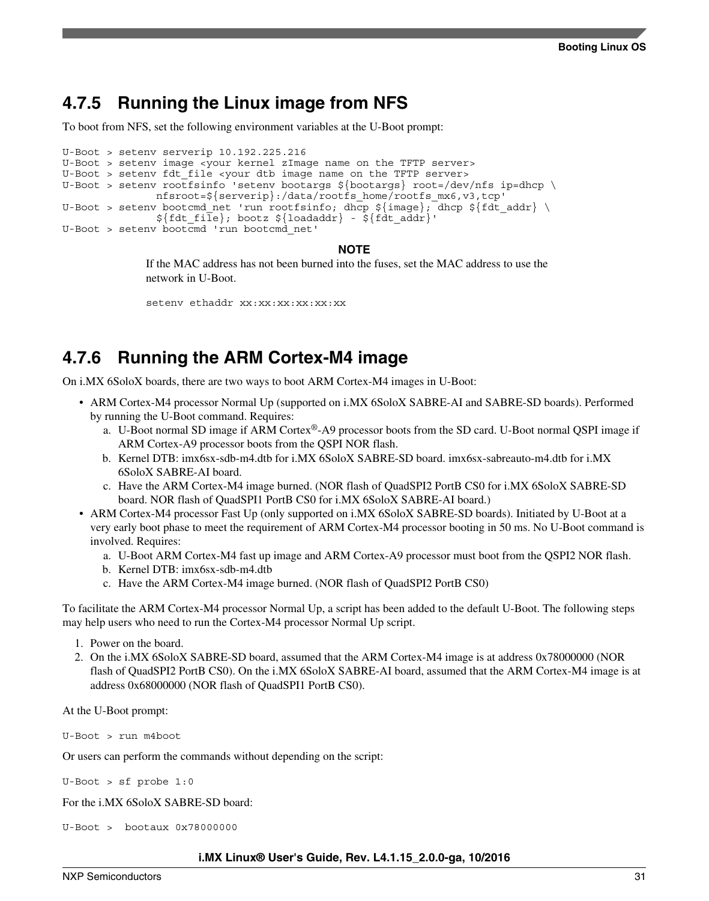### 4.7.5 Running the Linux image from NFS

To boot from NFS, set the following environment variables at the U-Boot prompt:

```
U-Boot > setenv serverip 10.192.225.216
U-Boot > setenv image <your kernel zImage name on the TFTP server>
U-Boot > setenv fdt_file <your dtb image name on the TFTP server>
U-Boot > setenv rootfsinfo 'setenv bootargs ${bootargs} root=/dev/nfs ip=dhcp \
            nfsroot=${serverip}:/data/rootfs_home/rootfs_mx6,v3,tcp'
U-Boot > setenv bootcmd_net 'run rootfsinfo; dhcp ${image}; dhcp ${fdt_addr} \
            ${fdt_file}; bootz ${loadaddr} - ${fdt_addr}'
U-Boot > setenv bootcmd 'run bootcmd_net'
```

**NOTE**

If the MAC address has not been burned into the fuses, set the MAC address to use the network in U-Boot.

```
setenv ethaddr xx:xx:xx:xx:xx:xx
```

### 4.7.6 Running the ARM Cortex-M4 image

On i.MX 6SoloX boards, there are two ways to boot ARM Cortex-M4 images in U-Boot:

- ARM Cortex-M4 processor Normal Up (supported on i.MX 6SoloX SABRE-AI and SABRE-SD boards). Performed by running the U-Boot command. Requires:
  a. U-Boot normal SD image if ARM Cortex®-A9 processor boots from the SD card. U-Boot normal QSPI image if ARM Cortex-A9 processor boots from the QSPI NOR flash.
  b. Kernel DTB: imx6sx-sdb-m4.dtb for i.MX 6SoloX SABRE-SD board. imx6sx-sabreauto-m4.dtb for i.MX 6SoloX SABRE-AI board.
  c. Have the ARM Cortex-M4 image burned. (NOR flash of QuadSPI2 PortB CS0 for i.MX 6SoloX SABRE-SD board. NOR flash of QuadSPI1 PortB CS0 for i.MX 6SoloX SABRE-AI board.)
- ARM Cortex-M4 processor Fast Up (only supported on i.MX 6SoloX SABRE-SD boards). Initiated by U-Boot at a very early boot phase to meet the requirement of ARM Cortex-M4 processor booting in 50 ms. No U-Boot command is involved. Requires:
  a. U-Boot ARM Cortex-M4 fast up image and ARM Cortex-A9 processor must boot from the QSPI2 NOR flash.
  b. Kernel DTB: imx6sx-sdb-m4.dtb
  c. Have the ARM Cortex-M4 image burned. (NOR flash of QuadSPI2 PortB CS0)

To facilitate the ARM Cortex-M4 processor Normal Up, a script has been added to the default U-Boot. The following steps may help users who need to run the Cortex-M4 processor Normal Up script.

1. Power on the board.
2. On the i.MX 6SoloX SABRE-SD board, assumed that the ARM Cortex-M4 image is at address 0x78000000 (NOR flash of QuadSPI2 PortB CS0). On the i.MX 6SoloX SABRE-AI board, assumed that the ARM Cortex-M4 image is at address 0x68000000 (NOR flash of QuadSPI1 PortB CS0).

At the U-Boot prompt:

```
U-Boot > run m4boot
```

Or users can perform the commands without depending on the script:

```
U-Boot > sf probe 1:0
```

For the i.MX 6SoloX SABRE-SD board:

```
U-Boot >  bootaux 0x78000000
```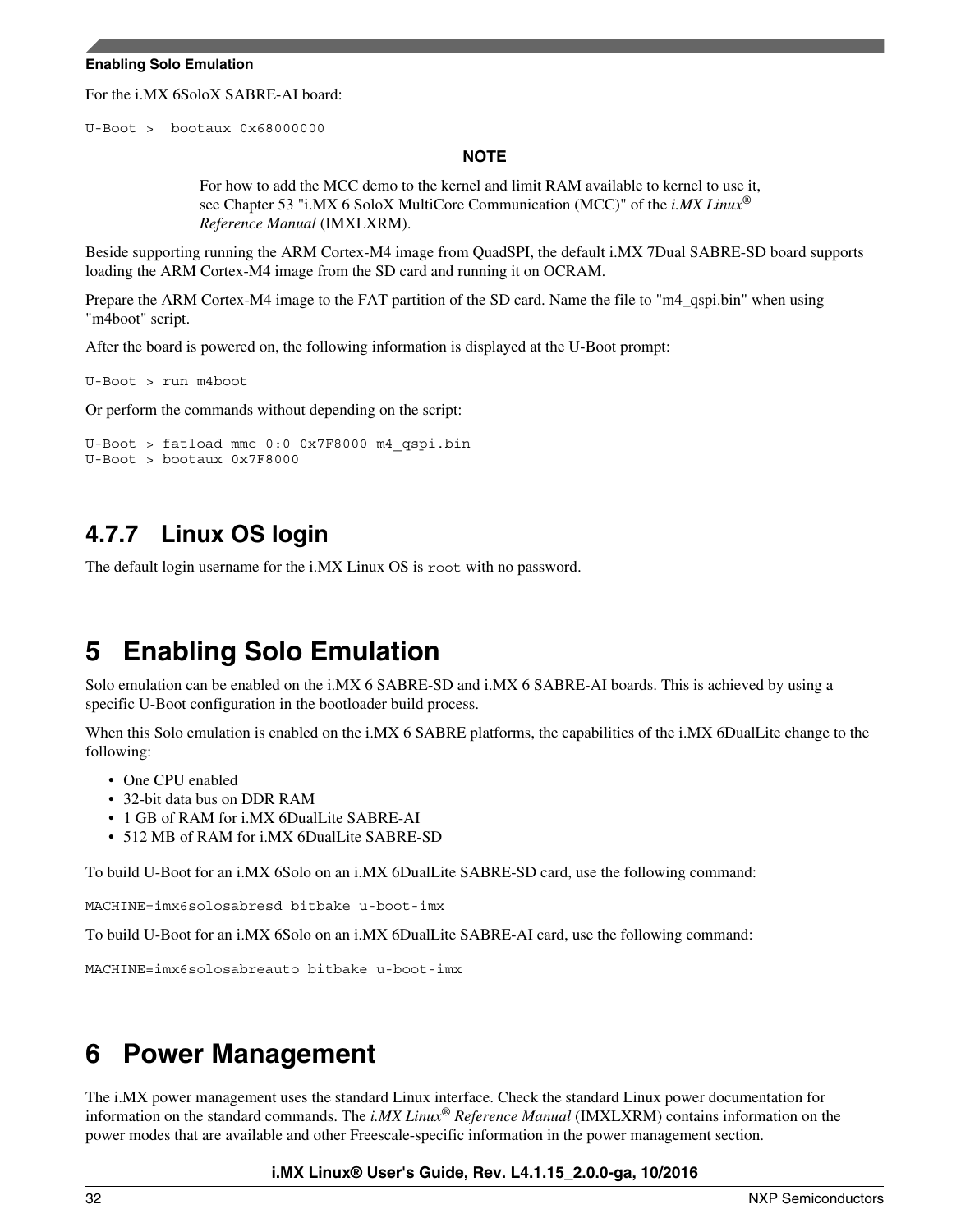For the i.MX 6SoloX SABRE-AI board:

```
U-Boot >  bootaux 0x68000000
```

**NOTE**

For how to add the MCC demo to the kernel and limit RAM available to kernel to use it, see Chapter 53 "i.MX 6 SoloX MultiCore Communication (MCC)" of the *i.MX Linux® Reference Manual* (IMXLXRM).

Beside supporting running the ARM Cortex-M4 image from QuadSPI, the default i.MX 7Dual SABRE-SD board supports loading the ARM Cortex-M4 image from the SD card and running it on OCRAM.

Prepare the ARM Cortex-M4 image to the FAT partition of the SD card. Name the file to "m4_qspi.bin" when using "m4boot" script.

After the board is powered on, the following information is displayed at the U-Boot prompt:

```
U-Boot > run m4boot
```

Or perform the commands without depending on the script:

```
U-Boot > fatload mmc 0:0 0x7F8000 m4_qspi.bin
U-Boot > bootaux 0x7F8000
```

### 4.7.7 Linux OS login

The default login username for the i.MX Linux OS is `root` with no password.

# 5 Enabling Solo Emulation

Solo emulation can be enabled on the i.MX 6 SABRE-SD and i.MX 6 SABRE-AI boards. This is achieved by using a specific U-Boot configuration in the bootloader build process.

When this Solo emulation is enabled on the i.MX 6 SABRE platforms, the capabilities of the i.MX 6DualLite change to the following:

- One CPU enabled
- 32-bit data bus on DDR RAM
- 1 GB of RAM for i.MX 6DualLite SABRE-AI
- 512 MB of RAM for i.MX 6DualLite SABRE-SD

To build U-Boot for an i.MX 6Solo on an i.MX 6DualLite SABRE-SD card, use the following command:

```
MACHINE=imx6solosabresd bitbake u-boot-imx
```

To build U-Boot for an i.MX 6Solo on an i.MX 6DualLite SABRE-AI card, use the following command:

```
MACHINE=imx6solosabreauto bitbake u-boot-imx
```

# 6 Power Management

The i.MX power management uses the standard Linux interface. Check the standard Linux power documentation for information on the standard commands. The *i.MX Linux® Reference Manual* (IMXLXRM) contains information on the power modes that are available and other Freescale-specific information in the power management section.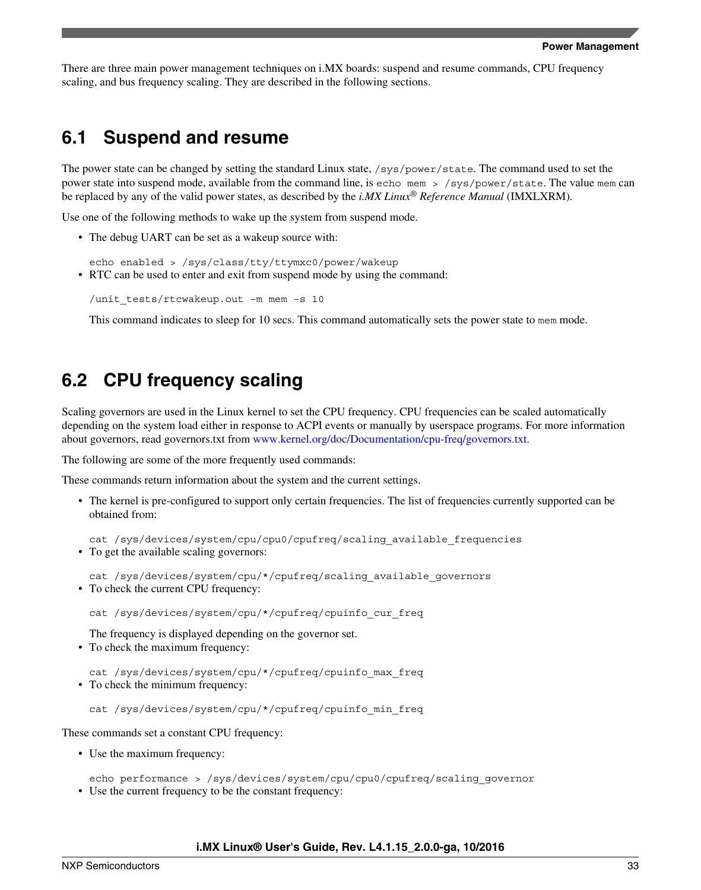There are three main power management techniques on i.MX boards: suspend and resume commands, CPU frequency scaling, and bus frequency scaling. They are described in the following sections.

## 6.1 Suspend and resume

The power state can be changed by setting the standard Linux state, `/sys/power/state`. The command used to set the power state into suspend mode, available from the command line, is `echo mem > /sys/power/state`. The value `mem` can be replaced by any of the valid power states, as described by the *i.MX Linux® Reference Manual* (IMXLXRM).

Use one of the following methods to wake up the system from suspend mode.

- The debug UART can be set as a wakeup source with:

  ```
  echo enabled > /sys/class/tty/ttymxc0/power/wakeup
  ```

- RTC can be used to enter and exit from suspend mode by using the command:

  ```
  /unit_tests/rtcwakeup.out -m mem -s 10
  ```

  This command indicates to sleep for 10 secs. This command automatically sets the power state to `mem` mode.

## 6.2 CPU frequency scaling

Scaling governors are used in the Linux kernel to set the CPU frequency. CPU frequencies can be scaled automatically depending on the system load either in response to ACPI events or manually by userspace programs. For more information about governors, read governors.txt from [www.kernel.org/doc/Documentation/cpu-freq/governors.txt](www.kernel.org/doc/Documentation/cpu-freq/governors.txt).

The following are some of the more frequently used commands:

These commands return information about the system and the current settings.

- The kernel is pre-configured to support only certain frequencies. The list of frequencies currently supported can be obtained from:

  ```
  cat /sys/devices/system/cpu/cpu0/cpufreq/scaling_available_frequencies
  ```

- To get the available scaling governors:

  ```
  cat /sys/devices/system/cpu/*/cpufreq/scaling_available_governors
  ```

- To check the current CPU frequency:

  ```
  cat /sys/devices/system/cpu/*/cpufreq/cpuinfo_cur_freq
  ```

  The frequency is displayed depending on the governor set.

- To check the maximum frequency:

  ```
  cat /sys/devices/system/cpu/*/cpufreq/cpuinfo_max_freq
  ```

- To check the minimum frequency:

  ```
  cat /sys/devices/system/cpu/*/cpufreq/cpuinfo_min_freq
  ```

These commands set a constant CPU frequency:

- Use the maximum frequency:

  ```
  echo performance > /sys/devices/system/cpu/cpu0/cpufreq/scaling_governor
  ```

- Use the current frequency to be the constant frequency: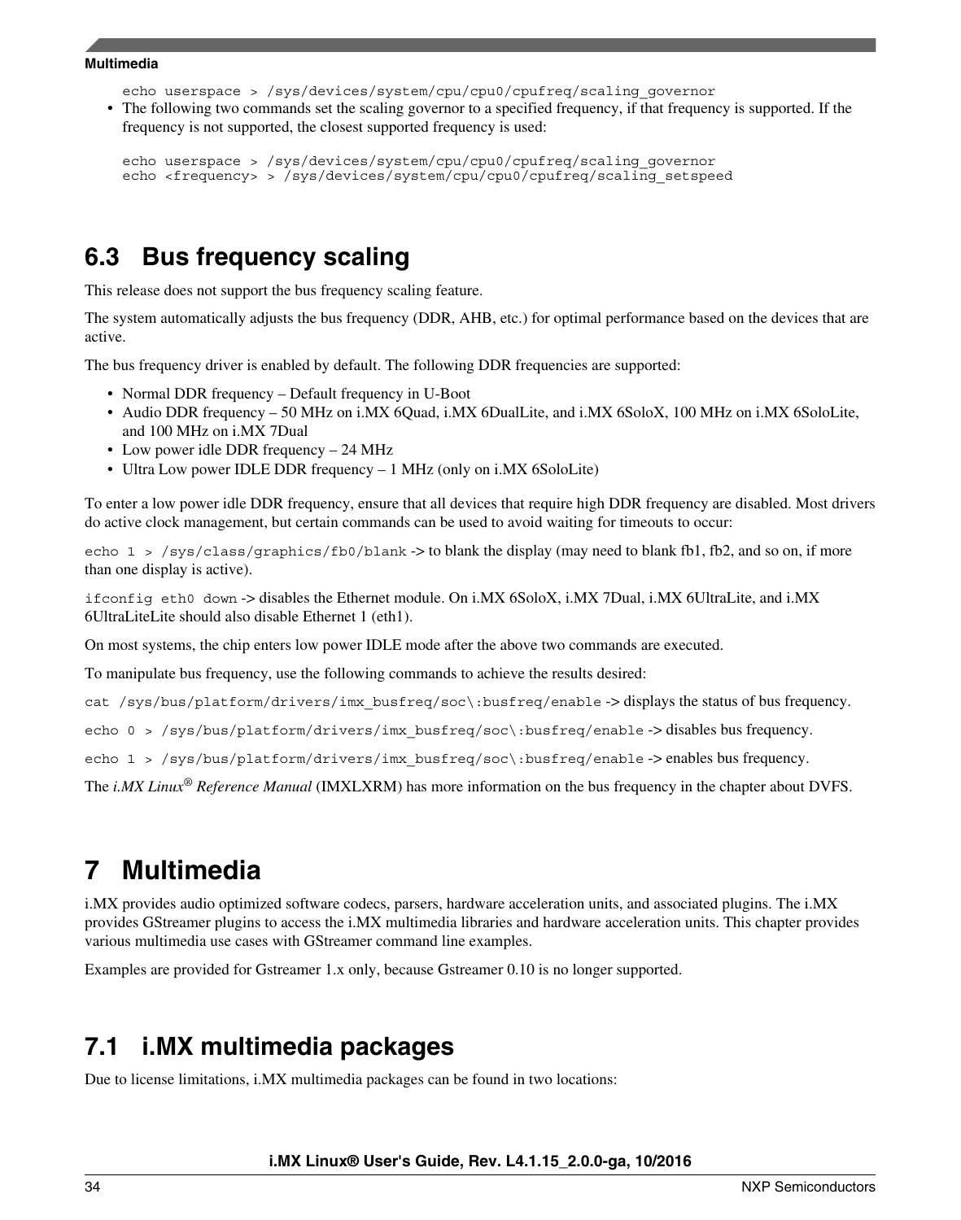```
echo userspace > /sys/devices/system/cpu/cpu0/cpufreq/scaling_governor
```

- The following two commands set the scaling governor to a specified frequency, if that frequency is supported. If the frequency is not supported, the closest supported frequency is used:

```
echo userspace > /sys/devices/system/cpu/cpu0/cpufreq/scaling_governor
echo <frequency> > /sys/devices/system/cpu/cpu0/cpufreq/scaling_setspeed
```

## 6.3 Bus frequency scaling

This release does not support the bus frequency scaling feature.

The system automatically adjusts the bus frequency (DDR, AHB, etc.) for optimal performance based on the devices that are active.

The bus frequency driver is enabled by default. The following DDR frequencies are supported:

- Normal DDR frequency – Default frequency in U-Boot
- Audio DDR frequency – 50 MHz on i.MX 6Quad, i.MX 6DualLite, and i.MX 6SoloX, 100 MHz on i.MX 6SoloLite, and 100 MHz on i.MX 7Dual
- Low power idle DDR frequency – 24 MHz
- Ultra Low power IDLE DDR frequency – 1 MHz (only on i.MX 6SoloLite)

To enter a low power idle DDR frequency, ensure that all devices that require high DDR frequency are disabled. Most drivers do active clock management, but certain commands can be used to avoid waiting for timeouts to occur:

`echo 1 > /sys/class/graphics/fb0/blank` -> to blank the display (may need to blank fb1, fb2, and so on, if more than one display is active).

`ifconfig eth0 down` -> disables the Ethernet module. On i.MX 6SoloX, i.MX 7Dual, i.MX 6UltraLite, and i.MX 6UltraLiteLite should also disable Ethernet 1 (eth1).

On most systems, the chip enters low power IDLE mode after the above two commands are executed.

To manipulate bus frequency, use the following commands to achieve the results desired:

`cat /sys/bus/platform/drivers/imx_busfreq/soc\:busfreq/enable` -> displays the status of bus frequency.

`echo 0 > /sys/bus/platform/drivers/imx_busfreq/soc\:busfreq/enable` -> disables bus frequency.

`echo 1 > /sys/bus/platform/drivers/imx_busfreq/soc\:busfreq/enable` -> enables bus frequency.

The *i.MX Linux® Reference Manual* (IMXLXRM) has more information on the bus frequency in the chapter about DVFS.

# 7 Multimedia

i.MX provides audio optimized software codecs, parsers, hardware acceleration units, and associated plugins. The i.MX provides GStreamer plugins to access the i.MX multimedia libraries and hardware acceleration units. This chapter provides various multimedia use cases with GStreamer command line examples.

Examples are provided for Gstreamer 1.x only, because Gstreamer 0.10 is no longer supported.

## 7.1 i.MX multimedia packages

Due to license limitations, i.MX multimedia packages can be found in two locations: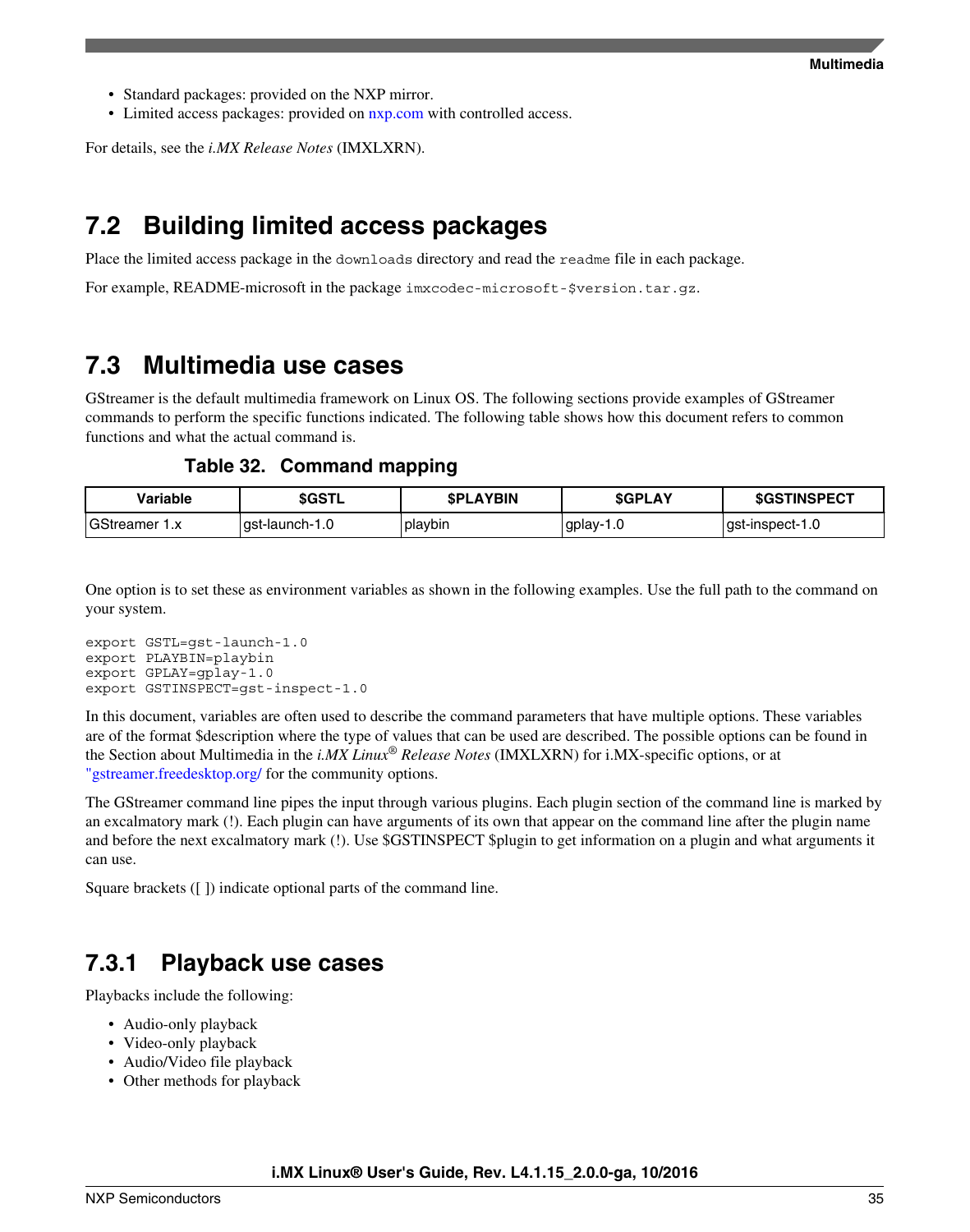- Standard packages: provided on the NXP mirror.
- Limited access packages: provided on nxp.com with controlled access.

For details, see the *i.MX Release Notes* (IMXLXRN).

## 7.2 Building limited access packages

Place the limited access package in the `downloads` directory and read the `readme` file in each package.

For example, README-microsoft in the package `imxcodec-microsoft-$version.tar.gz`.

## 7.3 Multimedia use cases

GStreamer is the default multimedia framework on Linux OS. The following sections provide examples of GStreamer commands to perform the specific functions indicated. The following table shows how this document refers to common functions and what the actual command is.

**Table 32. Command mapping**

| Variable | $GSTL | $PLAYBIN | $GPLAY | $GSTINSPECT |
|---|---|---|---|---|
| GStreamer 1.x | gst-launch-1.0 | playbin | gplay-1.0 | gst-inspect-1.0 |

One option is to set these as environment variables as shown in the following examples. Use the full path to the command on your system.

```
export GSTL=gst-launch-1.0
export PLAYBIN=playbin
export GPLAY=gplay-1.0
export GSTINSPECT=gst-inspect-1.0
```

In this document, variables are often used to describe the command parameters that have multiple options. These variables are of the format $description where the type of values that can be used are described. The possible options can be found in the Section about Multimedia in the *i.MX Linux® Release Notes* (IMXLXRN) for i.MX-specific options, or at "gstreamer.freedesktop.org/ for the community options.

The GStreamer command line pipes the input through various plugins. Each plugin section of the command line is marked by an excalmatory mark (!). Each plugin can have arguments of its own that appear on the command line after the plugin name and before the next excalmatory mark (!). Use $GSTINSPECT $plugin to get information on a plugin and what arguments it can use.

Square brackets ([ ]) indicate optional parts of the command line.

### 7.3.1 Playback use cases

Playbacks include the following:

- Audio-only playback
- Video-only playback
- Audio/Video file playback
- Other methods for playback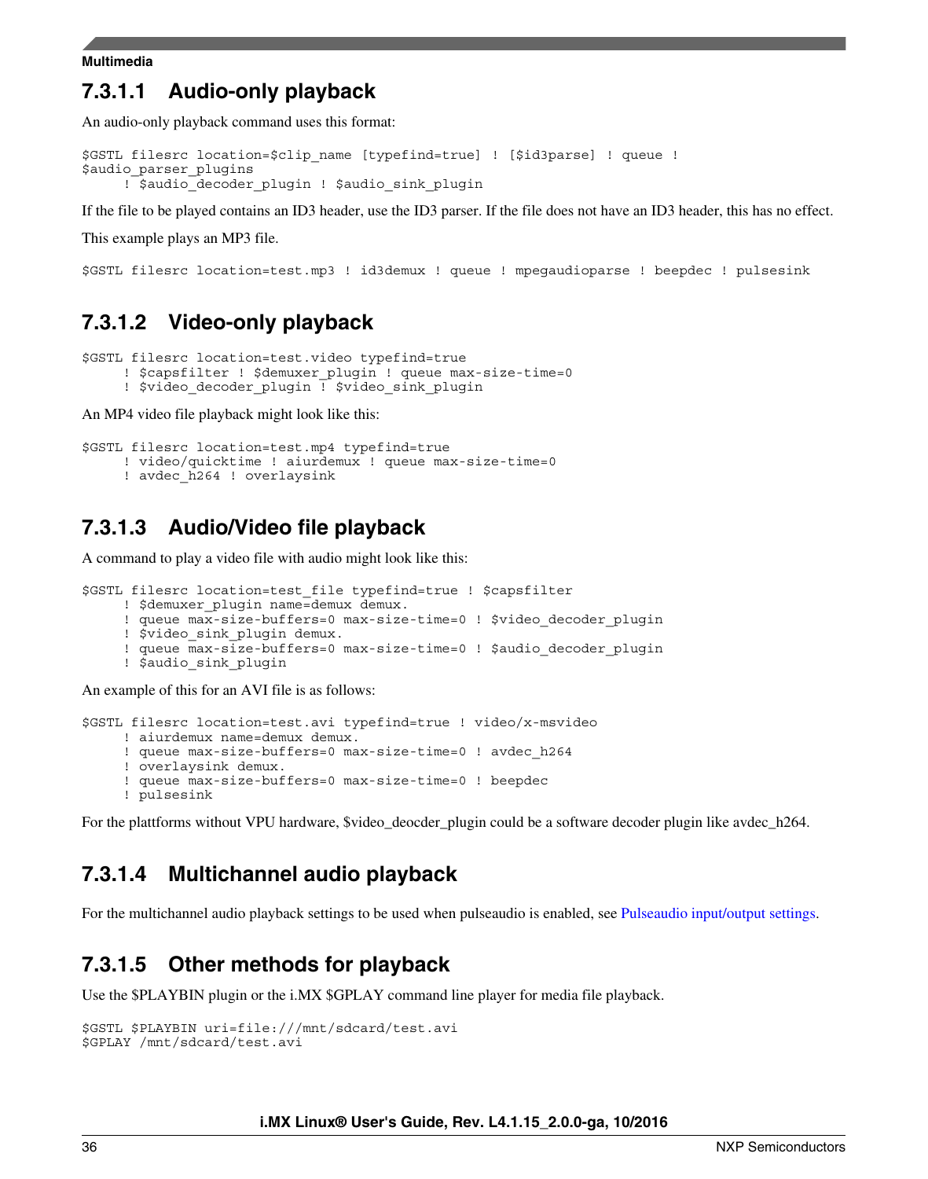#### 7.3.1.1 Audio-only playback

An audio-only playback command uses this format:

```
$GSTL filesrc location=$clip_name [typefind=true] ! [$id3parse] ! queue !
$audio_parser_plugins
     ! $audio_decoder_plugin ! $audio_sink_plugin
```

If the file to be played contains an ID3 header, use the ID3 parser. If the file does not have an ID3 header, this has no effect.

This example plays an MP3 file.

```
$GSTL filesrc location=test.mp3 ! id3demux ! queue ! mpegaudioparse ! beepdec ! pulsesink
```

#### 7.3.1.2 Video-only playback

```
$GSTL filesrc location=test.video typefind=true
     ! $capsfilter ! $demuxer_plugin ! queue max-size-time=0
     ! $video_decoder_plugin ! $video_sink_plugin
```

An MP4 video file playback might look like this:

```
$GSTL filesrc location=test.mp4 typefind=true
     ! video/quicktime ! aiurdemux ! queue max-size-time=0
     ! avdec_h264 ! overlaysink
```

#### 7.3.1.3 Audio/Video file playback

A command to play a video file with audio might look like this:

```
$GSTL filesrc location=test_file typefind=true ! $capsfilter
     ! $demuxer_plugin name=demux demux.
     ! queue max-size-buffers=0 max-size-time=0 ! $video_decoder_plugin
     ! $video_sink_plugin demux.
     ! queue max-size-buffers=0 max-size-time=0 ! $audio_decoder_plugin
     ! $audio_sink_plugin
```

An example of this for an AVI file is as follows:

```
$GSTL filesrc location=test.avi typefind=true ! video/x-msvideo
     ! aiurdemux name=demux demux.
     ! queue max-size-buffers=0 max-size-time=0 ! avdec_h264
     ! overlaysink demux.
     ! queue max-size-buffers=0 max-size-time=0 ! beepdec
     ! pulsesink
```

For the plattforms without VPU hardware, $video_deocder_plugin could be a software decoder plugin like avdec_h264.

#### 7.3.1.4 Multichannel audio playback

For the multichannel audio playback settings to be used when pulseaudio is enabled, see Pulseaudio input/output settings.

#### 7.3.1.5 Other methods for playback

Use the $PLAYBIN plugin or the i.MX $GPLAY command line player for media file playback.

```
$GSTL $PLAYBIN uri=file:///mnt/sdcard/test.avi
$GPLAY /mnt/sdcard/test.avi
```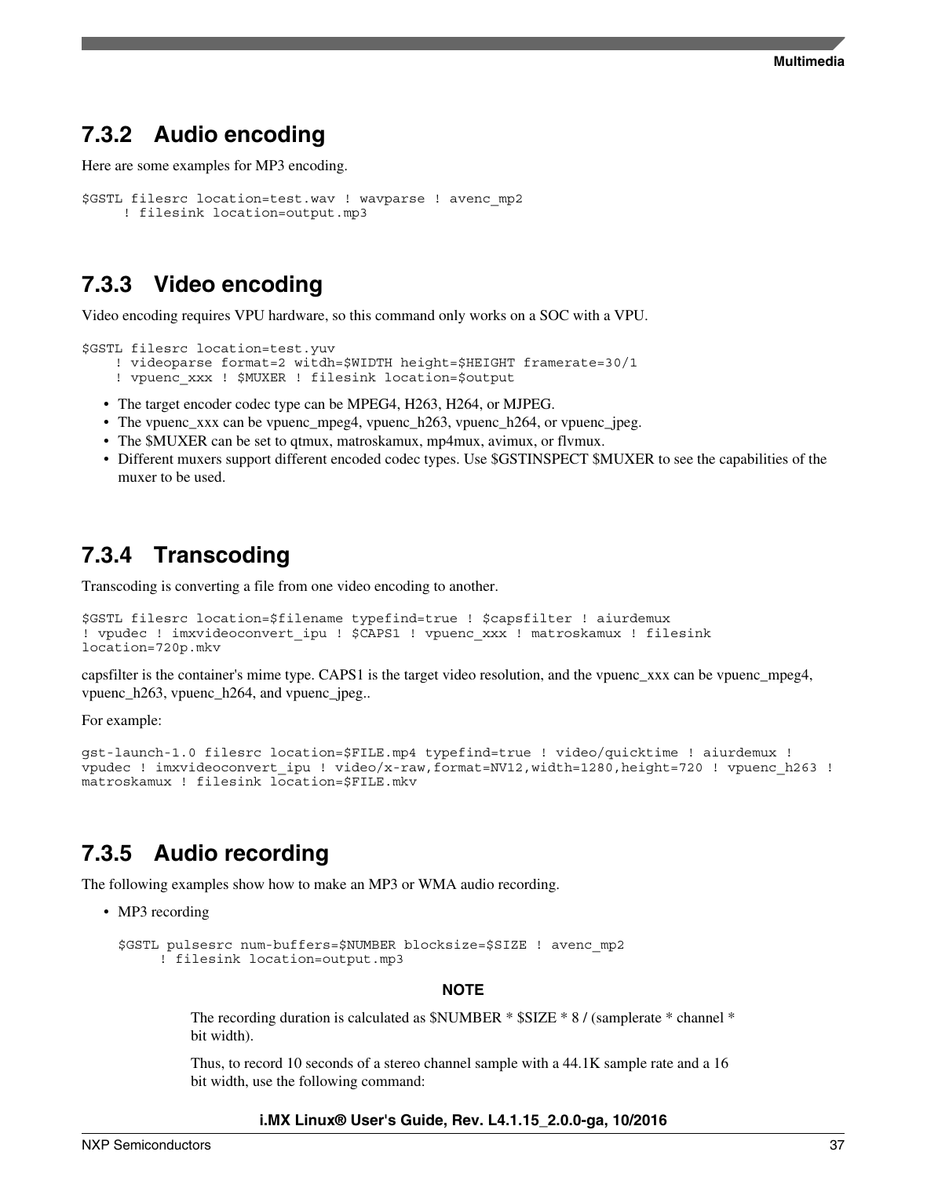## 7.3.2 Audio encoding

Here are some examples for MP3 encoding.

```
$GSTL filesrc location=test.wav ! wavparse ! avenc_mp2
     ! filesink location=output.mp3
```

## 7.3.3 Video encoding

Video encoding requires VPU hardware, so this command only works on a SOC with a VPU.

```
$GSTL filesrc location=test.yuv
    ! videoparse format=2 witdh=$WIDTH height=$HEIGHT framerate=30/1
    ! vpuenc_xxx ! $MUXER ! filesink location=$output
```

- The target encoder codec type can be MPEG4, H263, H264, or MJPEG.
- The vpuenc_xxx can be vpuenc_mpeg4, vpuenc_h263, vpuenc_h264, or vpuenc_jpeg.
- The $MUXER can be set to qtmux, matroskamux, mp4mux, avimux, or flvmux.
- Different muxers support different encoded codec types. Use $GSTINSPECT $MUXER to see the capabilities of the muxer to be used.

## 7.3.4 Transcoding

Transcoding is converting a file from one video encoding to another.

```
$GSTL filesrc location=$filename typefind=true ! $capsfilter ! aiurdemux
! vpudec ! imxvideoconvert_ipu ! $CAPS1 ! vpuenc_xxx ! matroskamux ! filesink
location=720p.mkv
```

capsfilter is the container's mime type. CAPS1 is the target video resolution, and the vpuenc_xxx can be vpuenc_mpeg4, vpuenc_h263, vpuenc_h264, and vpuenc_jpeg..

For example:

```
gst-launch-1.0 filesrc location=$FILE.mp4 typefind=true ! video/quicktime ! aiurdemux !
vpudec ! imxvideoconvert_ipu ! video/x-raw,format=NV12,width=1280,height=720 ! vpuenc_h263 !
matroskamux ! filesink location=$FILE.mkv
```

## 7.3.5 Audio recording

The following examples show how to make an MP3 or WMA audio recording.

- MP3 recording

```
$GSTL pulsesrc num-buffers=$NUMBER blocksize=$SIZE ! avenc_mp2
     ! filesink location=output.mp3
```

**NOTE**

The recording duration is calculated as $NUMBER * $SIZE * 8 / (samplerate * channel * bit width).

Thus, to record 10 seconds of a stereo channel sample with a 44.1K sample rate and a 16 bit width, use the following command: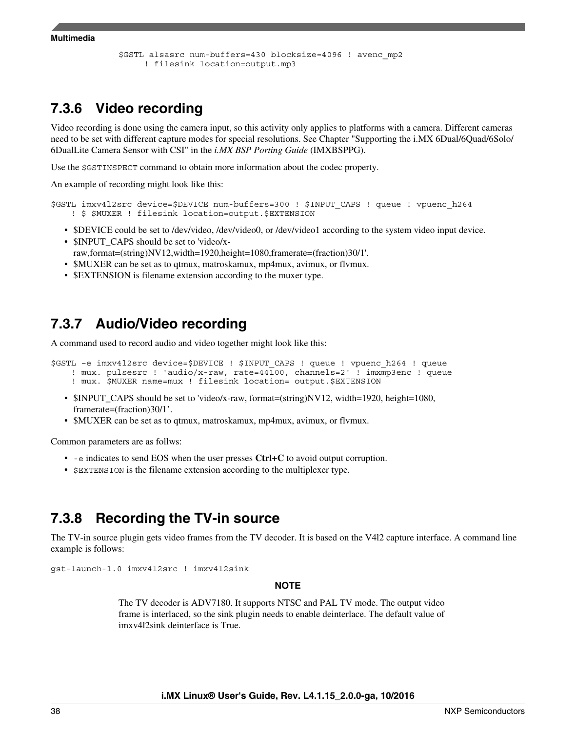```
$GSTL alsasrc num-buffers=430 blocksize=4096 ! avenc_mp2
     ! filesink location=output.mp3
```

### 7.3.6 Video recording

Video recording is done using the camera input, so this activity only applies to platforms with a camera. Different cameras need to be set with different capture modes for special resolutions. See Chapter "Supporting the i.MX 6Dual/6Quad/6Solo/6DualLite Camera Sensor with CSI" in the *i.MX BSP Porting Guide* (IMXBSPPG).

Use the `$GSTINSPECT` command to obtain more information about the codec property.

An example of recording might look like this:

```
$GSTL imxv4l2src device=$DEVICE num-buffers=300 ! $INPUT_CAPS ! queue ! vpuenc_h264
    ! $ $MUXER ! filesink location=output.$EXTENSION
```

- $DEVICE could be set to /dev/video, /dev/video0, or /dev/video1 according to the system video input device.
- $INPUT_CAPS should be set to 'video/x-raw,format=(string)NV12,width=1920,height=1080,framerate=(fraction)30/1'.
- $MUXER can be set as to qtmux, matroskamux, mp4mux, avimux, or flvmux.
- $EXTENSION is filename extension according to the muxer type.

### 7.3.7 Audio/Video recording

A command used to record audio and video together might look like this:

```
$GSTL –e imxv4l2src device=$DEVICE ! $INPUT_CAPS ! queue ! vpuenc_h264 ! queue
    ! mux. pulsesrc ! 'audio/x-raw, rate=44100, channels=2' ! imxmp3enc ! queue
    ! mux. $MUXER name=mux ! filesink location= output.$EXTENSION
```

- $INPUT_CAPS should be set to 'video/x-raw, format=(string)NV12, width=1920, height=1080, framerate=(fraction)30/1'.
- $MUXER can be set as to qtmux, matroskamux, mp4mux, avimux, or flvmux.

Common parameters are as follws:

- `-e` indicates to send EOS when the user presses **Ctrl+C** to avoid output corruption.
- `$EXTENSION` is the filename extension according to the multiplexer type.

### 7.3.8 Recording the TV-in source

The TV-in source plugin gets video frames from the TV decoder. It is based on the V4l2 capture interface. A command line example is follows:

```
gst-launch-1.0 imxv4l2src ! imxv4l2sink
```

**NOTE**

The TV decoder is ADV7180. It supports NTSC and PAL TV mode. The output video frame is interlaced, so the sink plugin needs to enable deinterlace. The default value of imxv4l2sink deinterface is True.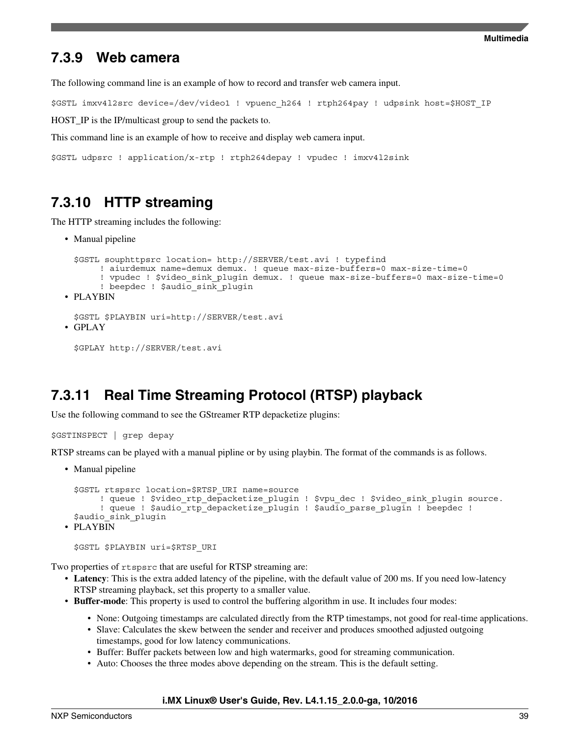### 7.3.9 Web camera

The following command line is an example of how to record and transfer web camera input.

```
$GSTL imxv4l2src device=/dev/video1 ! vpuenc_h264 ! rtph264pay ! udpsink host=$HOST_IP
```

HOST_IP is the IP/multicast group to send the packets to.

This command line is an example of how to receive and display web camera input.

```
$GSTL udpsrc ! application/x-rtp ! rtph264depay ! vpudec ! imxv4l2sink
```

### 7.3.10 HTTP streaming

The HTTP streaming includes the following:

- Manual pipeline

  ```
  $GSTL souphttpsrc location= http://SERVER/test.avi ! typefind
       ! aiurdemux name=demux demux. ! queue max-size-buffers=0 max-size-time=0
       ! vpudec ! $video_sink_plugin demux. ! queue max-size-buffers=0 max-size-time=0
       ! beepdec ! $audio_sink_plugin
  ```

- PLAYBIN

  ```
  $GSTL $PLAYBIN uri=http://SERVER/test.avi
  ```

- GPLAY

  ```
  $GPLAY http://SERVER/test.avi
  ```

### 7.3.11 Real Time Streaming Protocol (RTSP) playback

Use the following command to see the GStreamer RTP depacketize plugins:

```
$GSTINSPECT | grep depay
```

RTSP streams can be played with a manual pipline or by using playbin. The format of the commands is as follows.

- Manual pipeline

  ```
  $GSTL rtspsrc location=$RTSP_URI name=source
       ! queue ! $video_rtp_depacketize_plugin ! $vpu_dec ! $video_sink_plugin source.
       ! queue ! $audio_rtp_depacketize_plugin ! $audio_parse_plugin ! beepdec !
  $audio_sink_plugin
  ```

- PLAYBIN

  ```
  $GSTL $PLAYBIN uri=$RTSP_URI
  ```

Two properties of `rtspsrc` that are useful for RTSP streaming are:

- **Latency**: This is the extra added latency of the pipeline, with the default value of 200 ms. If you need low-latency RTSP streaming playback, set this property to a smaller value.
- **Buffer-mode**: This property is used to control the buffering algorithm in use. It includes four modes:
  - None: Outgoing timestamps are calculated directly from the RTP timestamps, not good for real-time applications.
  - Slave: Calculates the skew between the sender and receiver and produces smoothed adjusted outgoing timestamps, good for low latency communications.
  - Buffer: Buffer packets between low and high watermarks, good for streaming communication.
  - Auto: Chooses the three modes above depending on the stream. This is the default setting.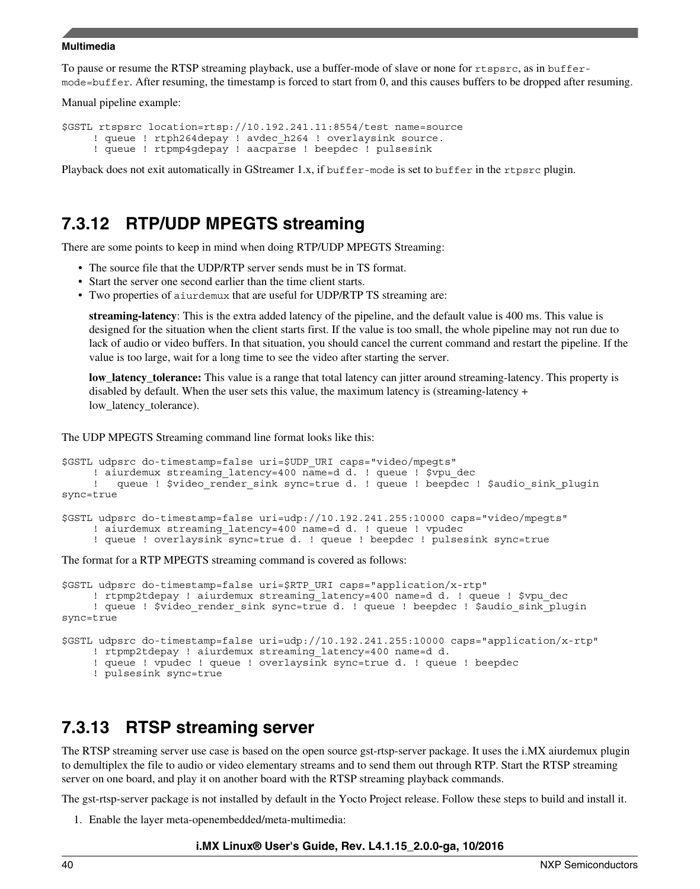To pause or resume the RTSP streaming playback, use a buffer-mode of slave or none for `rtspsrc`, as in `buffer-mode=buffer`. After resuming, the timestamp is forced to start from 0, and this causes buffers to be dropped after resuming.

Manual pipeline example:

```
$GSTL rtspsrc location=rtsp://10.192.241.11:8554/test name=source
     ! queue ! rtph264depay ! avdec_h264 ! overlaysink source.
     ! queue ! rtpmp4gdepay ! aacparse ! beepdec ! pulsesink
```

Playback does not exit automatically in GStreamer 1.x, if `buffer-mode` is set to `buffer` in the `rtpsrc` plugin.

## 7.3.12 RTP/UDP MPEGTS streaming

There are some points to keep in mind when doing RTP/UDP MPEGTS Streaming:

- The source file that the UDP/RTP server sends must be in TS format.
- Start the server one second earlier than the time client starts.
- Two properties of `aiurdemux` that are useful for UDP/RTP TS streaming are:

  **streaming-latency**: This is the extra added latency of the pipeline, and the default value is 400 ms. This value is designed for the situation when the client starts first. If the value is too small, the whole pipeline may not run due to lack of audio or video buffers. In that situation, you should cancel the current command and restart the pipeline. If the value is too large, wait for a long time to see the video after starting the server.

  **low_latency_tolerance:** This value is a range that total latency can jitter around streaming-latency. This property is disabled by default. When the user sets this value, the maximum latency is (streaming-latency + low_latency_tolerance).

The UDP MPEGTS Streaming command line format looks like this:

```
$GSTL udpsrc do-timestamp=false uri=$UDP_URI caps="video/mpegts"
     ! aiurdemux streaming_latency=400 name=d d. ! queue ! $vpu_dec
     !   queue ! $video_render_sink sync=true d. ! queue ! beepdec ! $audio_sink_plugin
sync=true

$GSTL udpsrc do-timestamp=false uri=udp://10.192.241.255:10000 caps="video/mpegts"
     ! aiurdemux streaming_latency=400 name=d d. ! queue ! vpudec
     ! queue ! overlaysink sync=true d. ! queue ! beepdec ! pulsesink sync=true
```

The format for a RTP MPEGTS streaming command is covered as follows:

```
$GSTL udpsrc do-timestamp=false uri=$RTP_URI caps="application/x-rtp"
     ! rtpmp2tdepay ! aiurdemux streaming_latency=400 name=d d. ! queue ! $vpu_dec
     ! queue ! $video_render_sink sync=true d. ! queue ! beepdec ! $audio_sink_plugin
sync=true

$GSTL udpsrc do-timestamp=false uri=udp://10.192.241.255:10000 caps="application/x-rtp"
     ! rtpmp2tdepay ! aiurdemux streaming_latency=400 name=d d.
     ! queue ! vpudec ! queue ! overlaysink sync=true d. ! queue ! beepdec
     ! pulsesink sync=true
```

## 7.3.13 RTSP streaming server

The RTSP streaming server use case is based on the open source gst-rtsp-server package. It uses the i.MX aiurdemux plugin to demultiplex the file to audio or video elementary streams and to send them out through RTP. Start the RTSP streaming server on one board, and play it on another board with the RTSP streaming playback commands.

The gst-rtsp-server package is not installed by default in the Yocto Project release. Follow these steps to build and install it.

1. Enable the layer meta-openembedded/meta-multimedia: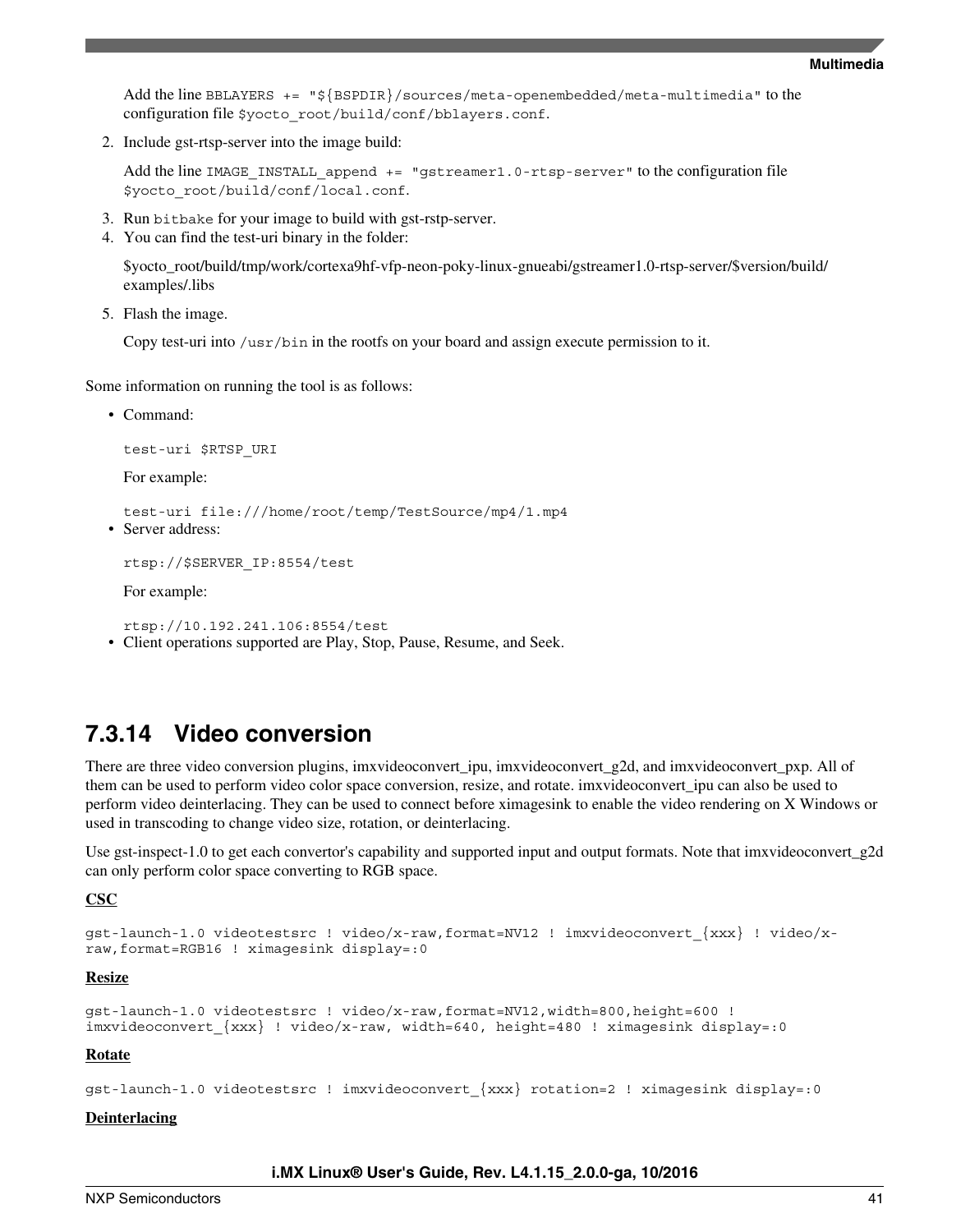Add the line `BBLAYERS += "${BSPDIR}/sources/meta-openembedded/meta-multimedia"` to the configuration file `$yocto_root/build/conf/bblayers.conf`.

2. Include gst-rtsp-server into the image build:

   Add the line `IMAGE_INSTALL_append += "gstreamer1.0-rtsp-server"` to the configuration file `$yocto_root/build/conf/local.conf`.

3. Run `bitbake` for your image to build with gst-rstp-server.
4. You can find the test-uri binary in the folder:

   $yocto_root/build/tmp/work/cortexa9hf-vfp-neon-poky-linux-gnueabi/gstreamer1.0-rtsp-server/$version/build/examples/.libs

5. Flash the image.

   Copy test-uri into `/usr/bin` in the rootfs on your board and assign execute permission to it.

Some information on running the tool is as follows:

- Command:

  ```
  test-uri $RTSP_URI
  ```

  For example:

  ```
  test-uri file:///home/root/temp/TestSource/mp4/1.mp4
  ```
- Server address:

  ```
  rtsp://$SERVER_IP:8554/test
  ```

  For example:

  ```
  rtsp://10.192.241.106:8554/test
  ```
- Client operations supported are Play, Stop, Pause, Resume, and Seek.

## 7.3.14 Video conversion

There are three video conversion plugins, imxvideoconvert_ipu, imxvideoconvert_g2d, and imxvideoconvert_pxp. All of them can be used to perform video color space conversion, resize, and rotate. imxvideoconvert_ipu can also be used to perform video deinterlacing. They can be used to connect before ximagesink to enable the video rendering on X Windows or used in transcoding to change video size, rotation, or deinterlacing.

Use gst-inspect-1.0 to get each convertor's capability and supported input and output formats. Note that imxvideoconvert_g2d can only perform color space converting to RGB space.

**CSC**

```
gst-launch-1.0 videotestsrc ! video/x-raw,format=NV12 ! imxvideoconvert_{xxx} ! video/x-raw,format=RGB16 ! ximagesink display=:0
```

**Resize**

```
gst-launch-1.0 videotestsrc ! video/x-raw,format=NV12,width=800,height=600 !
imxvideoconvert_{xxx} ! video/x-raw, width=640, height=480 ! ximagesink display=:0
```

**Rotate**

```
gst-launch-1.0 videotestsrc ! imxvideoconvert_{xxx} rotation=2 ! ximagesink display=:0
```

**Deinterlacing**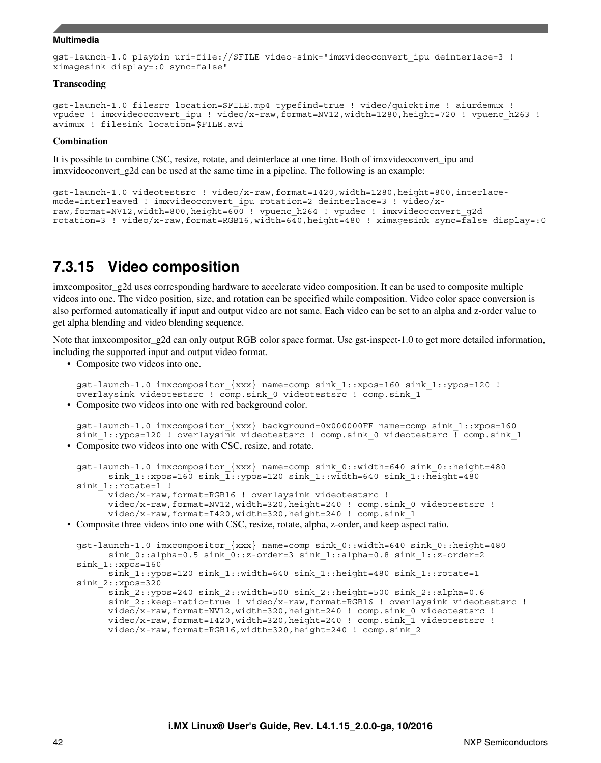```
gst-launch-1.0 playbin uri=file://$FILE video-sink="imxvideoconvert_ipu deinterlace=3 !
ximagesink display=:0 sync=false"
```

**Transcoding**

```
gst-launch-1.0 filesrc location=$FILE.mp4 typefind=true ! video/quicktime ! aiurdemux !
vpudec ! imxvideoconvert_ipu ! video/x-raw,format=NV12,width=1280,height=720 ! vpuenc_h263 !
avimux ! filesink location=$FILE.avi
```

**Combination**

It is possible to combine CSC, resize, rotate, and deinterlace at one time. Both of imxvideoconvert_ipu and imxvideoconvert_g2d can be used at the same time in a pipeline. The following is an example:

```
gst-launch-1.0 videotestsrc ! video/x-raw,format=I420,width=1280,height=800,interlace-
mode=interleaved ! imxvideoconvert_ipu rotation=2 deinterlace=3 ! video/x-
raw,format=NV12,width=800,height=600 ! vpuenc_h264 ! vpudec ! imxvideoconvert_g2d
rotation=3 ! video/x-raw,format=RGB16,width=640,height=480 ! ximagesink sync=false display=:0
```

## 7.3.15 Video composition

imxcompositor_g2d uses corresponding hardware to accelerate video composition. It can be used to composite multiple videos into one. The video position, size, and rotation can be specified while composition. Video color space conversion is also performed automatically if input and output video are not same. Each video can be set to an alpha and z-order value to get alpha blending and video blending sequence.

Note that imxcompositor_g2d can only output RGB color space format. Use gst-inspect-1.0 to get more detailed information, including the supported input and output video format.

- Composite two videos into one.

```
gst-launch-1.0 imxcompositor_{xxx} name=comp sink_1::xpos=160 sink_1::ypos=120 !
overlaysink videotestsrc ! comp.sink_0 videotestsrc ! comp.sink_1
```

- Composite two videos into one with red background color.

```
gst-launch-1.0 imxcompositor_{xxx} background=0x000000FF name=comp sink_1::xpos=160
sink_1::ypos=120 ! overlaysink videotestsrc ! comp.sink_0 videotestsrc ! comp.sink_1
```

- Composite two videos into one with CSC, resize, and rotate.

```
gst-launch-1.0 imxcompositor_{xxx} name=comp sink_0::width=640 sink_0::height=480
      sink_1::xpos=160 sink_1::ypos=120 sink_1::width=640 sink_1::height=480
sink_1::rotate=1 !
      video/x-raw,format=RGB16 ! overlaysink videotestsrc !
      video/x-raw,format=NV12,width=320,height=240 ! comp.sink_0 videotestsrc !
      video/x-raw,format=I420,width=320,height=240 ! comp.sink_1
```

- Composite three videos into one with CSC, resize, rotate, alpha, z-order, and keep aspect ratio.

```
gst-launch-1.0 imxcompositor_{xxx} name=comp sink_0::width=640 sink_0::height=480
      sink_0::alpha=0.5 sink_0::z-order=3 sink_1::alpha=0.8 sink_1::z-order=2
sink_1::xpos=160
      sink_1::ypos=120 sink_1::width=640 sink_1::height=480 sink_1::rotate=1
sink_2::xpos=320
      sink_2::ypos=240 sink_2::width=500 sink_2::height=500 sink_2::alpha=0.6
      sink_2::keep-ratio=true ! video/x-raw,format=RGB16 ! overlaysink videotestsrc !
      video/x-raw,format=NV12,width=320,height=240 ! comp.sink_0 videotestsrc !
      video/x-raw,format=I420,width=320,height=240 ! comp.sink_1 videotestsrc !
      video/x-raw,format=RGB16,width=320,height=240 ! comp.sink_2
```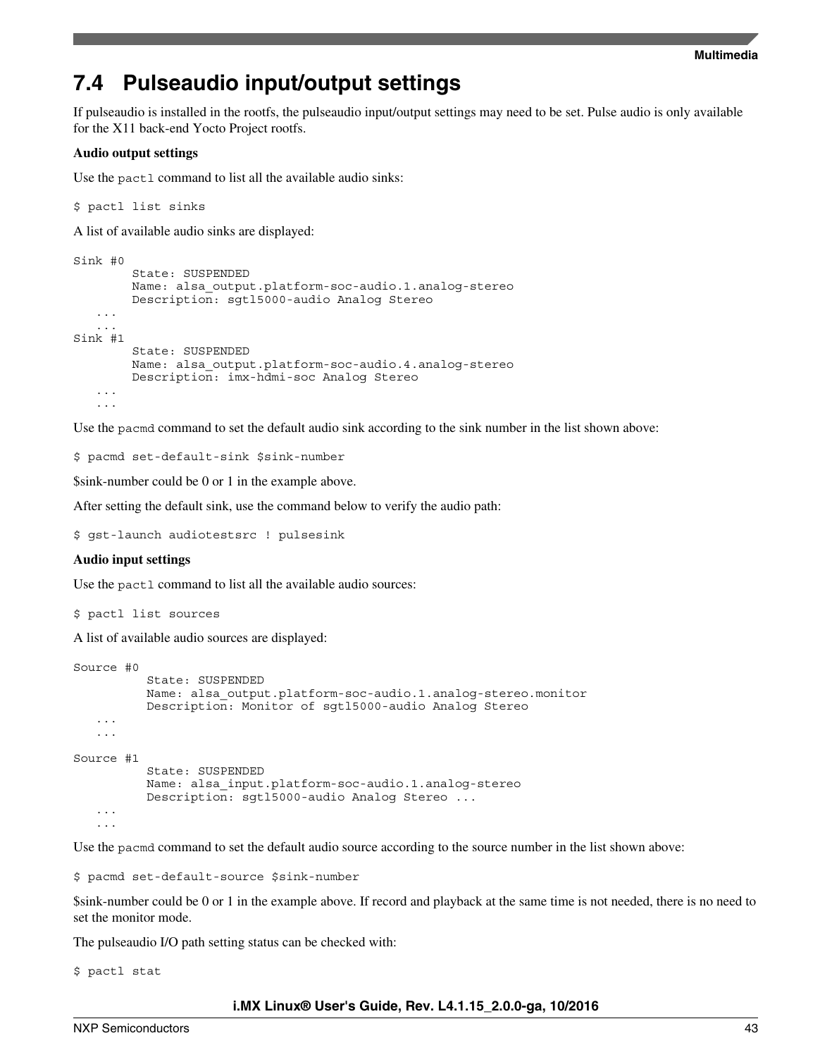## 7.4 Pulseaudio input/output settings

If pulseaudio is installed in the rootfs, the pulseaudio input/output settings may need to be set. Pulse audio is only available for the X11 back-end Yocto Project rootfs.

**Audio output settings**

Use the `pactl` command to list all the available audio sinks:

```
$ pactl list sinks
```

A list of available audio sinks are displayed:

```
Sink #0
        State: SUSPENDED
        Name: alsa_output.platform-soc-audio.1.analog-stereo
        Description: sgtl5000-audio Analog Stereo
   ...
   ...
Sink #1
        State: SUSPENDED
        Name: alsa_output.platform-soc-audio.4.analog-stereo
        Description: imx-hdmi-soc Analog Stereo
   ...
   ...
```

Use the `pacmd` command to set the default audio sink according to the sink number in the list shown above:

```
$ pacmd set-default-sink $sink-number
```

$sink-number could be 0 or 1 in the example above.

After setting the default sink, use the command below to verify the audio path:

```
$ gst-launch audiotestsrc ! pulsesink
```

**Audio input settings**

Use the `pactl` command to list all the available audio sources:

```
$ pactl list sources
```

A list of available audio sources are displayed:

```
Source #0
          State: SUSPENDED
          Name: alsa_output.platform-soc-audio.1.analog-stereo.monitor
          Description: Monitor of sgtl5000-audio Analog Stereo
   ...
   ...

Source #1
          State: SUSPENDED
          Name: alsa_input.platform-soc-audio.1.analog-stereo
          Description: sgtl5000-audio Analog Stereo ...
   ...
   ...
```

Use the `pacmd` command to set the default audio source according to the source number in the list shown above:

```
$ pacmd set-default-source $sink-number
```

$sink-number could be 0 or 1 in the example above. If record and playback at the same time is not needed, there is no need to set the monitor mode.

The pulseaudio I/O path setting status can be checked with:

```
$ pactl stat
```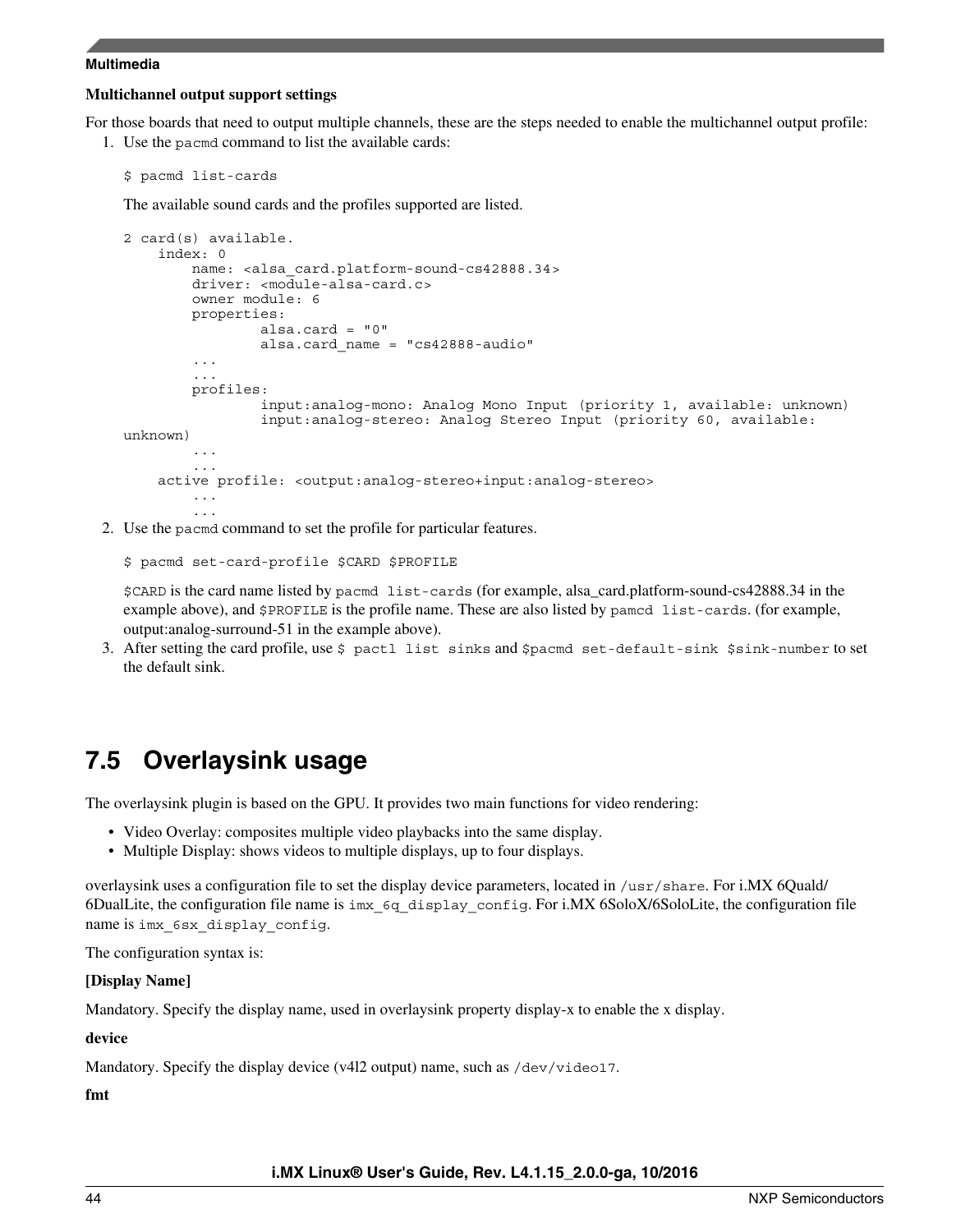**Multichannel output support settings**

For those boards that need to output multiple channels, these are the steps needed to enable the multichannel output profile:

1. Use the `pacmd` command to list the available cards:

   ```
   $ pacmd list-cards
   ```

   The available sound cards and the profiles supported are listed.

   ```
   2 card(s) available.
       index: 0
           name: <alsa_card.platform-sound-cs42888.34>
           driver: <module-alsa-card.c>
           owner module: 6
           properties:
                   alsa.card = "0"
                   alsa.card_name = "cs42888-audio"
           ...
           ...
           profiles:
                   input:analog-mono: Analog Mono Input (priority 1, available: unknown)
                   input:analog-stereo: Analog Stereo Input (priority 60, available: 
   unknown)
           ...
           ...
       active profile: <output:analog-stereo+input:analog-stereo>
           ...
           ...
   ```

2. Use the `pacmd` command to set the profile for particular features.

   ```
   $ pacmd set-card-profile $CARD $PROFILE
   ```

   `$CARD` is the card name listed by `pacmd list-cards` (for example, alsa_card.platform-sound-cs42888.34 in the example above), and `$PROFILE` is the profile name. These are also listed by `pamcd list-cards`. (for example, output:analog-surround-51 in the example above).

3. After setting the card profile, use `$ pactl list sinks` and `$pacmd set-default-sink $sink-number` to set the default sink.

## 7.5 Overlaysink usage

The overlaysink plugin is based on the GPU. It provides two main functions for video rendering:

- Video Overlay: composites multiple video playbacks into the same display.
- Multiple Display: shows videos to multiple displays, up to four displays.

overlaysink uses a configuration file to set the display device parameters, located in `/usr/share`. For i.MX 6Quald/6DualLite, the configuration file name is `imx_6q_display_config`. For i.MX 6SoloX/6SoloLite, the configuration file name is `imx_6sx_display_config`.

The configuration syntax is:

**[Display Name]**

Mandatory. Specify the display name, used in overlaysink property display-x to enable the x display.

**device**

Mandatory. Specify the display device (v4l2 output) name, such as `/dev/video17`.

**fmt**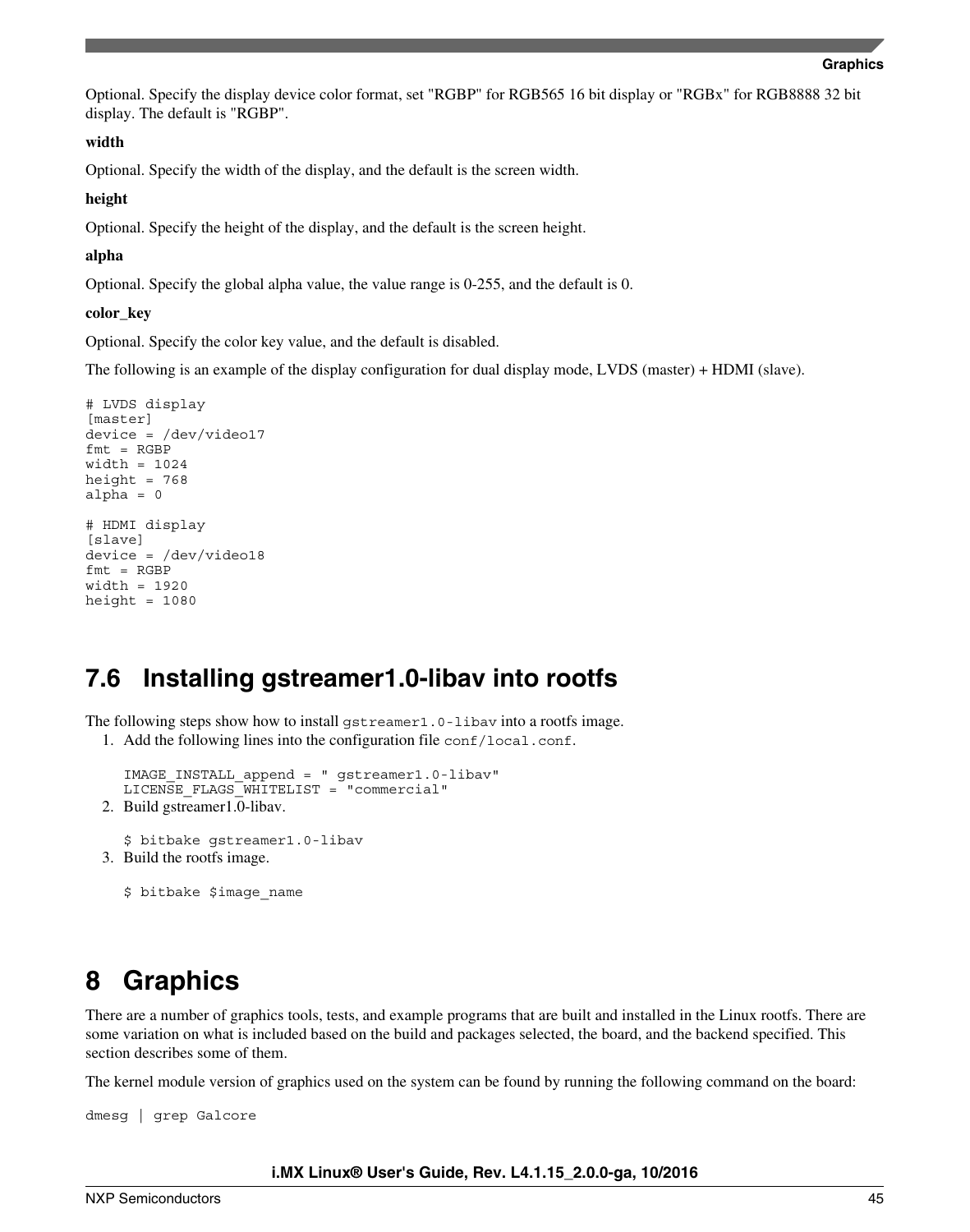Optional. Specify the display device color format, set "RGBP" for RGB565 16 bit display or "RGBx" for RGB8888 32 bit display. The default is "RGBP".

**width**

Optional. Specify the width of the display, and the default is the screen width.

**height**

Optional. Specify the height of the display, and the default is the screen height.

**alpha**

Optional. Specify the global alpha value, the value range is 0-255, and the default is 0.

**color_key**

Optional. Specify the color key value, and the default is disabled.

The following is an example of the display configuration for dual display mode, LVDS (master) + HDMI (slave).

```
# LVDS display
[master]
device = /dev/video17
fmt = RGBP
width = 1024
height = 768
alpha = 0

# HDMI display
[slave]
device = /dev/video18
fmt = RGBP
width = 1920
height = 1080
```

## 7.6 Installing gstreamer1.0-libav into rootfs

The following steps show how to install `gstreamer1.0-libav` into a rootfs image.

1. Add the following lines into the configuration file `conf/local.conf`.

   ```
   IMAGE_INSTALL_append = " gstreamer1.0-libav"
   LICENSE_FLAGS_WHITELIST = "commercial"
   ```

2. Build gstreamer1.0-libav.

   ```
   $ bitbake gstreamer1.0-libav
   ```

3. Build the rootfs image.

   ```
   $ bitbake $image_name
   ```

# 8 Graphics

There are a number of graphics tools, tests, and example programs that are built and installed in the Linux rootfs. There are some variation on what is included based on the build and packages selected, the board, and the backend specified. This section describes some of them.

The kernel module version of graphics used on the system can be found by running the following command on the board:

```
dmesg | grep Galcore
```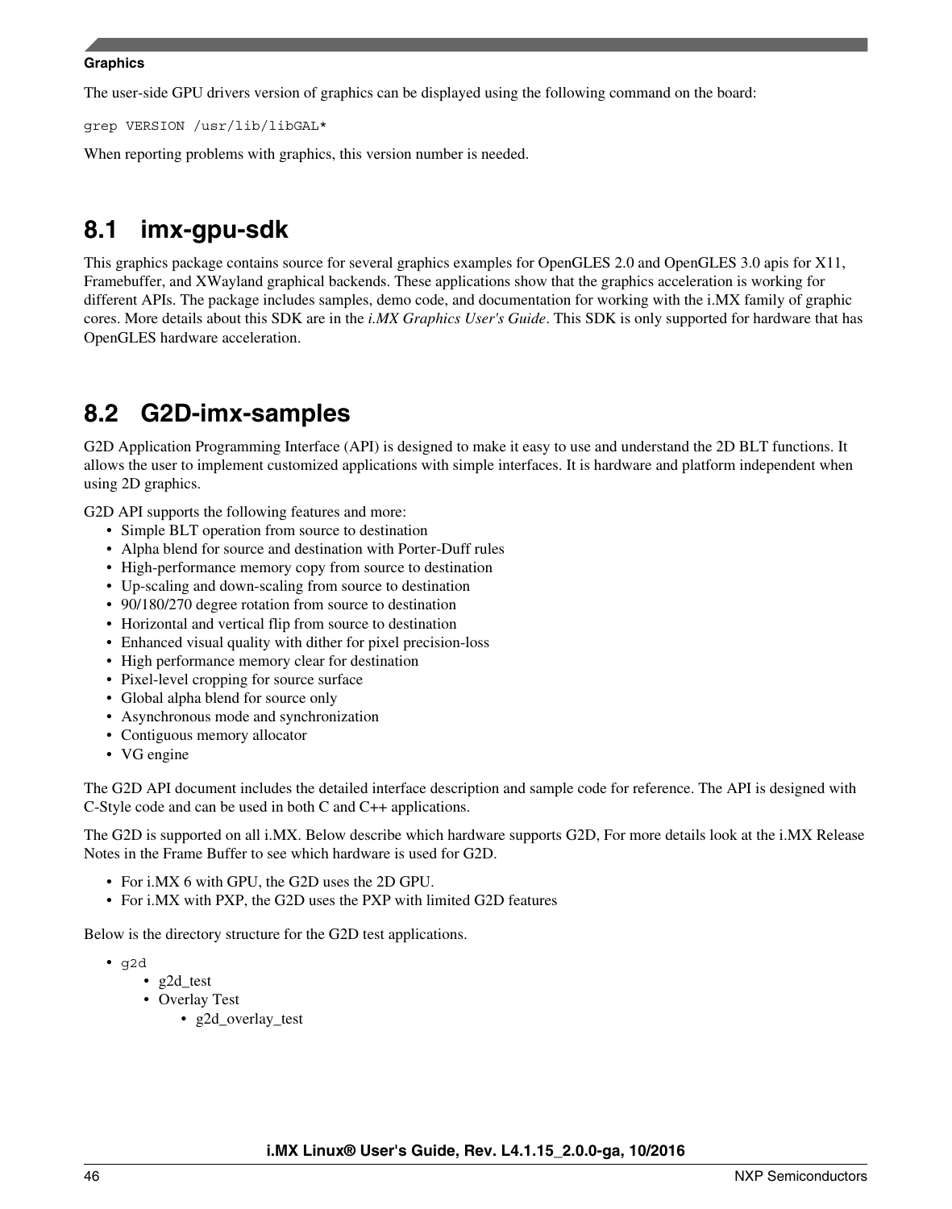The user-side GPU drivers version of graphics can be displayed using the following command on the board:

```
grep VERSION /usr/lib/libGAL*
```

When reporting problems with graphics, this version number is needed.

## 8.1 imx-gpu-sdk

This graphics package contains source for several graphics examples for OpenGLES 2.0 and OpenGLES 3.0 apis for X11, Framebuffer, and XWayland graphical backends. These applications show that the graphics acceleration is working for different APIs. The package includes samples, demo code, and documentation for working with the i.MX family of graphic cores. More details about this SDK are in the *i.MX Graphics User's Guide*. This SDK is only supported for hardware that has OpenGLES hardware acceleration.

## 8.2 G2D-imx-samples

G2D Application Programming Interface (API) is designed to make it easy to use and understand the 2D BLT functions. It allows the user to implement customized applications with simple interfaces. It is hardware and platform independent when using 2D graphics.

G2D API supports the following features and more:

- Simple BLT operation from source to destination
- Alpha blend for source and destination with Porter-Duff rules
- High-performance memory copy from source to destination
- Up-scaling and down-scaling from source to destination
- 90/180/270 degree rotation from source to destination
- Horizontal and vertical flip from source to destination
- Enhanced visual quality with dither for pixel precision-loss
- High performance memory clear for destination
- Pixel-level cropping for source surface
- Global alpha blend for source only
- Asynchronous mode and synchronization
- Contiguous memory allocator
- VG engine

The G2D API document includes the detailed interface description and sample code for reference. The API is designed with C-Style code and can be used in both C and C++ applications.

The G2D is supported on all i.MX. Below describe which hardware supports G2D, For more details look at the i.MX Release Notes in the Frame Buffer to see which hardware is used for G2D.

- For i.MX 6 with GPU, the G2D uses the 2D GPU.
- For i.MX with PXP, the G2D uses the PXP with limited G2D features

Below is the directory structure for the G2D test applications.

- `g2d`
  - g2d_test
  - Overlay Test
    - g2d_overlay_test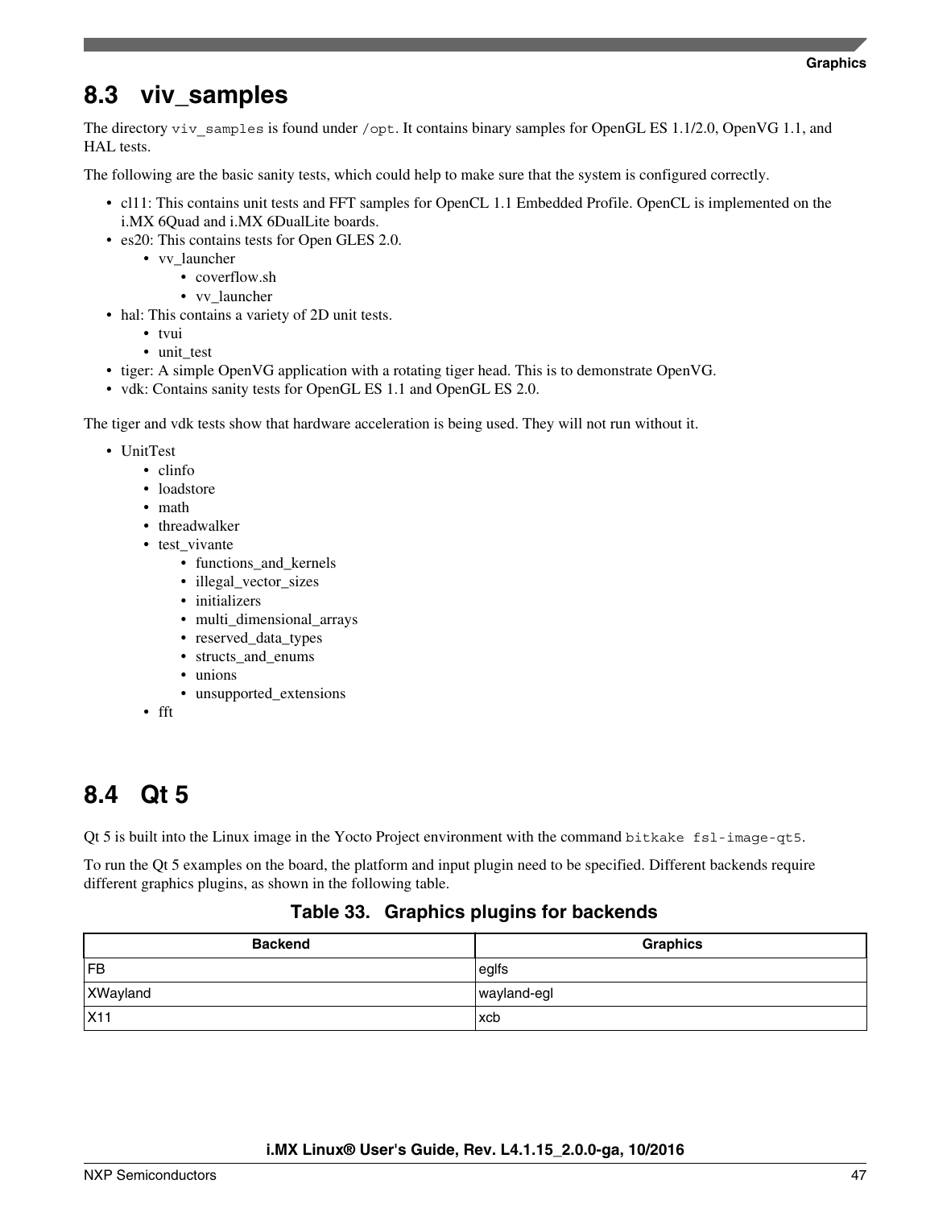## 8.3 viv_samples

The directory `viv_samples` is found under `/opt`. It contains binary samples for OpenGL ES 1.1/2.0, OpenVG 1.1, and HAL tests.

The following are the basic sanity tests, which could help to make sure that the system is configured correctly.

- cl11: This contains unit tests and FFT samples for OpenCL 1.1 Embedded Profile. OpenCL is implemented on the i.MX 6Quad and i.MX 6DualLite boards.
- es20: This contains tests for Open GLES 2.0.
    - vv_launcher
        - coverflow.sh
        - vv_launcher
- hal: This contains a variety of 2D unit tests.
    - tvui
    - unit_test
- tiger: A simple OpenVG application with a rotating tiger head. This is to demonstrate OpenVG.
- vdk: Contains sanity tests for OpenGL ES 1.1 and OpenGL ES 2.0.

The tiger and vdk tests show that hardware acceleration is being used. They will not run without it.

- UnitTest
    - clinfo
    - loadstore
    - math
    - threadwalker
    - test_vivante
        - functions_and_kernels
        - illegal_vector_sizes
        - initializers
        - multi_dimensional_arrays
        - reserved_data_types
        - structs_and_enums
        - unions
        - unsupported_extensions
    - fft

## 8.4 Qt 5

Qt 5 is built into the Linux image in the Yocto Project environment with the command `bitkake fsl-image-qt5`.

To run the Qt 5 examples on the board, the platform and input plugin need to be specified. Different backends require different graphics plugins, as shown in the following table.

**Table 33. Graphics plugins for backends**

| Backend | Graphics |
|---|---|
| FB | eglfs |
| XWayland | wayland-egl |
| X11 | xcb |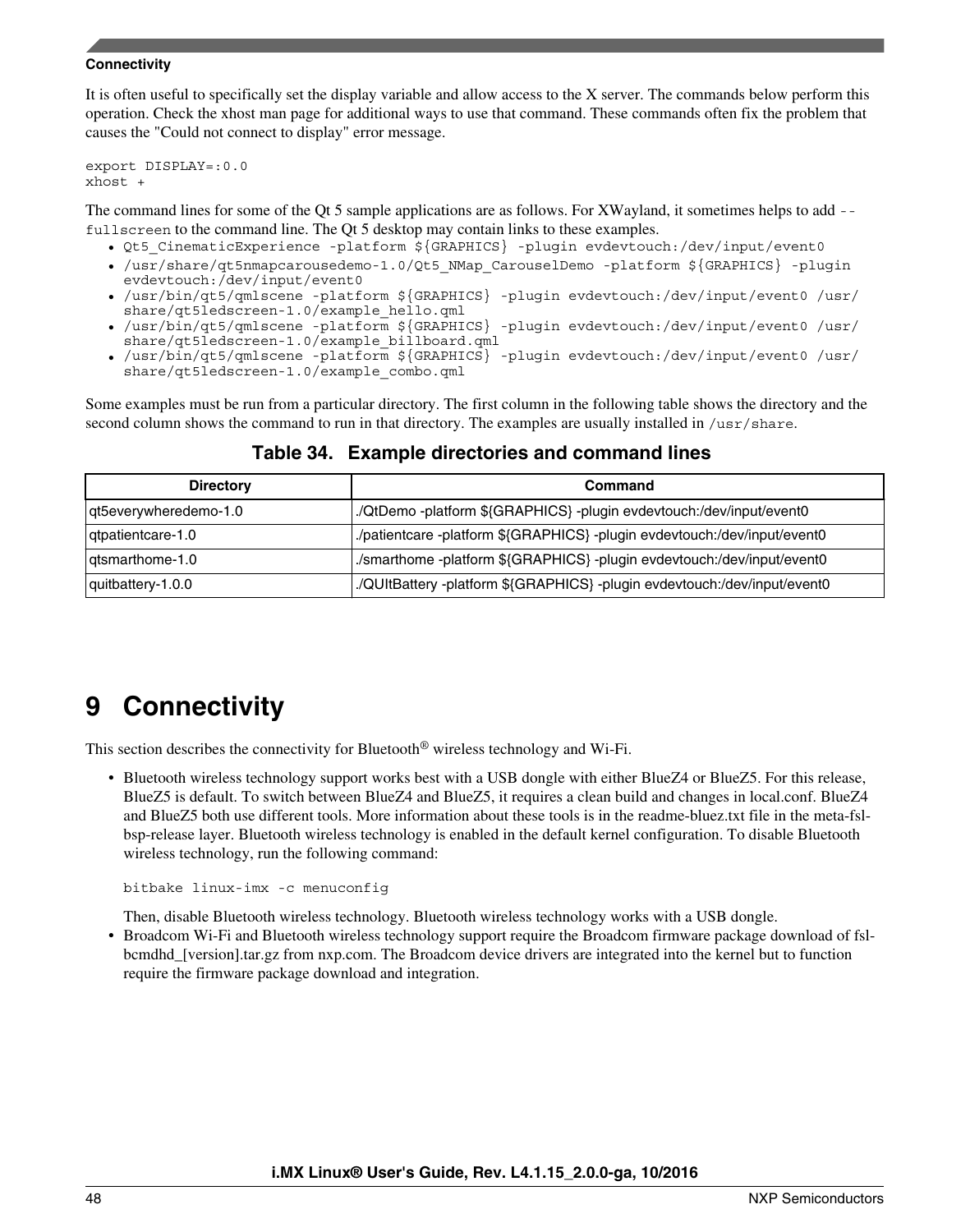It is often useful to specifically set the display variable and allow access to the X server. The commands below perform this operation. Check the xhost man page for additional ways to use that command. These commands often fix the problem that causes the "Could not connect to display" error message.

```
export DISPLAY=:0.0
xhost +
```

The command lines for some of the Qt 5 sample applications are as follows. For XWayland, it sometimes helps to add `--fullscreen` to the command line. The Qt 5 desktop may contain links to these examples.

- `Qt5_CinematicExperience -platform ${GRAPHICS} -plugin evdevtouch:/dev/input/event0`
- `/usr/share/qt5nmapcarousedemo-1.0/Qt5_NMap_CarouselDemo -platform ${GRAPHICS} -plugin evdevtouch:/dev/input/event0`
- `/usr/bin/qt5/qmlscene -platform ${GRAPHICS} -plugin evdevtouch:/dev/input/event0 /usr/share/qt5ledscreen-1.0/example_hello.qml`
- `/usr/bin/qt5/qmlscene -platform ${GRAPHICS} -plugin evdevtouch:/dev/input/event0 /usr/share/qt5ledscreen-1.0/example_billboard.qml`
- `/usr/bin/qt5/qmlscene -platform ${GRAPHICS} -plugin evdevtouch:/dev/input/event0 /usr/share/qt5ledscreen-1.0/example_combo.qml`

Some examples must be run from a particular directory. The first column in the following table shows the directory and the second column shows the command to run in that directory. The examples are usually installed in `/usr/share`.

**Table 34. Example directories and command lines**

| Directory | Command |
| --- | --- |
| qt5everywheredemo-1.0 | ./QtDemo -platform ${GRAPHICS} -plugin evdevtouch:/dev/input/event0 |
| qtpatientcare-1.0 | ./patientcare -platform ${GRAPHICS} -plugin evdevtouch:/dev/input/event0 |
| qtsmarthome-1.0 | ./smarthome -platform ${GRAPHICS} -plugin evdevtouch:/dev/input/event0 |
| quitbattery-1.0.0 | ./QUItBattery -platform ${GRAPHICS} -plugin evdevtouch:/dev/input/event0 |

# 9 Connectivity

This section describes the connectivity for Bluetooth® wireless technology and Wi-Fi.

- Bluetooth wireless technology support works best with a USB dongle with either BlueZ4 or BlueZ5. For this release, BlueZ5 is default. To switch between BlueZ4 and BlueZ5, it requires a clean build and changes in local.conf. BlueZ4 and BlueZ5 both use different tools. More information about these tools is in the readme-bluez.txt file in the meta-fsl-bsp-release layer. Bluetooth wireless technology is enabled in the default kernel configuration. To disable Bluetooth wireless technology, run the following command:

  ```
  bitbake linux-imx -c menuconfig
  ```

  Then, disable Bluetooth wireless technology. Bluetooth wireless technology works with a USB dongle.
- Broadcom Wi-Fi and Bluetooth wireless technology support require the Broadcom firmware package download of fsl-bcmdhd_[version].tar.gz from nxp.com. The Broadcom device drivers are integrated into the kernel but to function require the firmware package download and integration.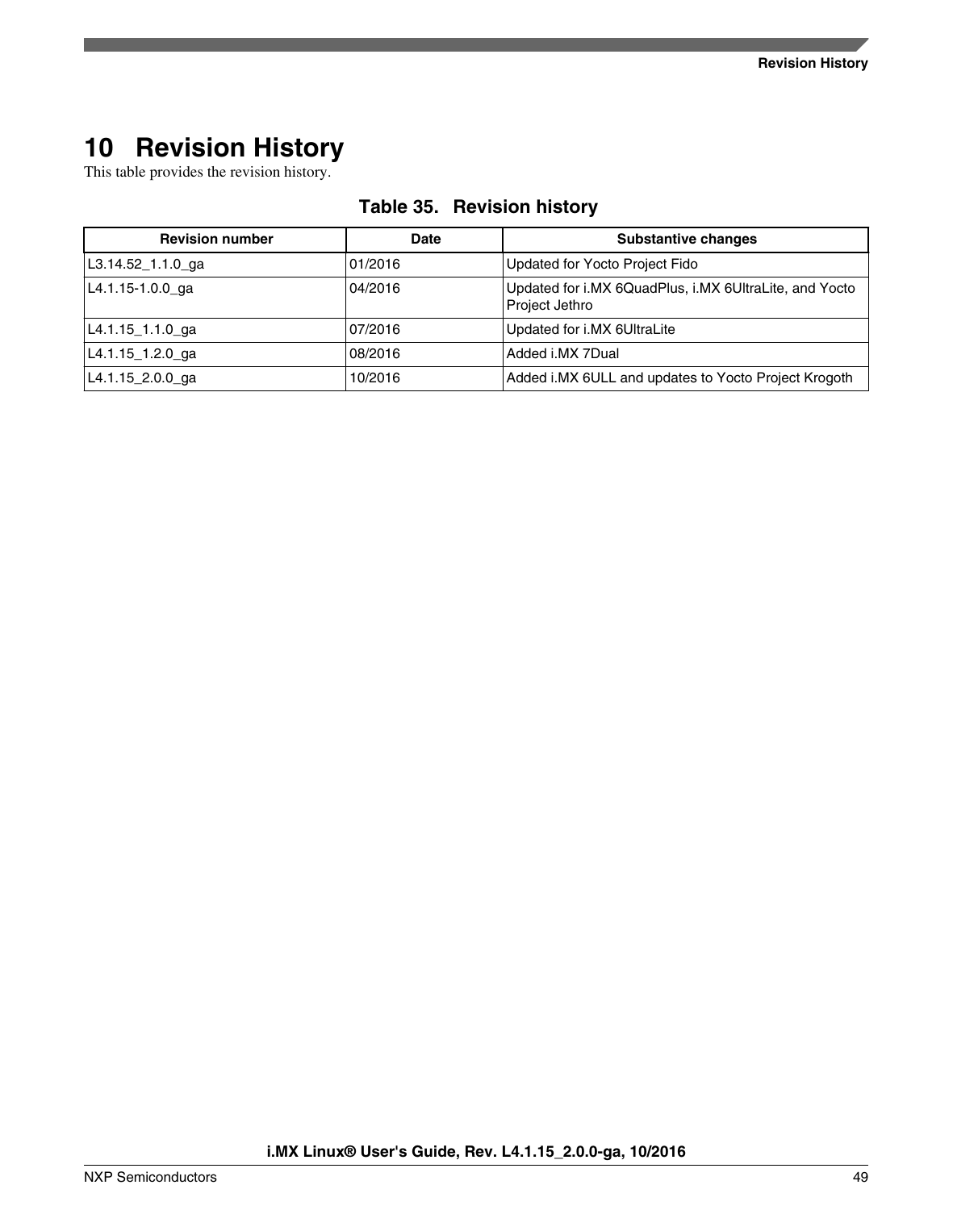# 10 Revision History

This table provides the revision history.

**Table 35. Revision history**

| Revision number | Date | Substantive changes |
|---|---|---|
| L3.14.52_1.1.0_ga | 01/2016 | Updated for Yocto Project Fido |
| L4.1.15-1.0.0_ga | 04/2016 | Updated for i.MX 6QuadPlus, i.MX 6UltraLite, and Yocto Project Jethro |
| L4.1.15_1.1.0_ga | 07/2016 | Updated for i.MX 6UltraLite |
| L4.1.15_1.2.0_ga | 08/2016 | Added i.MX 7Dual |
| L4.1.15_2.0.0_ga | 10/2016 | Added i.MX 6ULL and updates to Yocto Project Krogoth |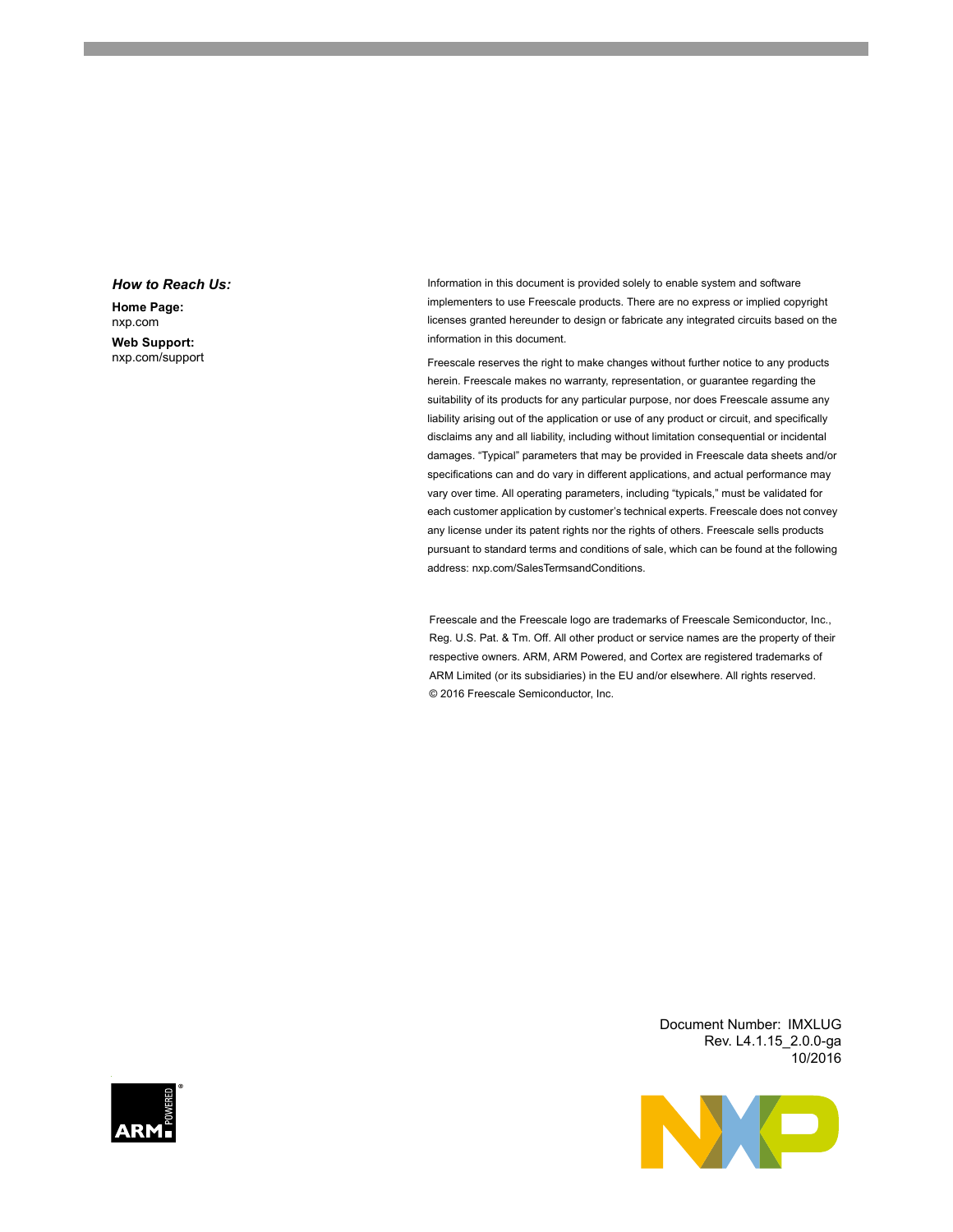***How to Reach Us:***

**Home Page:**
nxp.com

**Web Support:**
nxp.com/support

Information in this document is provided solely to enable system and software implementers to use Freescale products. There are no express or implied copyright licenses granted hereunder to design or fabricate any integrated circuits based on the information in this document.

Freescale reserves the right to make changes without further notice to any products herein. Freescale makes no warranty, representation, or guarantee regarding the suitability of its products for any particular purpose, nor does Freescale assume any liability arising out of the application or use of any product or circuit, and specifically disclaims any and all liability, including without limitation consequential or incidental damages. "Typical" parameters that may be provided in Freescale data sheets and/or specifications can and do vary in different applications, and actual performance may vary over time. All operating parameters, including "typicals," must be validated for each customer application by customer's technical experts. Freescale does not convey any license under its patent rights nor the rights of others. Freescale sells products pursuant to standard terms and conditions of sale, which can be found at the following address: nxp.com/SalesTermsandConditions.

Freescale and the Freescale logo are trademarks of Freescale Semiconductor, Inc., Reg. U.S. Pat. & Tm. Off. All other product or service names are the property of their respective owners. ARM, ARM Powered, and Cortex are registered trademarks of ARM Limited (or its subsidiaries) in the EU and/or elsewhere. All rights reserved.
© 2016 Freescale Semiconductor, Inc.

Document Number: IMXLUG
Rev. L4.1.15_2.0.0-ga
10/2016